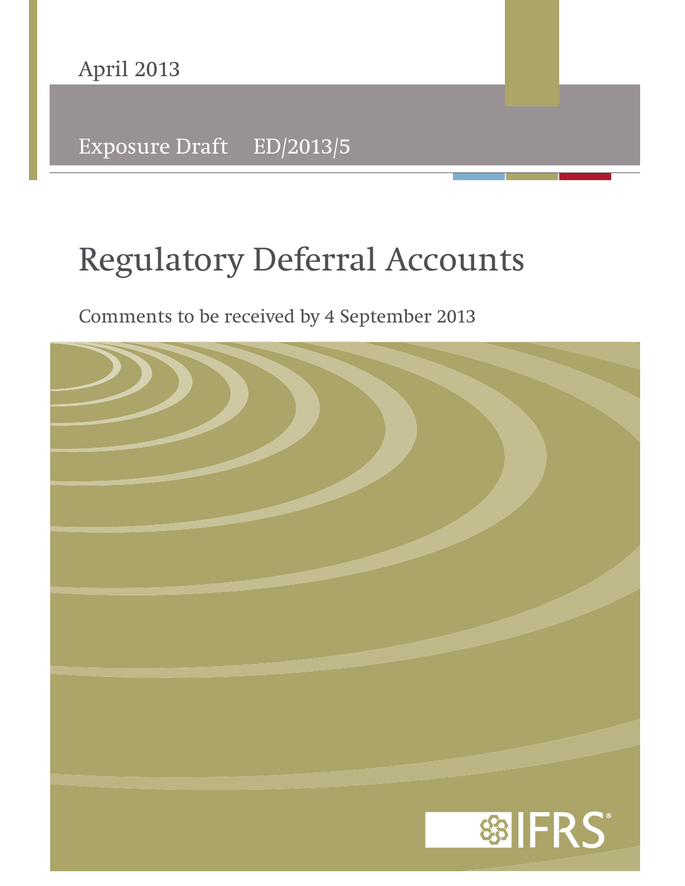April 2013

Exposure Draft ED/2013/5

# Regulatory Deferral Accounts

Comments to be received by 4 September 2013

IFRS®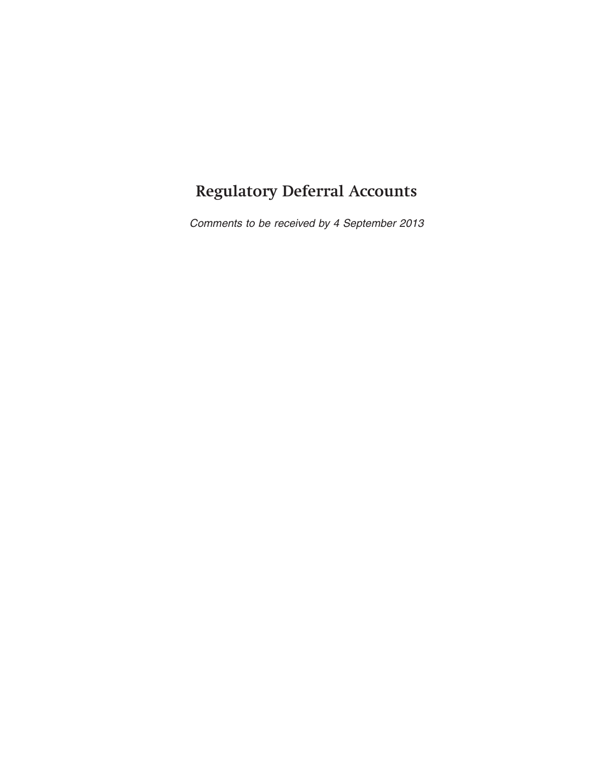# Regulatory Deferral Accounts

*Comments to be received by 4 September 2013*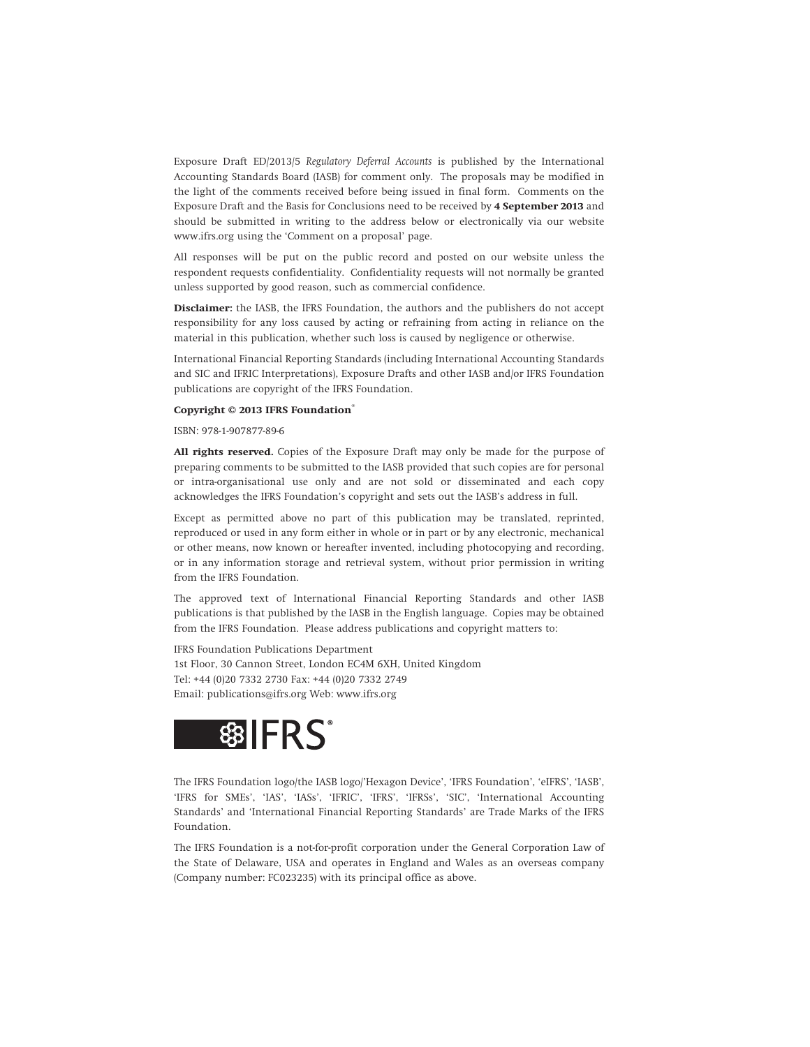Exposure Draft ED/2013/5 *Regulatory Deferral Accounts* is published by the International Accounting Standards Board (IASB) for comment only. The proposals may be modified in the light of the comments received before being issued in final form. Comments on the Exposure Draft and the Basis for Conclusions need to be received by **4 September 2013** and should be submitted in writing to the address below or electronically via our website www.ifrs.org using the 'Comment on a proposal' page.

All responses will be put on the public record and posted on our website unless the respondent requests confidentiality. Confidentiality requests will not normally be granted unless supported by good reason, such as commercial confidence.

**Disclaimer:** the IASB, the IFRS Foundation, the authors and the publishers do not accept responsibility for any loss caused by acting or refraining from acting in reliance on the material in this publication, whether such loss is caused by negligence or otherwise.

International Financial Reporting Standards (including International Accounting Standards and SIC and IFRIC Interpretations), Exposure Drafts and other IASB and/or IFRS Foundation publications are copyright of the IFRS Foundation.

**Copyright © 2013 IFRS Foundation®**

ISBN: 978-1-907877-89-6

**All rights reserved.** Copies of the Exposure Draft may only be made for the purpose of preparing comments to be submitted to the IASB provided that such copies are for personal or intra-organisational use only and are not sold or disseminated and each copy acknowledges the IFRS Foundation's copyright and sets out the IASB's address in full.

Except as permitted above no part of this publication may be translated, reprinted, reproduced or used in any form either in whole or in part or by any electronic, mechanical or other means, now known or hereafter invented, including photocopying and recording, or in any information storage and retrieval system, without prior permission in writing from the IFRS Foundation.

The approved text of International Financial Reporting Standards and other IASB publications is that published by the IASB in the English language. Copies may be obtained from the IFRS Foundation. Please address publications and copyright matters to:

IFRS Foundation Publications Department
1st Floor, 30 Cannon Street, London EC4M 6XH, United Kingdom
Tel: +44 (0)20 7332 2730 Fax: +44 (0)20 7332 2749
Email: publications@ifrs.org Web: www.ifrs.org

IFRS®

The IFRS Foundation logo/the IASB logo/'Hexagon Device', 'IFRS Foundation', 'eIFRS', 'IASB', 'IFRS for SMEs', 'IAS', 'IASs', 'IFRIC', 'IFRS', 'IFRSs', 'SIC', 'International Accounting Standards' and 'International Financial Reporting Standards' are Trade Marks of the IFRS Foundation.

The IFRS Foundation is a not-for-profit corporation under the General Corporation Law of the State of Delaware, USA and operates in England and Wales as an overseas company (Company number: FC023235) with its principal office as above.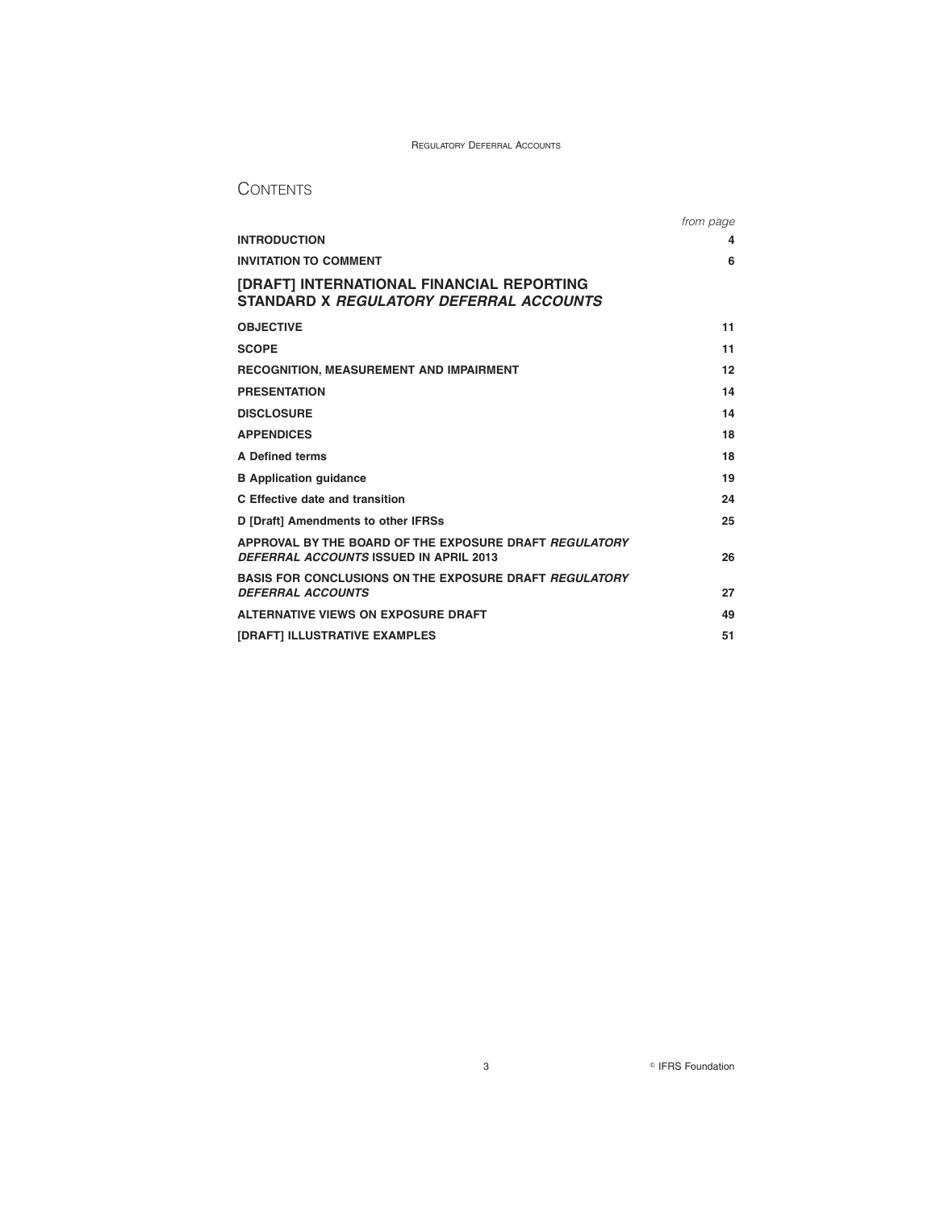# CONTENTS

| | from page |
|---|---|
| **INTRODUCTION** | **4** |
| **INVITATION TO COMMENT** | **6** |
| **[DRAFT] INTERNATIONAL FINANCIAL REPORTING STANDARD X *REGULATORY DEFERRAL ACCOUNTS*** | |
| **OBJECTIVE** | **11** |
| **SCOPE** | **11** |
| **RECOGNITION, MEASUREMENT AND IMPAIRMENT** | **12** |
| **PRESENTATION** | **14** |
| **DISCLOSURE** | **14** |
| **APPENDICES** | **18** |
| **A Defined terms** | **18** |
| **B Application guidance** | **19** |
| **C Effective date and transition** | **24** |
| **D [Draft] Amendments to other IFRSs** | **25** |
| **APPROVAL BY THE BOARD OF THE EXPOSURE DRAFT *REGULATORY DEFERRAL ACCOUNTS* ISSUED IN APRIL 2013** | **26** |
| **BASIS FOR CONCLUSIONS ON THE EXPOSURE DRAFT *REGULATORY DEFERRAL ACCOUNTS*** | **27** |
| **ALTERNATIVE VIEWS ON EXPOSURE DRAFT** | **49** |
| **[DRAFT] ILLUSTRATIVE EXAMPLES** | **51** |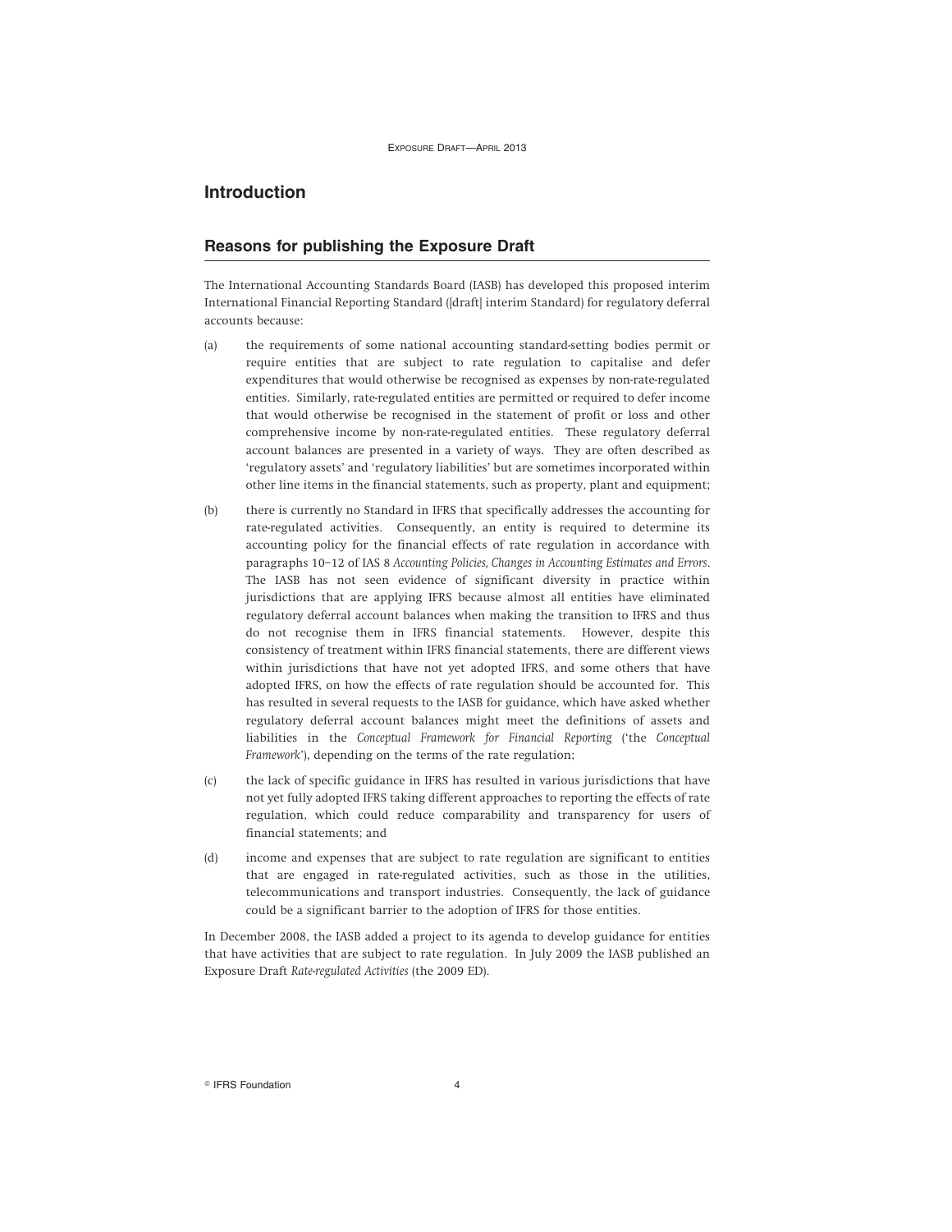# Introduction

## Reasons for publishing the Exposure Draft

The International Accounting Standards Board (IASB) has developed this proposed interim International Financial Reporting Standard ([draft] interim Standard) for regulatory deferral accounts because:

(a) the requirements of some national accounting standard-setting bodies permit or require entities that are subject to rate regulation to capitalise and defer expenditures that would otherwise be recognised as expenses by non-rate-regulated entities. Similarly, rate-regulated entities are permitted or required to defer income that would otherwise be recognised in the statement of profit or loss and other comprehensive income by non-rate-regulated entities. These regulatory deferral account balances are presented in a variety of ways. They are often described as 'regulatory assets' and 'regulatory liabilities' but are sometimes incorporated within other line items in the financial statements, such as property, plant and equipment;

(b) there is currently no Standard in IFRS that specifically addresses the accounting for rate-regulated activities. Consequently, an entity is required to determine its accounting policy for the financial effects of rate regulation in accordance with paragraphs 10–12 of IAS 8 *Accounting Policies, Changes in Accounting Estimates and Errors*. The IASB has not seen evidence of significant diversity in practice within jurisdictions that are applying IFRS because almost all entities have eliminated regulatory deferral account balances when making the transition to IFRS and thus do not recognise them in IFRS financial statements. However, despite this consistency of treatment within IFRS financial statements, there are different views within jurisdictions that have not yet adopted IFRS, and some others that have adopted IFRS, on how the effects of rate regulation should be accounted for. This has resulted in several requests to the IASB for guidance, which have asked whether regulatory deferral account balances might meet the definitions of assets and liabilities in the *Conceptual Framework for Financial Reporting* ('the *Conceptual Framework*'), depending on the terms of the rate regulation;

(c) the lack of specific guidance in IFRS has resulted in various jurisdictions that have not yet fully adopted IFRS taking different approaches to reporting the effects of rate regulation, which could reduce comparability and transparency for users of financial statements; and

(d) income and expenses that are subject to rate regulation are significant to entities that are engaged in rate-regulated activities, such as those in the utilities, telecommunications and transport industries. Consequently, the lack of guidance could be a significant barrier to the adoption of IFRS for those entities.

In December 2008, the IASB added a project to its agenda to develop guidance for entities that have activities that are subject to rate regulation. In July 2009 the IASB published an Exposure Draft *Rate-regulated Activities* (the 2009 ED).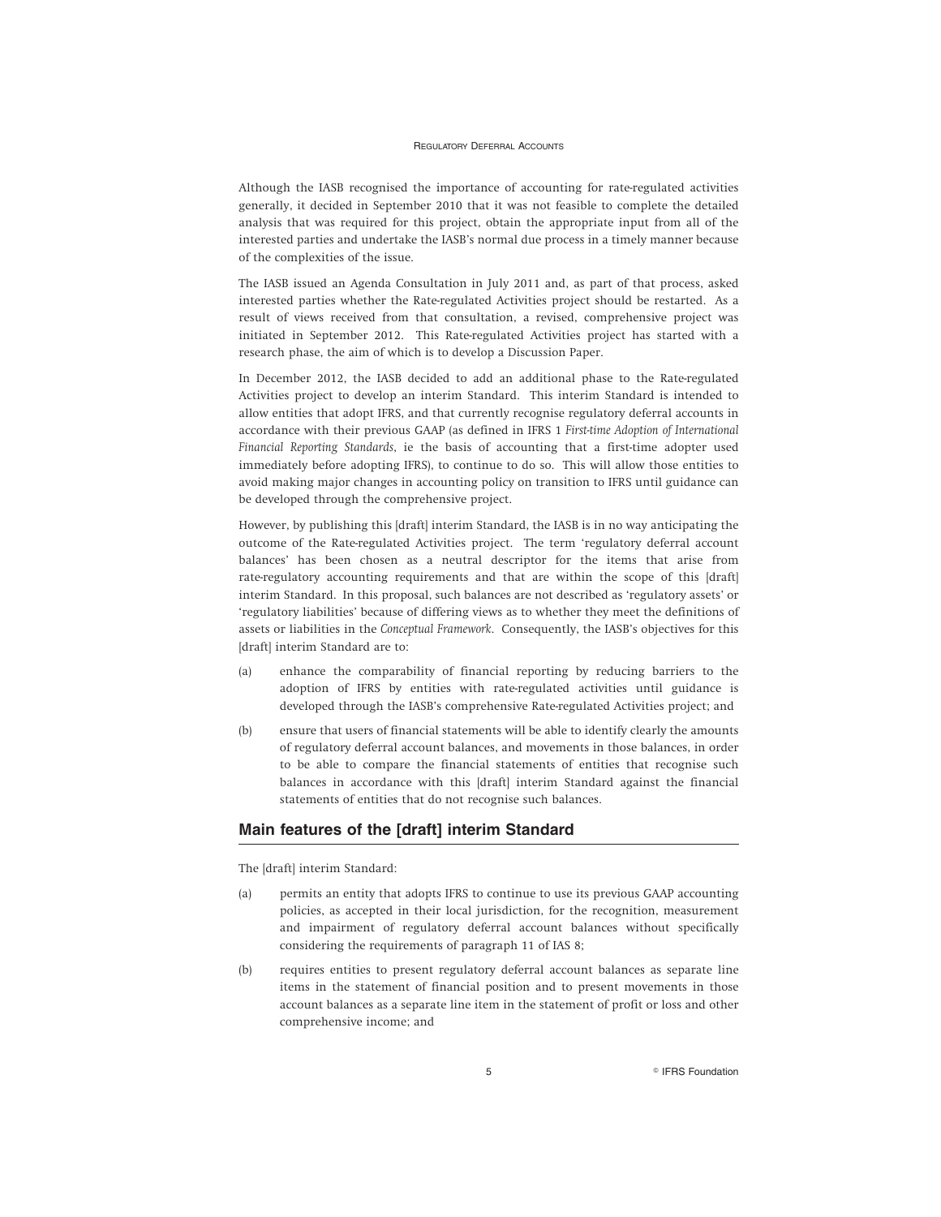Although the IASB recognised the importance of accounting for rate-regulated activities generally, it decided in September 2010 that it was not feasible to complete the detailed analysis that was required for this project, obtain the appropriate input from all of the interested parties and undertake the IASB's normal due process in a timely manner because of the complexities of the issue.

The IASB issued an Agenda Consultation in July 2011 and, as part of that process, asked interested parties whether the Rate-regulated Activities project should be restarted. As a result of views received from that consultation, a revised, comprehensive project was initiated in September 2012. This Rate-regulated Activities project has started with a research phase, the aim of which is to develop a Discussion Paper.

In December 2012, the IASB decided to add an additional phase to the Rate-regulated Activities project to develop an interim Standard. This interim Standard is intended to allow entities that adopt IFRS, and that currently recognise regulatory deferral accounts in accordance with their previous GAAP (as defined in IFRS 1 *First-time Adoption of International Financial Reporting Standards*, ie the basis of accounting that a first-time adopter used immediately before adopting IFRS), to continue to do so. This will allow those entities to avoid making major changes in accounting policy on transition to IFRS until guidance can be developed through the comprehensive project.

However, by publishing this [draft] interim Standard, the IASB is in no way anticipating the outcome of the Rate-regulated Activities project. The term 'regulatory deferral account balances' has been chosen as a neutral descriptor for the items that arise from rate-regulatory accounting requirements and that are within the scope of this [draft] interim Standard. In this proposal, such balances are not described as 'regulatory assets' or 'regulatory liabilities' because of differing views as to whether they meet the definitions of assets or liabilities in the *Conceptual Framework*. Consequently, the IASB's objectives for this [draft] interim Standard are to:

(a) enhance the comparability of financial reporting by reducing barriers to the adoption of IFRS by entities with rate-regulated activities until guidance is developed through the IASB's comprehensive Rate-regulated Activities project; and

(b) ensure that users of financial statements will be able to identify clearly the amounts of regulatory deferral account balances, and movements in those balances, in order to be able to compare the financial statements of entities that recognise such balances in accordance with this [draft] interim Standard against the financial statements of entities that do not recognise such balances.

## Main features of the [draft] interim Standard

The [draft] interim Standard:

(a) permits an entity that adopts IFRS to continue to use its previous GAAP accounting policies, as accepted in their local jurisdiction, for the recognition, measurement and impairment of regulatory deferral account balances without specifically considering the requirements of paragraph 11 of IAS 8;

(b) requires entities to present regulatory deferral account balances as separate line items in the statement of financial position and to present movements in those account balances as a separate line item in the statement of profit or loss and other comprehensive income; and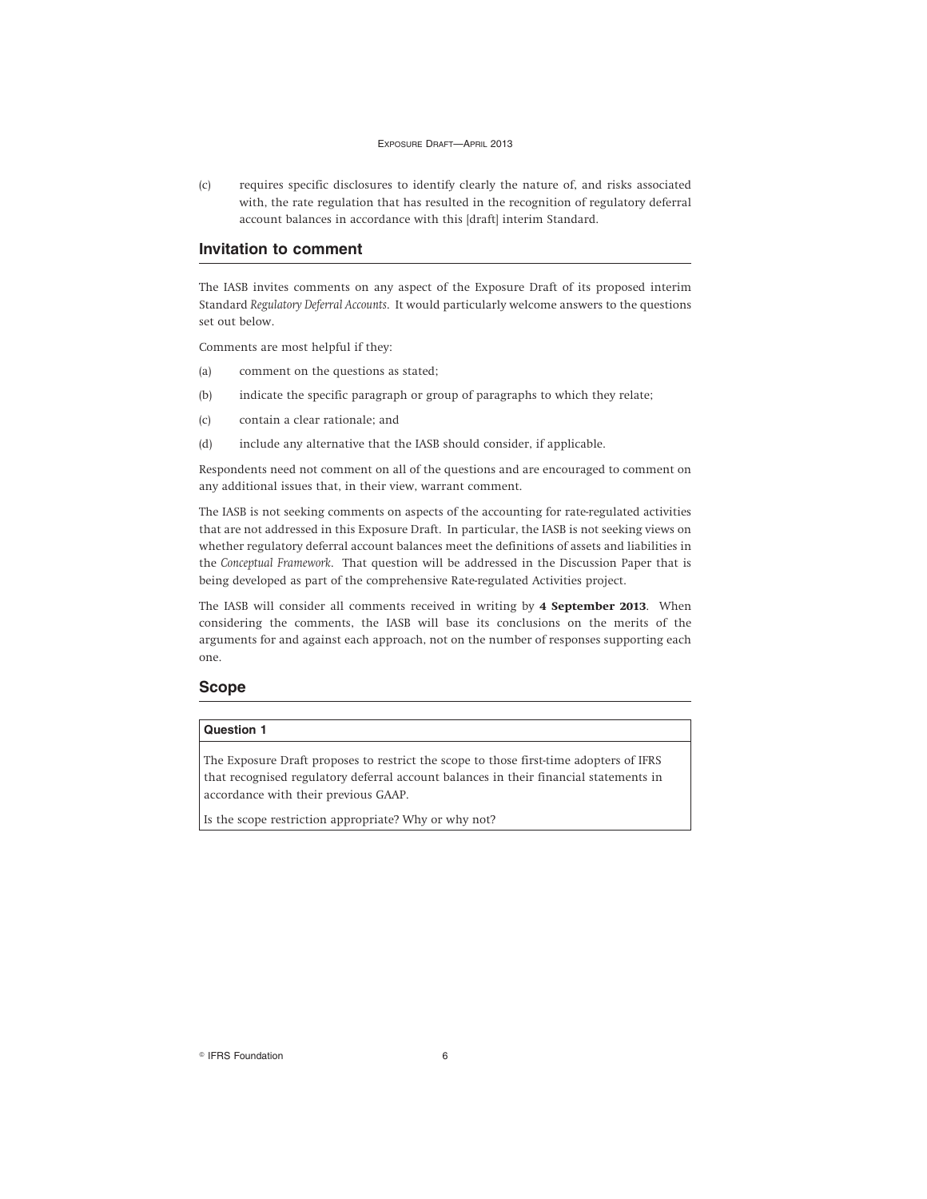(c) requires specific disclosures to identify clearly the nature of, and risks associated with, the rate regulation that has resulted in the recognition of regulatory deferral account balances in accordance with this [draft] interim Standard.

## Invitation to comment

The IASB invites comments on any aspect of the Exposure Draft of its proposed interim Standard *Regulatory Deferral Accounts*. It would particularly welcome answers to the questions set out below.

Comments are most helpful if they:

(a) comment on the questions as stated;

(b) indicate the specific paragraph or group of paragraphs to which they relate;

(c) contain a clear rationale; and

(d) include any alternative that the IASB should consider, if applicable.

Respondents need not comment on all of the questions and are encouraged to comment on any additional issues that, in their view, warrant comment.

The IASB is not seeking comments on aspects of the accounting for rate-regulated activities that are not addressed in this Exposure Draft. In particular, the IASB is not seeking views on whether regulatory deferral account balances meet the definitions of assets and liabilities in the *Conceptual Framework*. That question will be addressed in the Discussion Paper that is being developed as part of the comprehensive Rate-regulated Activities project.

The IASB will consider all comments received in writing by **4 September 2013**. When considering the comments, the IASB will base its conclusions on the merits of the arguments for and against each approach, not on the number of responses supporting each one.

## Scope

**Question 1**

The Exposure Draft proposes to restrict the scope to those first-time adopters of IFRS that recognised regulatory deferral account balances in their financial statements in accordance with their previous GAAP.

Is the scope restriction appropriate? Why or why not?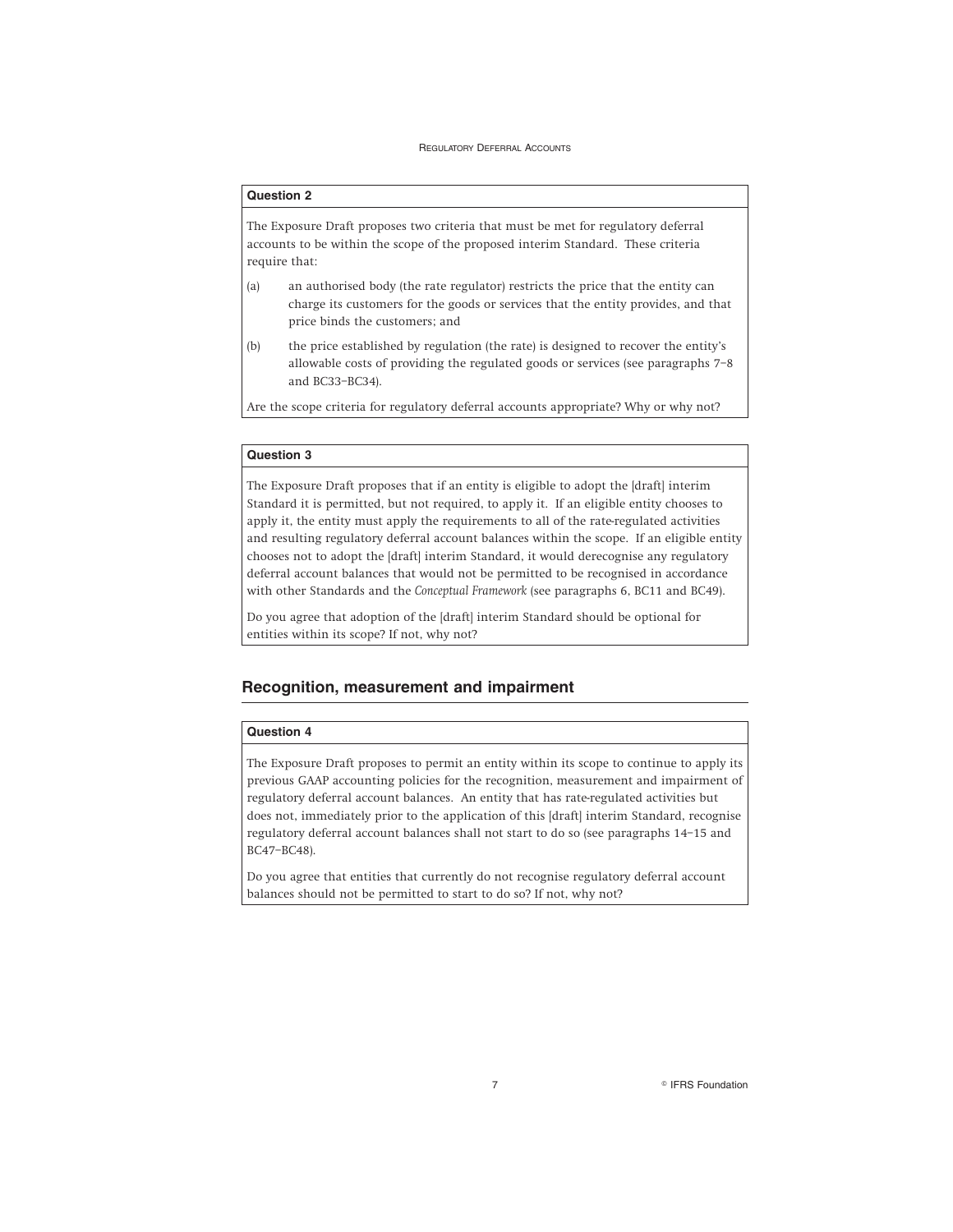**Question 2**

The Exposure Draft proposes two criteria that must be met for regulatory deferral accounts to be within the scope of the proposed interim Standard. These criteria require that:

(a) an authorised body (the rate regulator) restricts the price that the entity can charge its customers for the goods or services that the entity provides, and that price binds the customers; and

(b) the price established by regulation (the rate) is designed to recover the entity's allowable costs of providing the regulated goods or services (see paragraphs 7–8 and BC33–BC34).

Are the scope criteria for regulatory deferral accounts appropriate? Why or why not?

**Question 3**

The Exposure Draft proposes that if an entity is eligible to adopt the [draft] interim Standard it is permitted, but not required, to apply it. If an eligible entity chooses to apply it, the entity must apply the requirements to all of the rate-regulated activities and resulting regulatory deferral account balances within the scope. If an eligible entity chooses not to adopt the [draft] interim Standard, it would derecognise any regulatory deferral account balances that would not be permitted to be recognised in accordance with other Standards and the *Conceptual Framework* (see paragraphs 6, BC11 and BC49).

Do you agree that adoption of the [draft] interim Standard should be optional for entities within its scope? If not, why not?

## Recognition, measurement and impairment

**Question 4**

The Exposure Draft proposes to permit an entity within its scope to continue to apply its previous GAAP accounting policies for the recognition, measurement and impairment of regulatory deferral account balances. An entity that has rate-regulated activities but does not, immediately prior to the application of this [draft] interim Standard, recognise regulatory deferral account balances shall not start to do so (see paragraphs 14–15 and BC47–BC48).

Do you agree that entities that currently do not recognise regulatory deferral account balances should not be permitted to start to do so? If not, why not?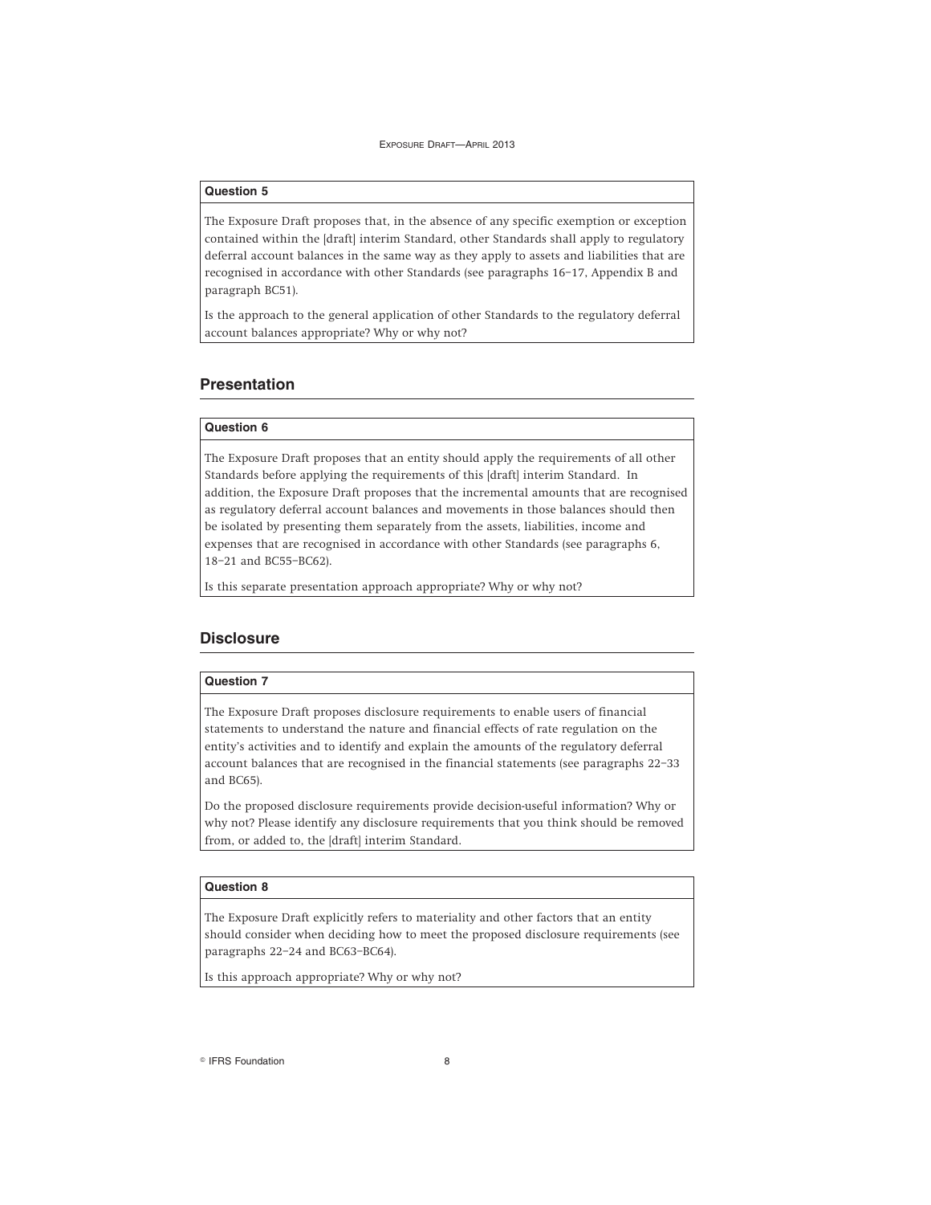#### Question 5

The Exposure Draft proposes that, in the absence of any specific exemption or exception contained within the [draft] interim Standard, other Standards shall apply to regulatory deferral account balances in the same way as they apply to assets and liabilities that are recognised in accordance with other Standards (see paragraphs 16–17, Appendix B and paragraph BC51).

Is the approach to the general application of other Standards to the regulatory deferral account balances appropriate? Why or why not?

## Presentation

#### Question 6

The Exposure Draft proposes that an entity should apply the requirements of all other Standards before applying the requirements of this [draft] interim Standard. In addition, the Exposure Draft proposes that the incremental amounts that are recognised as regulatory deferral account balances and movements in those balances should then be isolated by presenting them separately from the assets, liabilities, income and expenses that are recognised in accordance with other Standards (see paragraphs 6, 18–21 and BC55–BC62).

Is this separate presentation approach appropriate? Why or why not?

## Disclosure

#### Question 7

The Exposure Draft proposes disclosure requirements to enable users of financial statements to understand the nature and financial effects of rate regulation on the entity's activities and to identify and explain the amounts of the regulatory deferral account balances that are recognised in the financial statements (see paragraphs 22–33 and BC65).

Do the proposed disclosure requirements provide decision-useful information? Why or why not? Please identify any disclosure requirements that you think should be removed from, or added to, the [draft] interim Standard.

#### Question 8

The Exposure Draft explicitly refers to materiality and other factors that an entity should consider when deciding how to meet the proposed disclosure requirements (see paragraphs 22–24 and BC63–BC64).

Is this approach appropriate? Why or why not?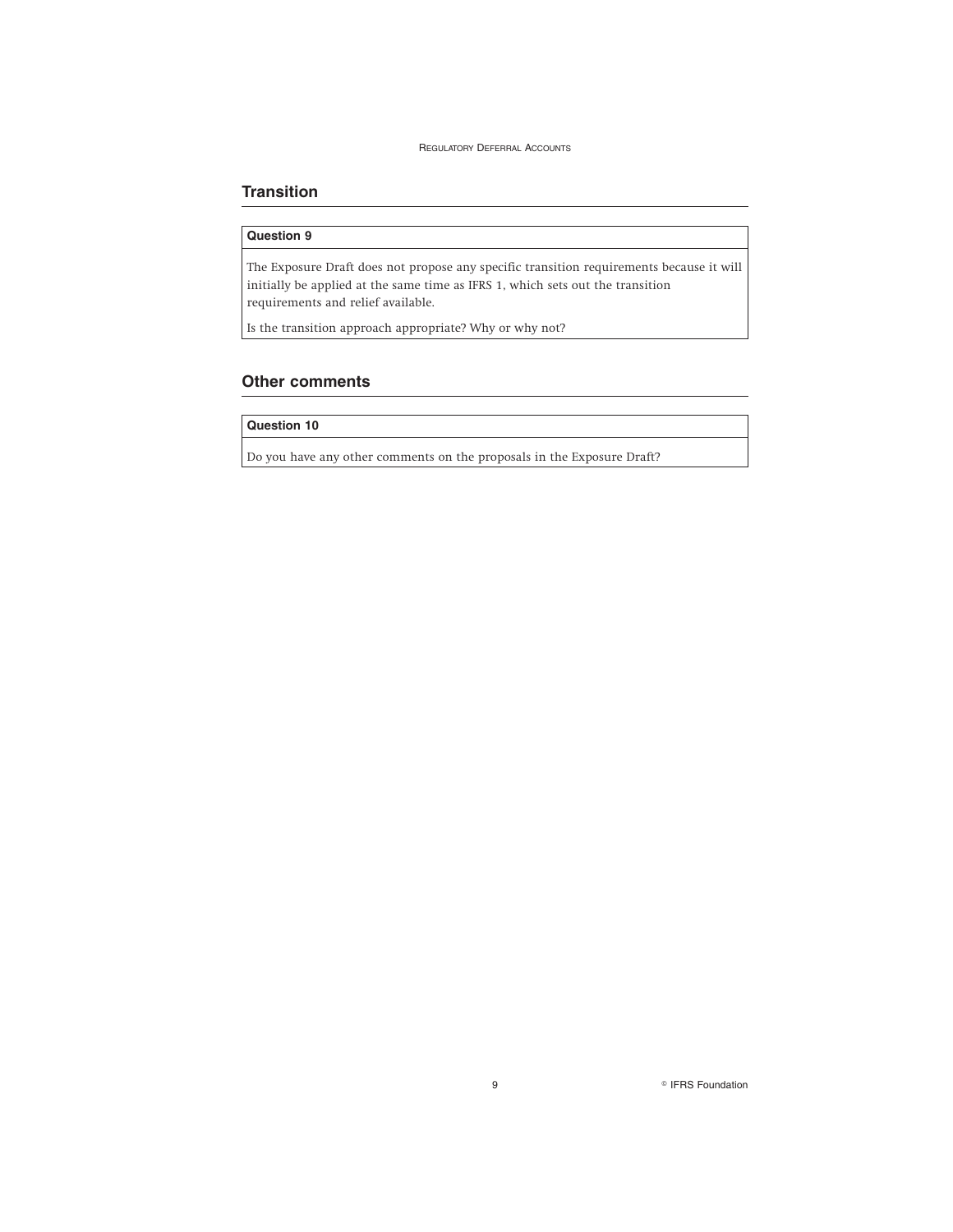## Transition

**Question 9**

The Exposure Draft does not propose any specific transition requirements because it will initially be applied at the same time as IFRS 1, which sets out the transition requirements and relief available.

Is the transition approach appropriate? Why or why not?

## Other comments

**Question 10**

Do you have any other comments on the proposals in the Exposure Draft?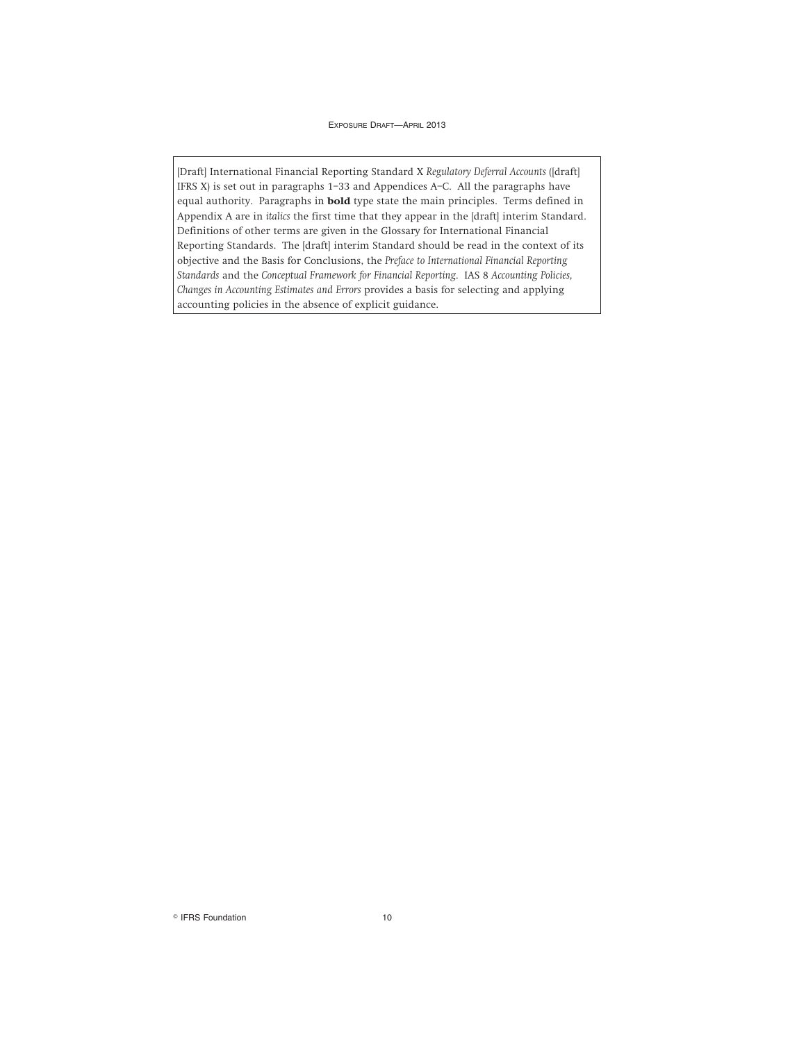[Draft] International Financial Reporting Standard X *Regulatory Deferral Accounts* ([draft] IFRS X) is set out in paragraphs 1–33 and Appendices A–C. All the paragraphs have equal authority. Paragraphs in **bold** type state the main principles. Terms defined in Appendix A are in *italics* the first time that they appear in the [draft] interim Standard. Definitions of other terms are given in the Glossary for International Financial Reporting Standards. The [draft] interim Standard should be read in the context of its objective and the Basis for Conclusions, the *Preface to International Financial Reporting Standards* and the *Conceptual Framework for Financial Reporting*. IAS 8 *Accounting Policies, Changes in Accounting Estimates and Errors* provides a basis for selecting and applying accounting policies in the absence of explicit guidance.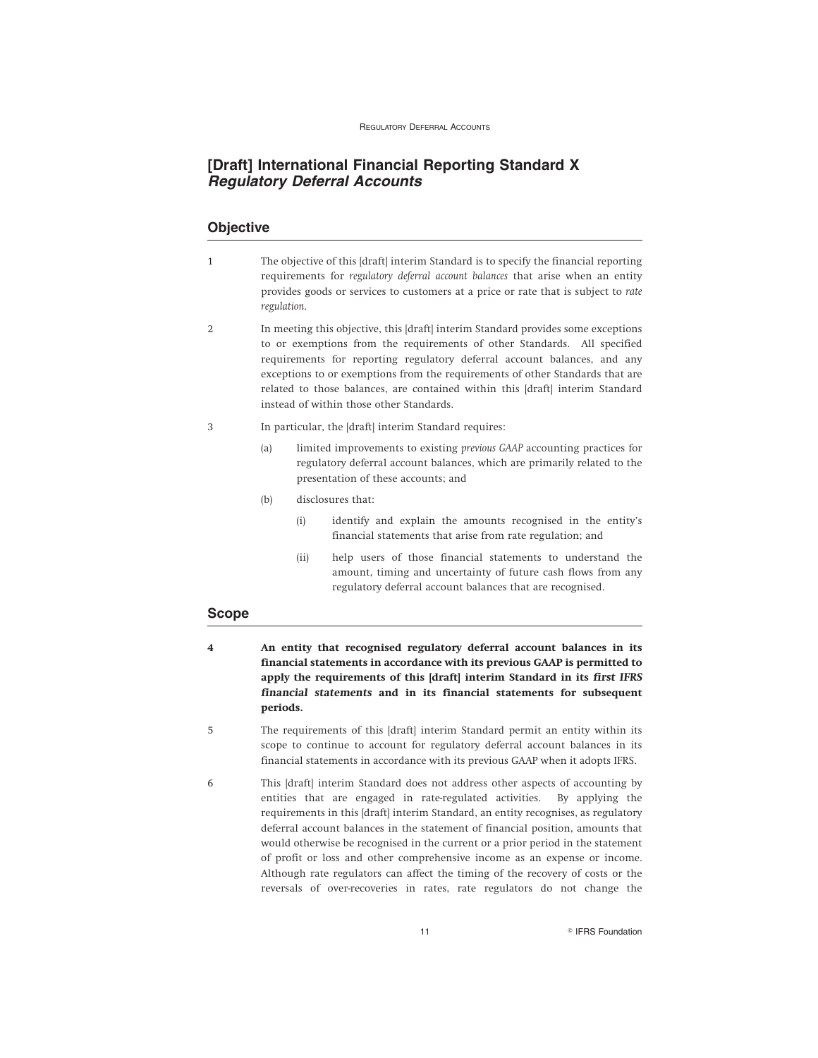# [Draft] International Financial Reporting Standard X *Regulatory Deferral Accounts*

## Objective

1 The objective of this [draft] interim Standard is to specify the financial reporting requirements for *regulatory deferral account balances* that arise when an entity provides goods or services to customers at a price or rate that is subject to *rate regulation*.

2 In meeting this objective, this [draft] interim Standard provides some exceptions to or exemptions from the requirements of other Standards. All specified requirements for reporting regulatory deferral account balances, and any exceptions to or exemptions from the requirements of other Standards that are related to those balances, are contained within this [draft] interim Standard instead of within those other Standards.

3 In particular, the [draft] interim Standard requires:

(a) limited improvements to existing *previous GAAP* accounting practices for regulatory deferral account balances, which are primarily related to the presentation of these accounts; and

(b) disclosures that:

(i) identify and explain the amounts recognised in the entity's financial statements that arise from rate regulation; and

(ii) help users of those financial statements to understand the amount, timing and uncertainty of future cash flows from any regulatory deferral account balances that are recognised.

## Scope

**4 An entity that recognised regulatory deferral account balances in its financial statements in accordance with its previous GAAP is permitted to apply the requirements of this [draft] interim Standard in its *first IFRS financial statements* and in its financial statements for subsequent periods.**

5 The requirements of this [draft] interim Standard permit an entity within its scope to continue to account for regulatory deferral account balances in its financial statements in accordance with its previous GAAP when it adopts IFRS.

6 This [draft] interim Standard does not address other aspects of accounting by entities that are engaged in rate-regulated activities. By applying the requirements in this [draft] interim Standard, an entity recognises, as regulatory deferral account balances in the statement of financial position, amounts that would otherwise be recognised in the current or a prior period in the statement of profit or loss and other comprehensive income as an expense or income. Although rate regulators can affect the timing of the recovery of costs or the reversals of over-recoveries in rates, rate regulators do not change the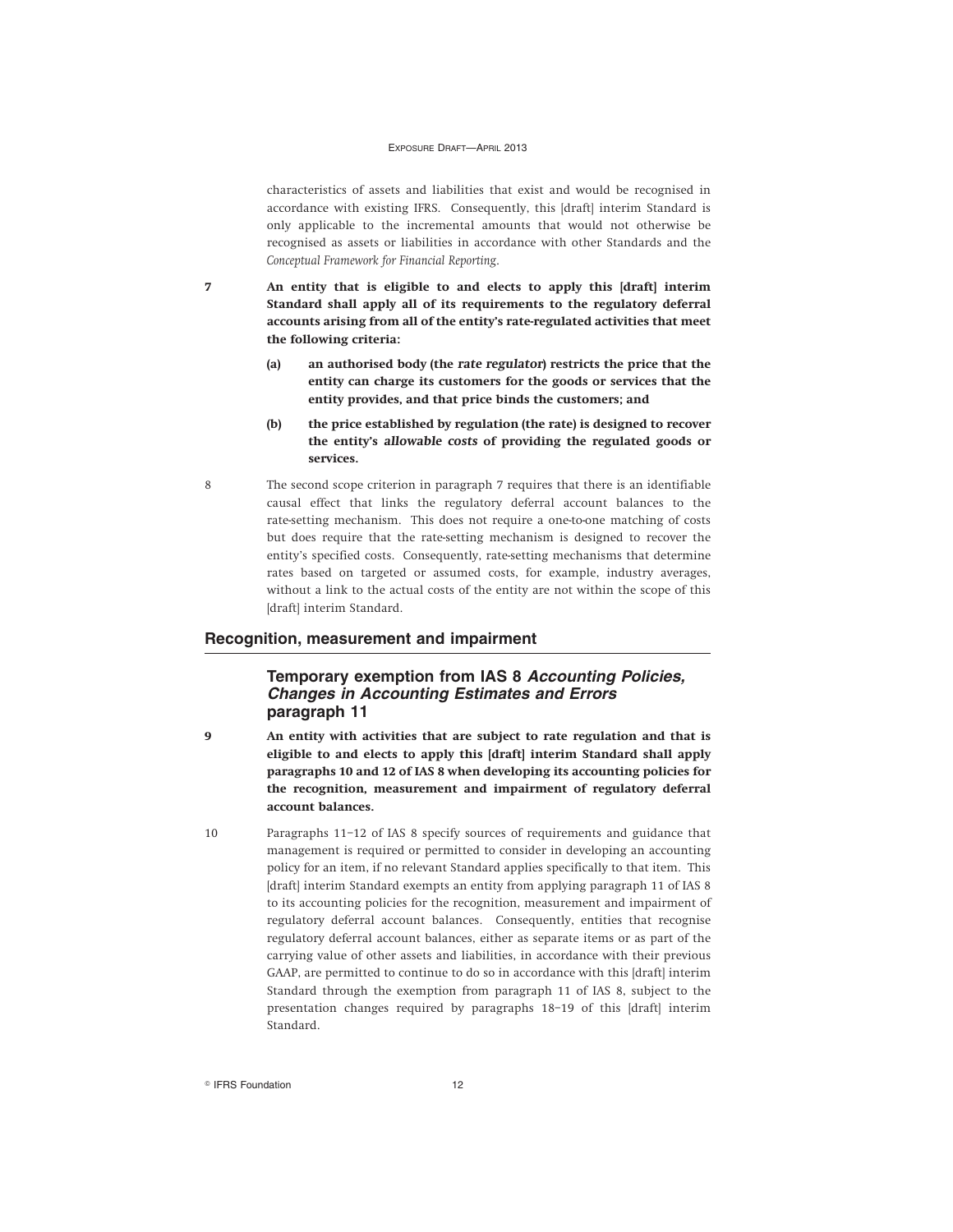characteristics of assets and liabilities that exist and would be recognised in accordance with existing IFRS. Consequently, this [draft] interim Standard is only applicable to the incremental amounts that would not otherwise be recognised as assets or liabilities in accordance with other Standards and the *Conceptual Framework for Financial Reporting*.

7 **An entity that is eligible to and elects to apply this [draft] interim Standard shall apply all of its requirements to the regulatory deferral accounts arising from all of the entity's rate-regulated activities that meet the following criteria:**

   **(a) an authorised body (the *rate regulator*) restricts the price that the entity can charge its customers for the goods or services that the entity provides, and that price binds the customers; and**

   **(b) the price established by regulation (the rate) is designed to recover the entity's *allowable costs* of providing the regulated goods or services.**

8 The second scope criterion in paragraph 7 requires that there is an identifiable causal effect that links the regulatory deferral account balances to the rate-setting mechanism. This does not require a one-to-one matching of costs but does require that the rate-setting mechanism is designed to recover the entity's specified costs. Consequently, rate-setting mechanisms that determine rates based on targeted or assumed costs, for example, industry averages, without a link to the actual costs of the entity are not within the scope of this [draft] interim Standard.

## Recognition, measurement and impairment

### Temporary exemption from IAS 8 *Accounting Policies, Changes in Accounting Estimates and Errors* paragraph 11

9 **An entity with activities that are subject to rate regulation and that is eligible to and elects to apply this [draft] interim Standard shall apply paragraphs 10 and 12 of IAS 8 when developing its accounting policies for the recognition, measurement and impairment of regulatory deferral account balances.**

10 Paragraphs 11–12 of IAS 8 specify sources of requirements and guidance that management is required or permitted to consider in developing an accounting policy for an item, if no relevant Standard applies specifically to that item. This [draft] interim Standard exempts an entity from applying paragraph 11 of IAS 8 to its accounting policies for the recognition, measurement and impairment of regulatory deferral account balances. Consequently, entities that recognise regulatory deferral account balances, either as separate items or as part of the carrying value of other assets and liabilities, in accordance with their previous GAAP, are permitted to continue to do so in accordance with this [draft] interim Standard through the exemption from paragraph 11 of IAS 8, subject to the presentation changes required by paragraphs 18–19 of this [draft] interim Standard.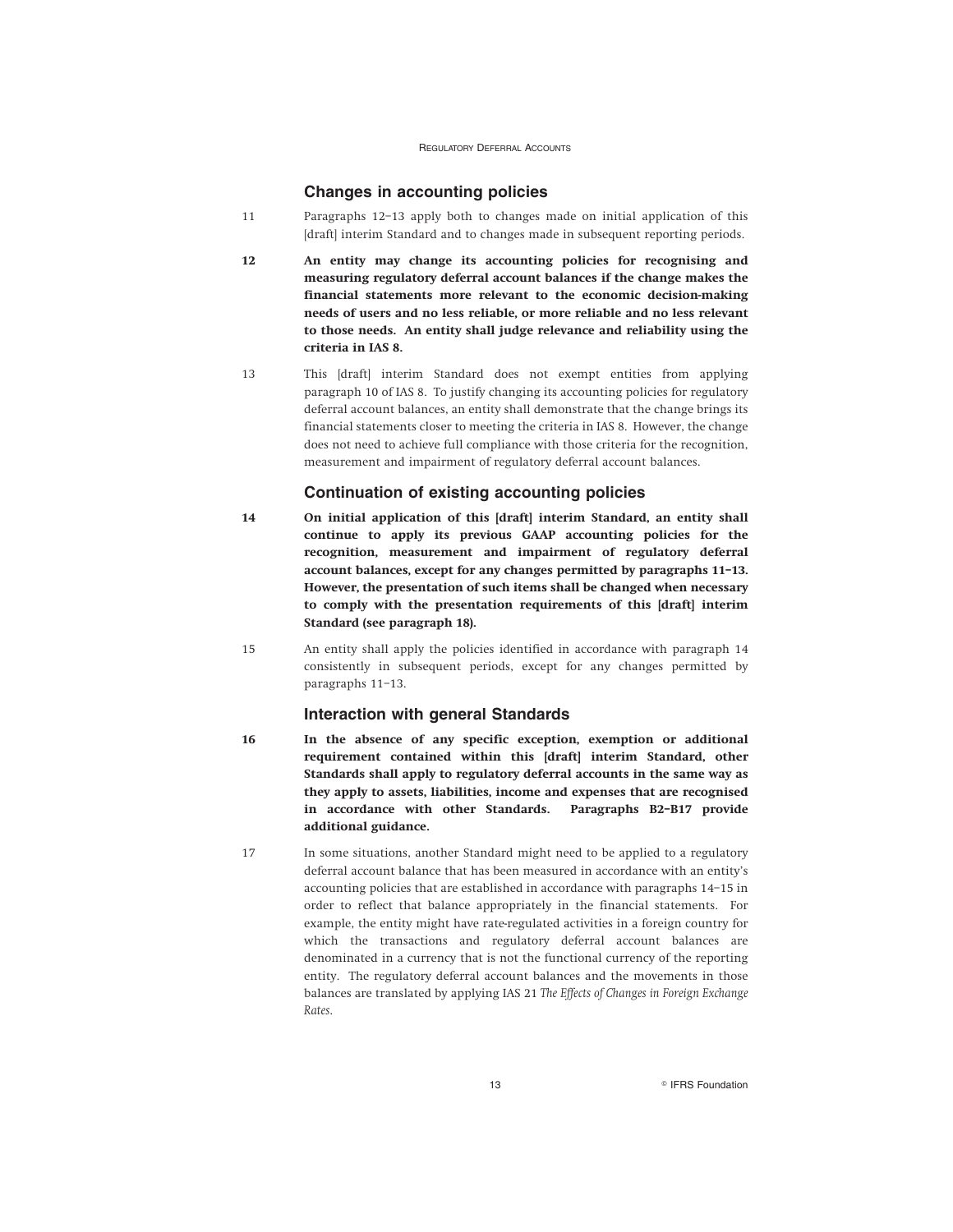### Changes in accounting policies

11 Paragraphs 12–13 apply both to changes made on initial application of this [draft] interim Standard and to changes made in subsequent reporting periods.

**12 An entity may change its accounting policies for recognising and measuring regulatory deferral account balances if the change makes the financial statements more relevant to the economic decision-making needs of users and no less reliable, or more reliable and no less relevant to those needs. An entity shall judge relevance and reliability using the criteria in IAS 8.**

13 This [draft] interim Standard does not exempt entities from applying paragraph 10 of IAS 8. To justify changing its accounting policies for regulatory deferral account balances, an entity shall demonstrate that the change brings its financial statements closer to meeting the criteria in IAS 8. However, the change does not need to achieve full compliance with those criteria for the recognition, measurement and impairment of regulatory deferral account balances.

### Continuation of existing accounting policies

**14 On initial application of this [draft] interim Standard, an entity shall continue to apply its previous GAAP accounting policies for the recognition, measurement and impairment of regulatory deferral account balances, except for any changes permitted by paragraphs 11–13. However, the presentation of such items shall be changed when necessary to comply with the presentation requirements of this [draft] interim Standard (see paragraph 18).**

15 An entity shall apply the policies identified in accordance with paragraph 14 consistently in subsequent periods, except for any changes permitted by paragraphs 11–13.

### Interaction with general Standards

**16 In the absence of any specific exception, exemption or additional requirement contained within this [draft] interim Standard, other Standards shall apply to regulatory deferral accounts in the same way as they apply to assets, liabilities, income and expenses that are recognised in accordance with other Standards. Paragraphs B2–B17 provide additional guidance.**

17 In some situations, another Standard might need to be applied to a regulatory deferral account balance that has been measured in accordance with an entity's accounting policies that are established in accordance with paragraphs 14–15 in order to reflect that balance appropriately in the financial statements. For example, the entity might have rate-regulated activities in a foreign country for which the transactions and regulatory deferral account balances are denominated in a currency that is not the functional currency of the reporting entity. The regulatory deferral account balances and the movements in those balances are translated by applying IAS 21 *The Effects of Changes in Foreign Exchange Rates*.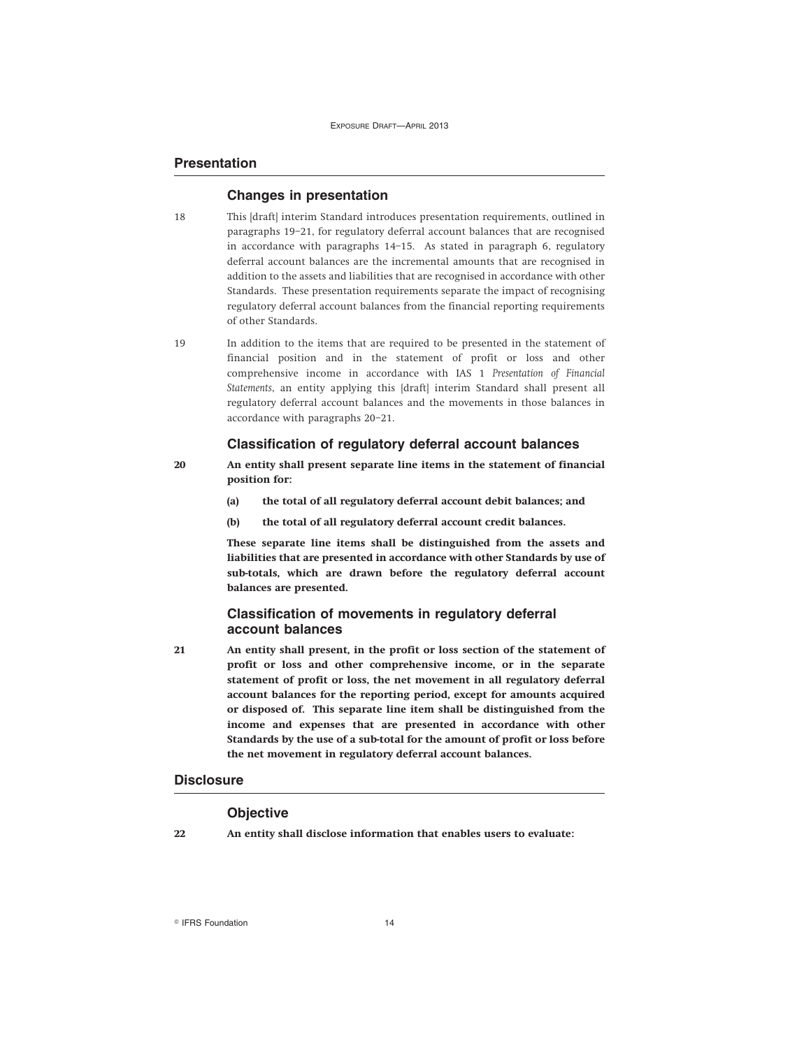## Presentation

### Changes in presentation

18 This [draft] interim Standard introduces presentation requirements, outlined in paragraphs 19–21, for regulatory deferral account balances that are recognised in accordance with paragraphs 14–15. As stated in paragraph 6, regulatory deferral account balances are the incremental amounts that are recognised in addition to the assets and liabilities that are recognised in accordance with other Standards. These presentation requirements separate the impact of recognising regulatory deferral account balances from the financial reporting requirements of other Standards.

19 In addition to the items that are required to be presented in the statement of financial position and in the statement of profit or loss and other comprehensive income in accordance with IAS 1 *Presentation of Financial Statements*, an entity applying this [draft] interim Standard shall present all regulatory deferral account balances and the movements in those balances in accordance with paragraphs 20–21.

### Classification of regulatory deferral account balances

**20 An entity shall present separate line items in the statement of financial position for:**

**(a) the total of all regulatory deferral account debit balances; and**

**(b) the total of all regulatory deferral account credit balances.**

**These separate line items shall be distinguished from the assets and liabilities that are presented in accordance with other Standards by use of sub-totals, which are drawn before the regulatory deferral account balances are presented.**

### Classification of movements in regulatory deferral account balances

**21 An entity shall present, in the profit or loss section of the statement of profit or loss and other comprehensive income, or in the separate statement of profit or loss, the net movement in all regulatory deferral account balances for the reporting period, except for amounts acquired or disposed of. This separate line item shall be distinguished from the income and expenses that are presented in accordance with other Standards by the use of a sub-total for the amount of profit or loss before the net movement in regulatory deferral account balances.**

## Disclosure

### Objective

**22 An entity shall disclose information that enables users to evaluate:**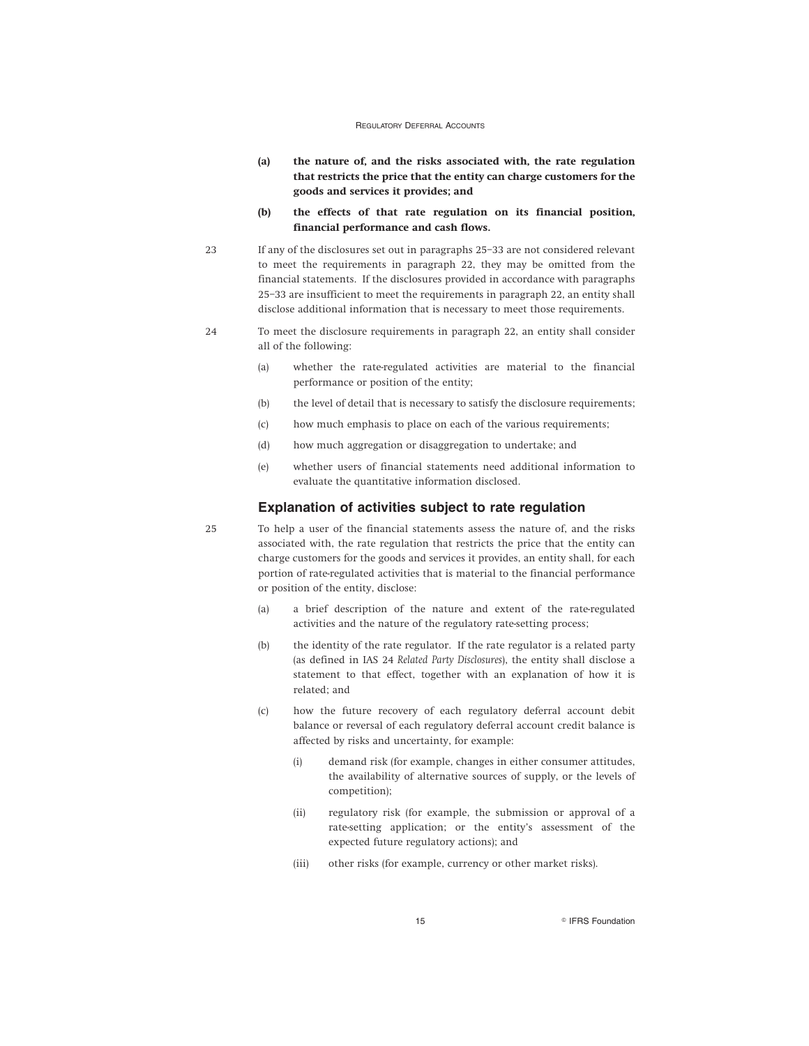- **(a) the nature of, and the risks associated with, the rate regulation that restricts the price that the entity can charge customers for the goods and services it provides; and**

- **(b) the effects of that rate regulation on its financial position, financial performance and cash flows.**

23 If any of the disclosures set out in paragraphs 25–33 are not considered relevant to meet the requirements in paragraph 22, they may be omitted from the financial statements. If the disclosures provided in accordance with paragraphs 25–33 are insufficient to meet the requirements in paragraph 22, an entity shall disclose additional information that is necessary to meet those requirements.

24 To meet the disclosure requirements in paragraph 22, an entity shall consider all of the following:

- (a) whether the rate-regulated activities are material to the financial performance or position of the entity;
- (b) the level of detail that is necessary to satisfy the disclosure requirements;
- (c) how much emphasis to place on each of the various requirements;
- (d) how much aggregation or disaggregation to undertake; and
- (e) whether users of financial statements need additional information to evaluate the quantitative information disclosed.

## Explanation of activities subject to rate regulation

25 To help a user of the financial statements assess the nature of, and the risks associated with, the rate regulation that restricts the price that the entity can charge customers for the goods and services it provides, an entity shall, for each portion of rate-regulated activities that is material to the financial performance or position of the entity, disclose:

- (a) a brief description of the nature and extent of the rate-regulated activities and the nature of the regulatory rate-setting process;
- (b) the identity of the rate regulator. If the rate regulator is a related party (as defined in IAS 24 *Related Party Disclosures*), the entity shall disclose a statement to that effect, together with an explanation of how it is related; and
- (c) how the future recovery of each regulatory deferral account debit balance or reversal of each regulatory deferral account credit balance is affected by risks and uncertainty, for example:
  - (i) demand risk (for example, changes in either consumer attitudes, the availability of alternative sources of supply, or the levels of competition);
  - (ii) regulatory risk (for example, the submission or approval of a rate-setting application; or the entity's assessment of the expected future regulatory actions); and
  - (iii) other risks (for example, currency or other market risks).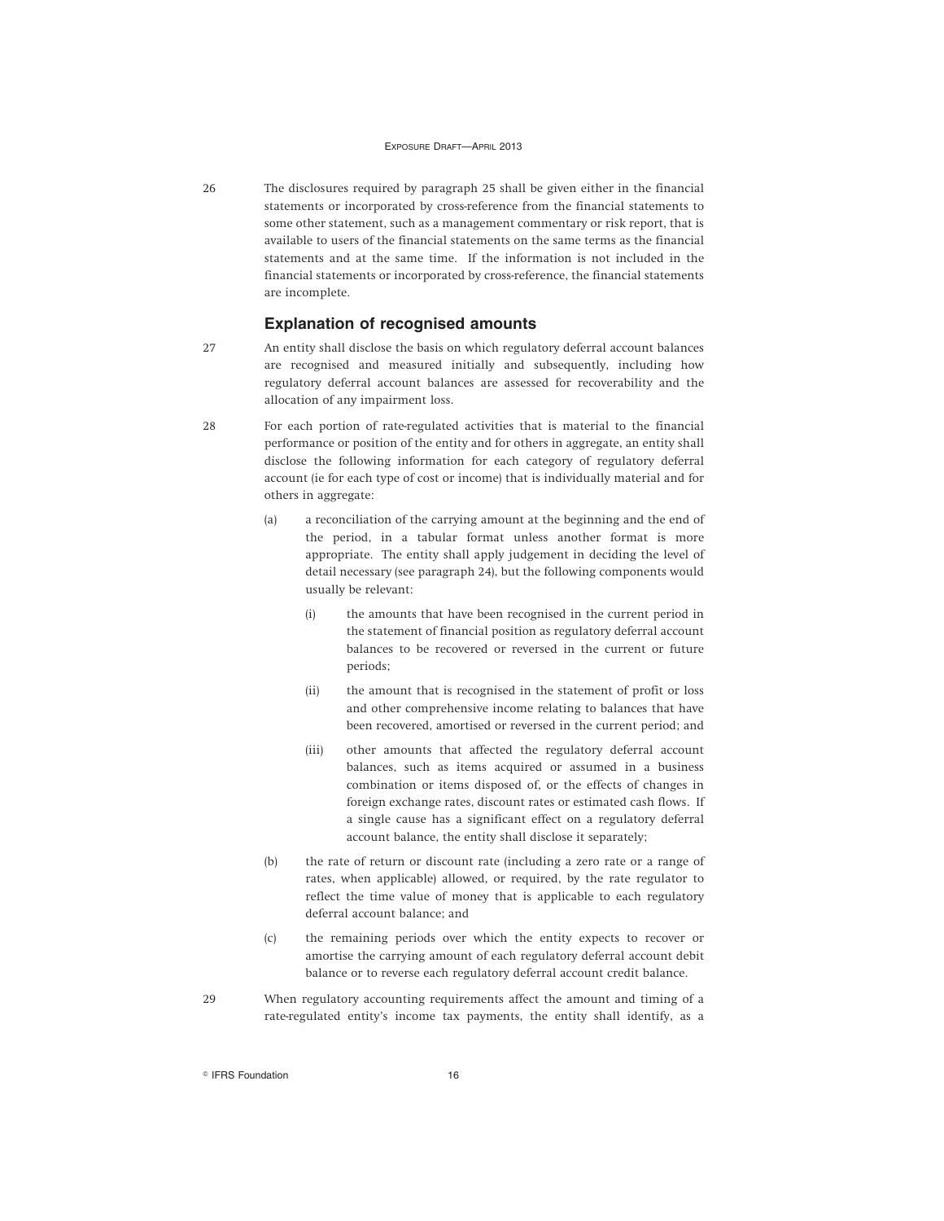26 The disclosures required by paragraph 25 shall be given either in the financial statements or incorporated by cross-reference from the financial statements to some other statement, such as a management commentary or risk report, that is available to users of the financial statements on the same terms as the financial statements and at the same time. If the information is not included in the financial statements or incorporated by cross-reference, the financial statements are incomplete.

### Explanation of recognised amounts

27 An entity shall disclose the basis on which regulatory deferral account balances are recognised and measured initially and subsequently, including how regulatory deferral account balances are assessed for recoverability and the allocation of any impairment loss.

28 For each portion of rate-regulated activities that is material to the financial performance or position of the entity and for others in aggregate, an entity shall disclose the following information for each category of regulatory deferral account (ie for each type of cost or income) that is individually material and for others in aggregate:

(a) a reconciliation of the carrying amount at the beginning and the end of the period, in a tabular format unless another format is more appropriate. The entity shall apply judgement in deciding the level of detail necessary (see paragraph 24), but the following components would usually be relevant:

   (i) the amounts that have been recognised in the current period in the statement of financial position as regulatory deferral account balances to be recovered or reversed in the current or future periods;

   (ii) the amount that is recognised in the statement of profit or loss and other comprehensive income relating to balances that have been recovered, amortised or reversed in the current period; and

   (iii) other amounts that affected the regulatory deferral account balances, such as items acquired or assumed in a business combination or items disposed of, or the effects of changes in foreign exchange rates, discount rates or estimated cash flows. If a single cause has a significant effect on a regulatory deferral account balance, the entity shall disclose it separately;

(b) the rate of return or discount rate (including a zero rate or a range of rates, when applicable) allowed, or required, by the rate regulator to reflect the time value of money that is applicable to each regulatory deferral account balance; and

(c) the remaining periods over which the entity expects to recover or amortise the carrying amount of each regulatory deferral account debit balance or to reverse each regulatory deferral account credit balance.

29 When regulatory accounting requirements affect the amount and timing of a rate-regulated entity's income tax payments, the entity shall identify, as a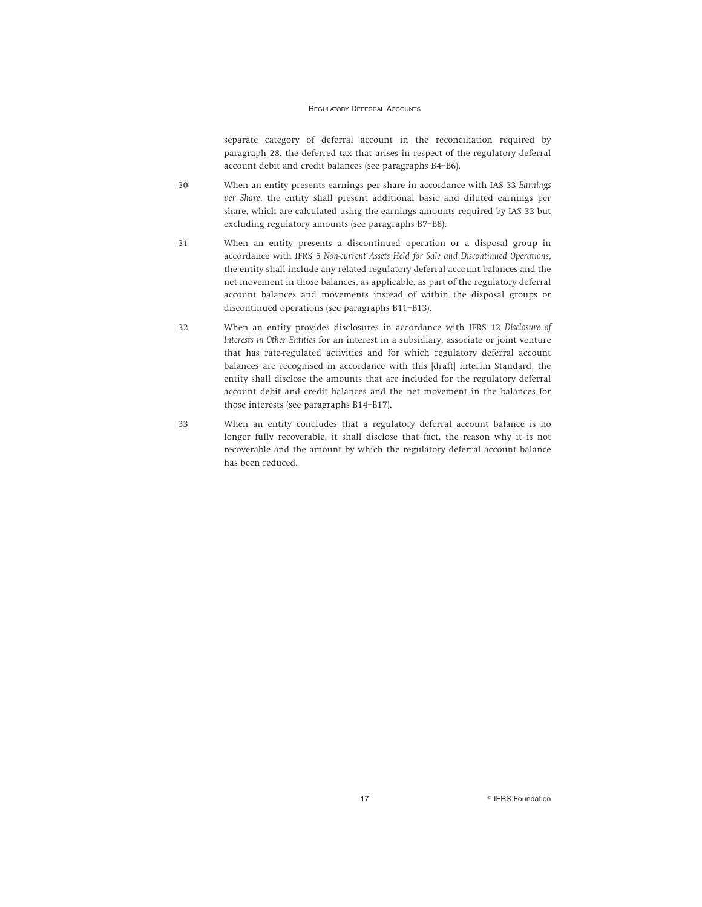separate category of deferral account in the reconciliation required by paragraph 28, the deferred tax that arises in respect of the regulatory deferral account debit and credit balances (see paragraphs B4–B6).

30 When an entity presents earnings per share in accordance with IAS 33 *Earnings per Share*, the entity shall present additional basic and diluted earnings per share, which are calculated using the earnings amounts required by IAS 33 but excluding regulatory amounts (see paragraphs B7–B8).

31 When an entity presents a discontinued operation or a disposal group in accordance with IFRS 5 *Non-current Assets Held for Sale and Discontinued Operations*, the entity shall include any related regulatory deferral account balances and the net movement in those balances, as applicable, as part of the regulatory deferral account balances and movements instead of within the disposal groups or discontinued operations (see paragraphs B11–B13).

32 When an entity provides disclosures in accordance with IFRS 12 *Disclosure of Interests in Other Entities* for an interest in a subsidiary, associate or joint venture that has rate-regulated activities and for which regulatory deferral account balances are recognised in accordance with this [draft] interim Standard, the entity shall disclose the amounts that are included for the regulatory deferral account debit and credit balances and the net movement in the balances for those interests (see paragraphs B14–B17).

33 When an entity concludes that a regulatory deferral account balance is no longer fully recoverable, it shall disclose that fact, the reason why it is not recoverable and the amount by which the regulatory deferral account balance has been reduced.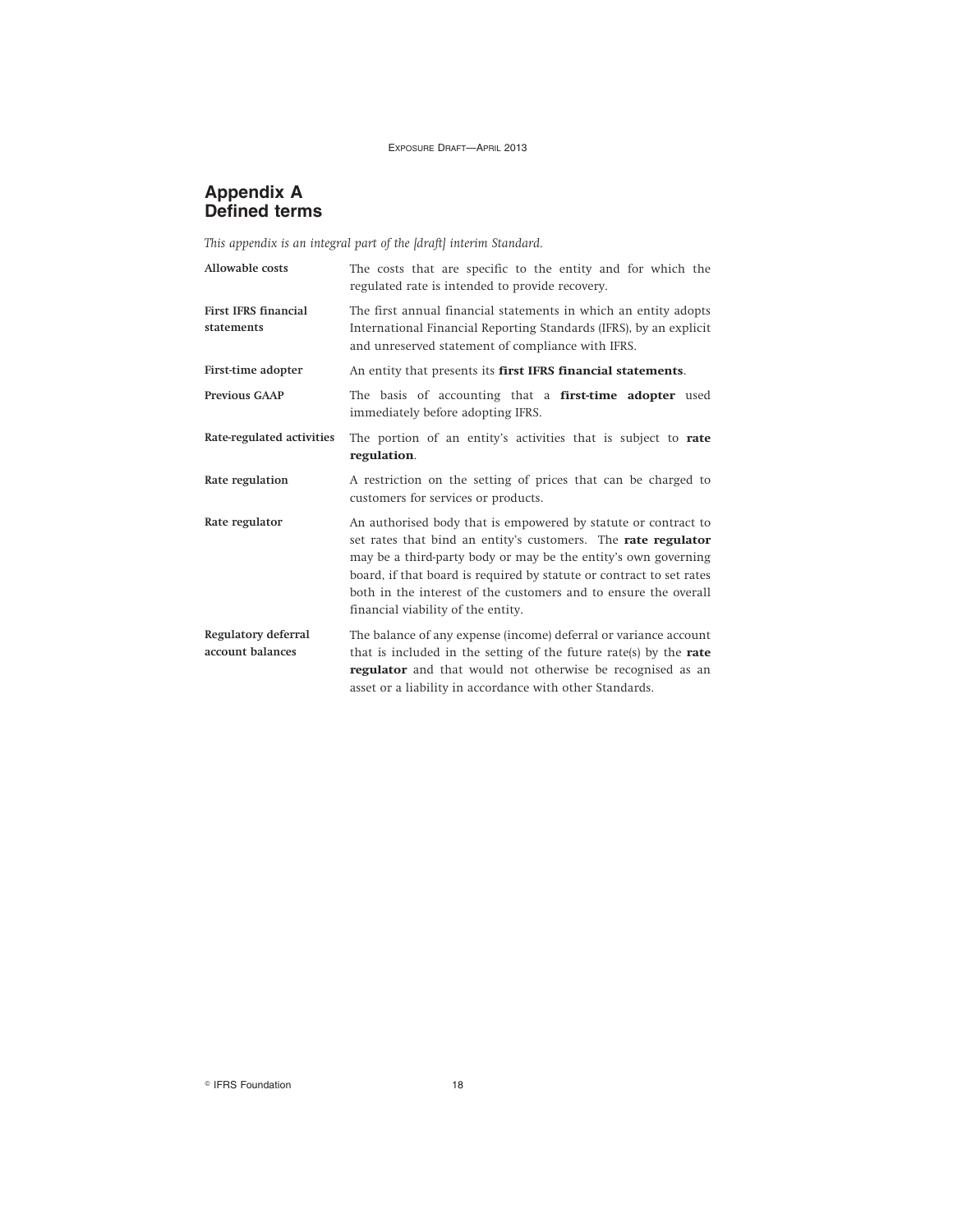# Appendix A
# Defined terms

*This appendix is an integral part of the [draft] interim Standard.*

| | |
|---|---|
| **Allowable costs** | The costs that are specific to the entity and for which the regulated rate is intended to provide recovery. |
| **First IFRS financial statements** | The first annual financial statements in which an entity adopts International Financial Reporting Standards (IFRS), by an explicit and unreserved statement of compliance with IFRS. |
| **First-time adopter** | An entity that presents its **first IFRS financial statements**. |
| **Previous GAAP** | The basis of accounting that a **first-time adopter** used immediately before adopting IFRS. |
| **Rate-regulated activities** | The portion of an entity's activities that is subject to **rate regulation**. |
| **Rate regulation** | A restriction on the setting of prices that can be charged to customers for services or products. |
| **Rate regulator** | An authorised body that is empowered by statute or contract to set rates that bind an entity's customers. The **rate regulator** may be a third-party body or may be the entity's own governing board, if that board is required by statute or contract to set rates both in the interest of the customers and to ensure the overall financial viability of the entity. |
| **Regulatory deferral account balances** | The balance of any expense (income) deferral or variance account that is included in the setting of the future rate(s) by the **rate regulator** and that would not otherwise be recognised as an asset or a liability in accordance with other Standards. |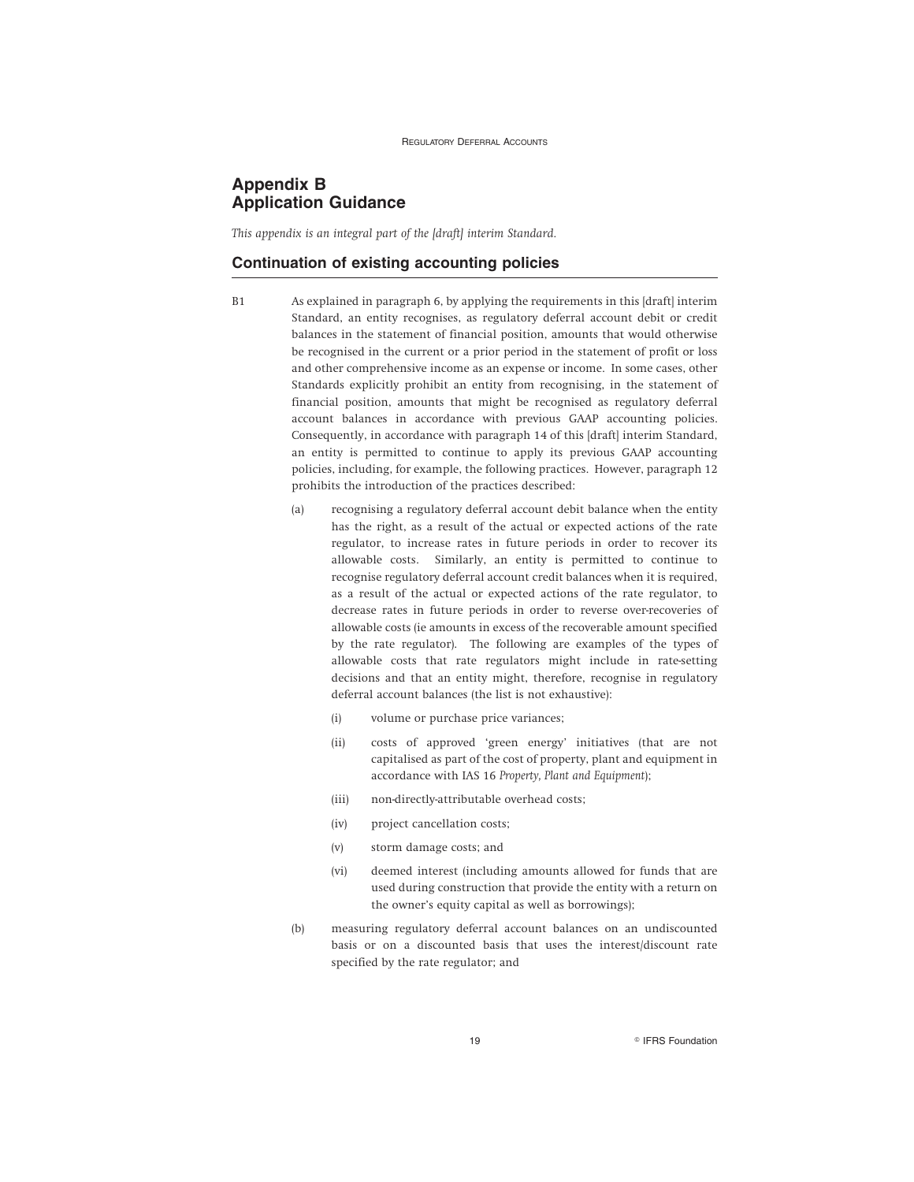## Appendix B
## Application Guidance

*This appendix is an integral part of the [draft] interim Standard.*

### Continuation of existing accounting policies

B1 As explained in paragraph 6, by applying the requirements in this [draft] interim Standard, an entity recognises, as regulatory deferral account debit or credit balances in the statement of financial position, amounts that would otherwise be recognised in the current or a prior period in the statement of profit or loss and other comprehensive income as an expense or income. In some cases, other Standards explicitly prohibit an entity from recognising, in the statement of financial position, amounts that might be recognised as regulatory deferral account balances in accordance with previous GAAP accounting policies. Consequently, in accordance with paragraph 14 of this [draft] interim Standard, an entity is permitted to continue to apply its previous GAAP accounting policies, including, for example, the following practices. However, paragraph 12 prohibits the introduction of the practices described:

(a) recognising a regulatory deferral account debit balance when the entity has the right, as a result of the actual or expected actions of the rate regulator, to increase rates in future periods in order to recover its allowable costs. Similarly, an entity is permitted to continue to recognise regulatory deferral account credit balances when it is required, as a result of the actual or expected actions of the rate regulator, to decrease rates in future periods in order to reverse over-recoveries of allowable costs (ie amounts in excess of the recoverable amount specified by the rate regulator). The following are examples of the types of allowable costs that rate regulators might include in rate-setting decisions and that an entity might, therefore, recognise in regulatory deferral account balances (the list is not exhaustive):

    (i) volume or purchase price variances;

    (ii) costs of approved 'green energy' initiatives (that are not capitalised as part of the cost of property, plant and equipment in accordance with IAS 16 *Property, Plant and Equipment*);

    (iii) non-directly-attributable overhead costs;

    (iv) project cancellation costs;

    (v) storm damage costs; and

    (vi) deemed interest (including amounts allowed for funds that are used during construction that provide the entity with a return on the owner's equity capital as well as borrowings);

(b) measuring regulatory deferral account balances on an undiscounted basis or on a discounted basis that uses the interest/discount rate specified by the rate regulator; and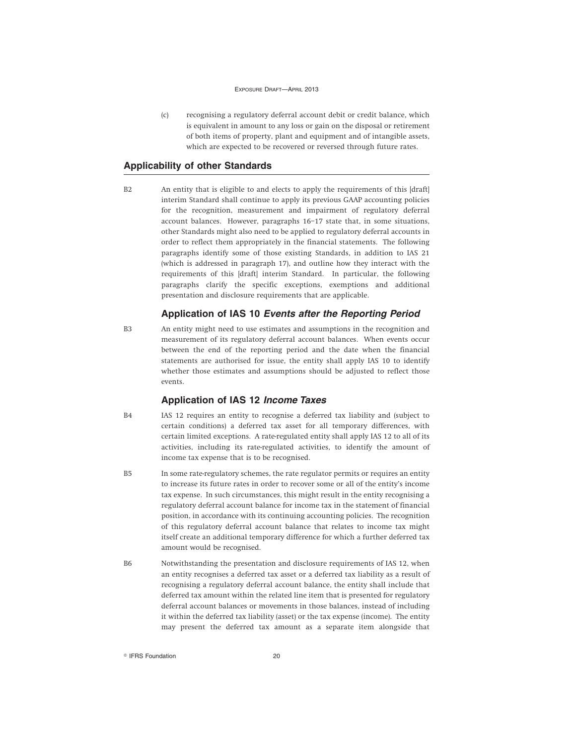(c) recognising a regulatory deferral account debit or credit balance, which is equivalent in amount to any loss or gain on the disposal or retirement of both items of property, plant and equipment and of intangible assets, which are expected to be recovered or reversed through future rates.

## Applicability of other Standards

B2 An entity that is eligible to and elects to apply the requirements of this [draft] interim Standard shall continue to apply its previous GAAP accounting policies for the recognition, measurement and impairment of regulatory deferral account balances. However, paragraphs 16–17 state that, in some situations, other Standards might also need to be applied to regulatory deferral accounts in order to reflect them appropriately in the financial statements. The following paragraphs identify some of those existing Standards, in addition to IAS 21 (which is addressed in paragraph 17), and outline how they interact with the requirements of this [draft] interim Standard. In particular, the following paragraphs clarify the specific exceptions, exemptions and additional presentation and disclosure requirements that are applicable.

### Application of IAS 10 *Events after the Reporting Period*

B3 An entity might need to use estimates and assumptions in the recognition and measurement of its regulatory deferral account balances. When events occur between the end of the reporting period and the date when the financial statements are authorised for issue, the entity shall apply IAS 10 to identify whether those estimates and assumptions should be adjusted to reflect those events.

### Application of IAS 12 *Income Taxes*

B4 IAS 12 requires an entity to recognise a deferred tax liability and (subject to certain conditions) a deferred tax asset for all temporary differences, with certain limited exceptions. A rate-regulated entity shall apply IAS 12 to all of its activities, including its rate-regulated activities, to identify the amount of income tax expense that is to be recognised.

B5 In some rate-regulatory schemes, the rate regulator permits or requires an entity to increase its future rates in order to recover some or all of the entity's income tax expense. In such circumstances, this might result in the entity recognising a regulatory deferral account balance for income tax in the statement of financial position, in accordance with its continuing accounting policies. The recognition of this regulatory deferral account balance that relates to income tax might itself create an additional temporary difference for which a further deferred tax amount would be recognised.

B6 Notwithstanding the presentation and disclosure requirements of IAS 12, when an entity recognises a deferred tax asset or a deferred tax liability as a result of recognising a regulatory deferral account balance, the entity shall include that deferred tax amount within the related line item that is presented for regulatory deferral account balances or movements in those balances, instead of including it within the deferred tax liability (asset) or the tax expense (income). The entity may present the deferred tax amount as a separate item alongside that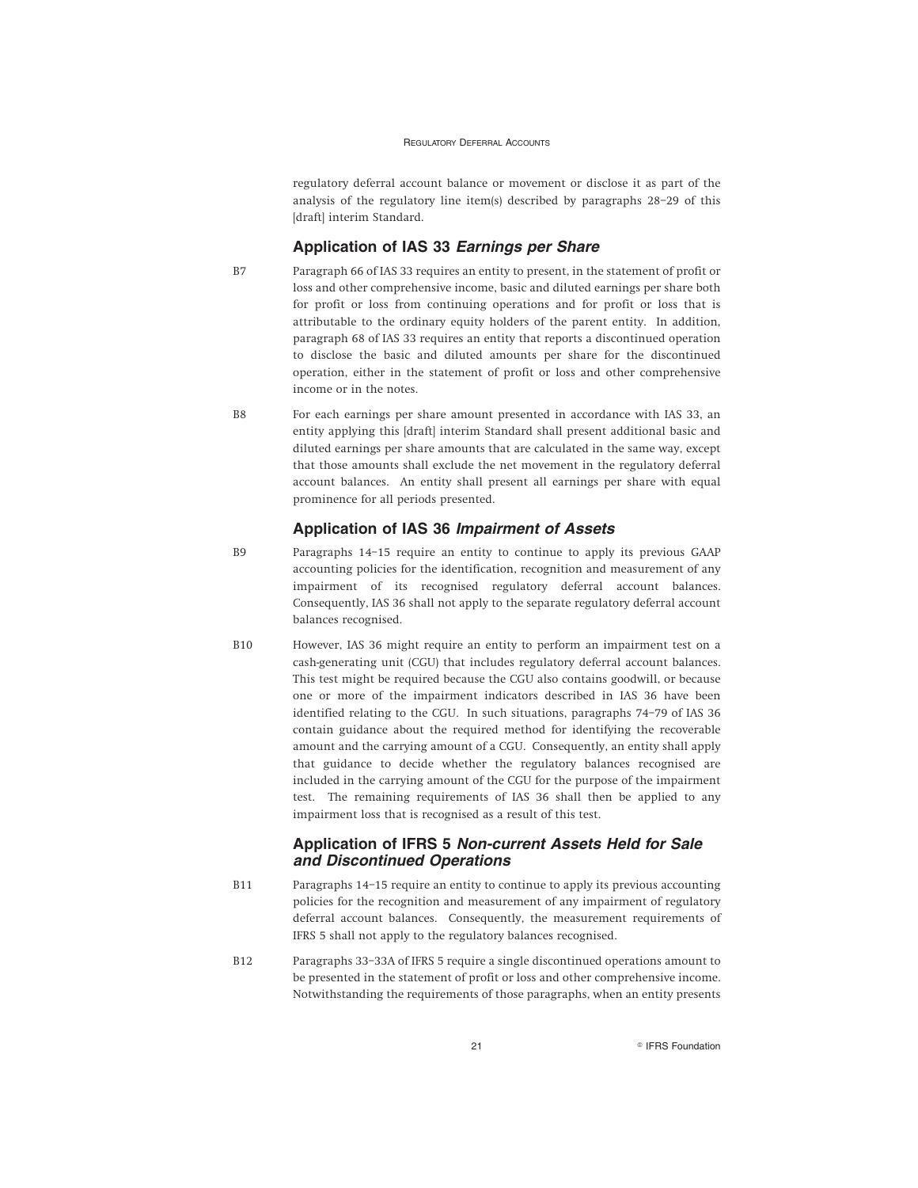regulatory deferral account balance or movement or disclose it as part of the analysis of the regulatory line item(s) described by paragraphs 28–29 of this [draft] interim Standard.

### Application of IAS 33 *Earnings per Share*

B7 Paragraph 66 of IAS 33 requires an entity to present, in the statement of profit or loss and other comprehensive income, basic and diluted earnings per share both for profit or loss from continuing operations and for profit or loss that is attributable to the ordinary equity holders of the parent entity. In addition, paragraph 68 of IAS 33 requires an entity that reports a discontinued operation to disclose the basic and diluted amounts per share for the discontinued operation, either in the statement of profit or loss and other comprehensive income or in the notes.

B8 For each earnings per share amount presented in accordance with IAS 33, an entity applying this [draft] interim Standard shall present additional basic and diluted earnings per share amounts that are calculated in the same way, except that those amounts shall exclude the net movement in the regulatory deferral account balances. An entity shall present all earnings per share with equal prominence for all periods presented.

### Application of IAS 36 *Impairment of Assets*

B9 Paragraphs 14–15 require an entity to continue to apply its previous GAAP accounting policies for the identification, recognition and measurement of any impairment of its recognised regulatory deferral account balances. Consequently, IAS 36 shall not apply to the separate regulatory deferral account balances recognised.

B10 However, IAS 36 might require an entity to perform an impairment test on a cash-generating unit (CGU) that includes regulatory deferral account balances. This test might be required because the CGU also contains goodwill, or because one or more of the impairment indicators described in IAS 36 have been identified relating to the CGU. In such situations, paragraphs 74–79 of IAS 36 contain guidance about the required method for identifying the recoverable amount and the carrying amount of a CGU. Consequently, an entity shall apply that guidance to decide whether the regulatory balances recognised are included in the carrying amount of the CGU for the purpose of the impairment test. The remaining requirements of IAS 36 shall then be applied to any impairment loss that is recognised as a result of this test.

### Application of IFRS 5 *Non-current Assets Held for Sale and Discontinued Operations*

B11 Paragraphs 14–15 require an entity to continue to apply its previous accounting policies for the recognition and measurement of any impairment of regulatory deferral account balances. Consequently, the measurement requirements of IFRS 5 shall not apply to the regulatory balances recognised.

B12 Paragraphs 33–33A of IFRS 5 require a single discontinued operations amount to be presented in the statement of profit or loss and other comprehensive income. Notwithstanding the requirements of those paragraphs, when an entity presents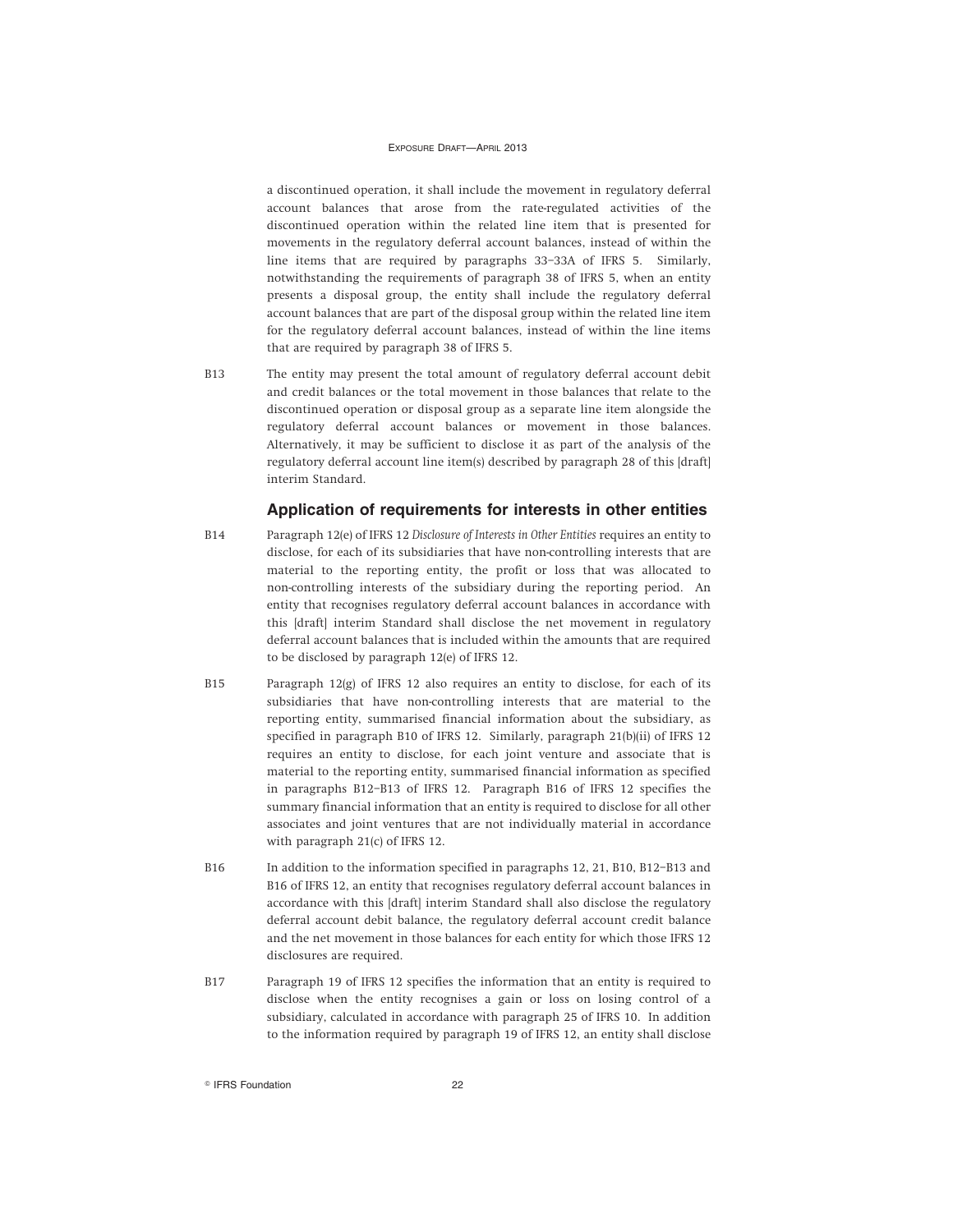a discontinued operation, it shall include the movement in regulatory deferral account balances that arose from the rate-regulated activities of the discontinued operation within the related line item that is presented for movements in the regulatory deferral account balances, instead of within the line items that are required by paragraphs 33–33A of IFRS 5. Similarly, notwithstanding the requirements of paragraph 38 of IFRS 5, when an entity presents a disposal group, the entity shall include the regulatory deferral account balances that are part of the disposal group within the related line item for the regulatory deferral account balances, instead of within the line items that are required by paragraph 38 of IFRS 5.

B13 The entity may present the total amount of regulatory deferral account debit and credit balances or the total movement in those balances that relate to the discontinued operation or disposal group as a separate line item alongside the regulatory deferral account balances or movement in those balances. Alternatively, it may be sufficient to disclose it as part of the analysis of the regulatory deferral account line item(s) described by paragraph 28 of this [draft] interim Standard.

### Application of requirements for interests in other entities

B14 Paragraph 12(e) of IFRS 12 *Disclosure of Interests in Other Entities* requires an entity to disclose, for each of its subsidiaries that have non-controlling interests that are material to the reporting entity, the profit or loss that was allocated to non-controlling interests of the subsidiary during the reporting period. An entity that recognises regulatory deferral account balances in accordance with this [draft] interim Standard shall disclose the net movement in regulatory deferral account balances that is included within the amounts that are required to be disclosed by paragraph 12(e) of IFRS 12.

B15 Paragraph 12(g) of IFRS 12 also requires an entity to disclose, for each of its subsidiaries that have non-controlling interests that are material to the reporting entity, summarised financial information about the subsidiary, as specified in paragraph B10 of IFRS 12. Similarly, paragraph 21(b)(ii) of IFRS 12 requires an entity to disclose, for each joint venture and associate that is material to the reporting entity, summarised financial information as specified in paragraphs B12–B13 of IFRS 12. Paragraph B16 of IFRS 12 specifies the summary financial information that an entity is required to disclose for all other associates and joint ventures that are not individually material in accordance with paragraph 21(c) of IFRS 12.

B16 In addition to the information specified in paragraphs 12, 21, B10, B12–B13 and B16 of IFRS 12, an entity that recognises regulatory deferral account balances in accordance with this [draft] interim Standard shall also disclose the regulatory deferral account debit balance, the regulatory deferral account credit balance and the net movement in those balances for each entity for which those IFRS 12 disclosures are required.

B17 Paragraph 19 of IFRS 12 specifies the information that an entity is required to disclose when the entity recognises a gain or loss on losing control of a subsidiary, calculated in accordance with paragraph 25 of IFRS 10. In addition to the information required by paragraph 19 of IFRS 12, an entity shall disclose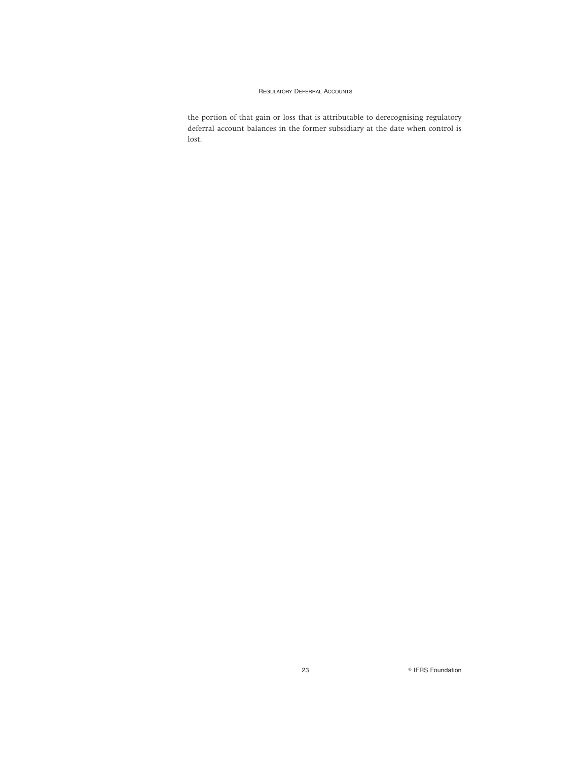the portion of that gain or loss that is attributable to derecognising regulatory deferral account balances in the former subsidiary at the date when control is lost.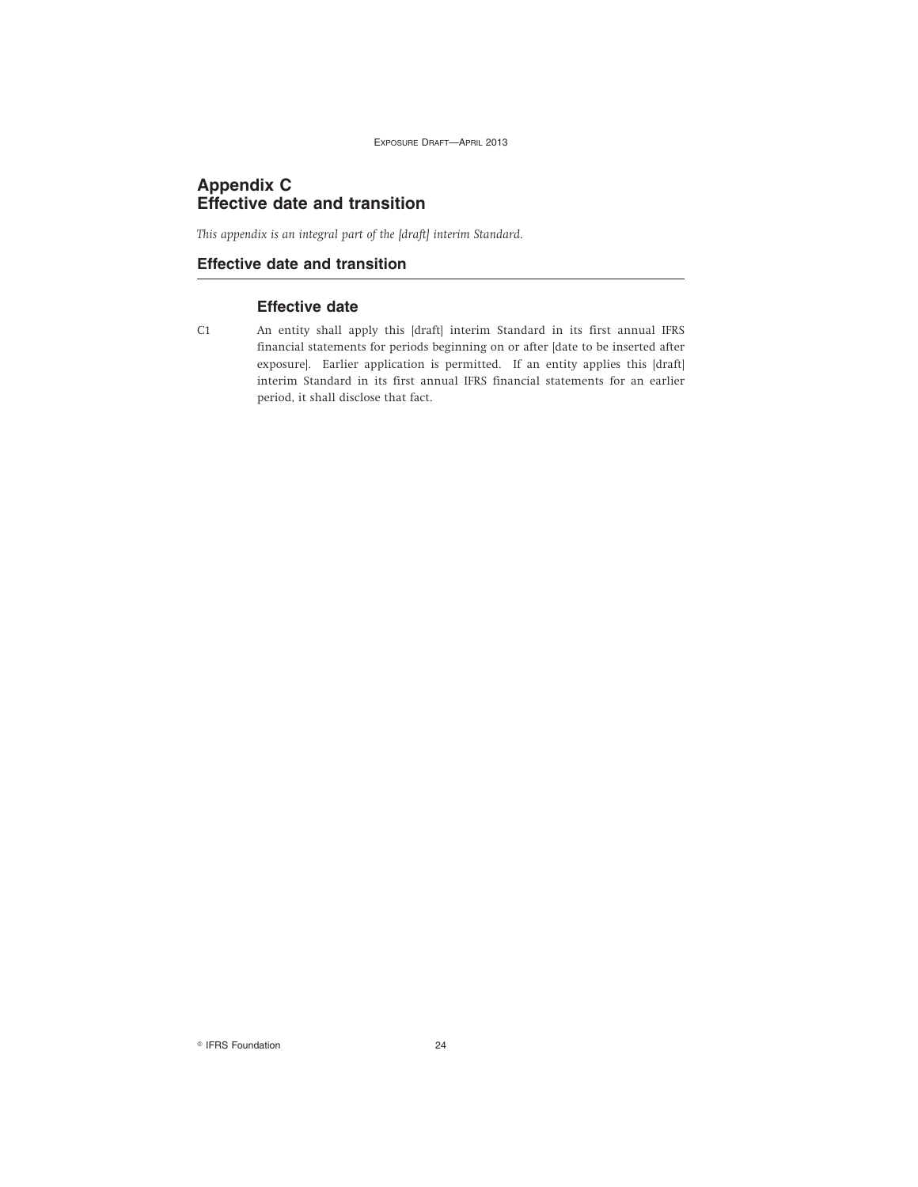# Appendix C
# Effective date and transition

*This appendix is an integral part of the [draft] interim Standard.*

## Effective date and transition

### Effective date

C1 An entity shall apply this [draft] interim Standard in its first annual IFRS financial statements for periods beginning on or after [date to be inserted after exposure]. Earlier application is permitted. If an entity applies this [draft] interim Standard in its first annual IFRS financial statements for an earlier period, it shall disclose that fact.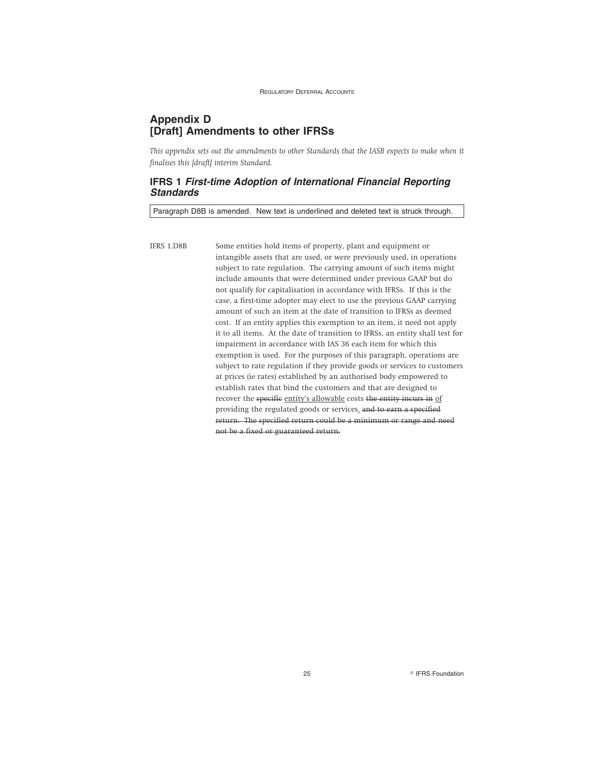# Appendix D
# [Draft] Amendments to other IFRSs

*This appendix sets out the amendments to other Standards that the IASB expects to make when it finalises this [draft] interim Standard.*

## IFRS 1 *First-time Adoption of International Financial Reporting Standards*

Paragraph D8B is amended. New text is underlined and deleted text is struck through.

IFRS 1.D8B Some entities hold items of property, plant and equipment or intangible assets that are used, or were previously used, in operations subject to rate regulation. The carrying amount of such items might include amounts that were determined under previous GAAP but do not qualify for capitalisation in accordance with IFRSs. If this is the case, a first-time adopter may elect to use the previous GAAP carrying amount of such an item at the date of transition to IFRSs as deemed cost. If an entity applies this exemption to an item, it need not apply it to all items. At the date of transition to IFRSs, an entity shall test for impairment in accordance with IAS 36 each item for which this exemption is used. For the purposes of this paragraph, operations are subject to rate regulation if they provide goods or services to customers at prices (ie rates) established by an authorised body empowered to establish rates that bind the customers and that are designed to recover the ~~specific~~ <u>entity's allowable</u> costs ~~the entity incurs in~~ <u>of</u> providing the regulated goods or services<u>.</u> ~~and to earn a specified return. The specified return could be a minimum or range and need not be a fixed or guaranteed return.~~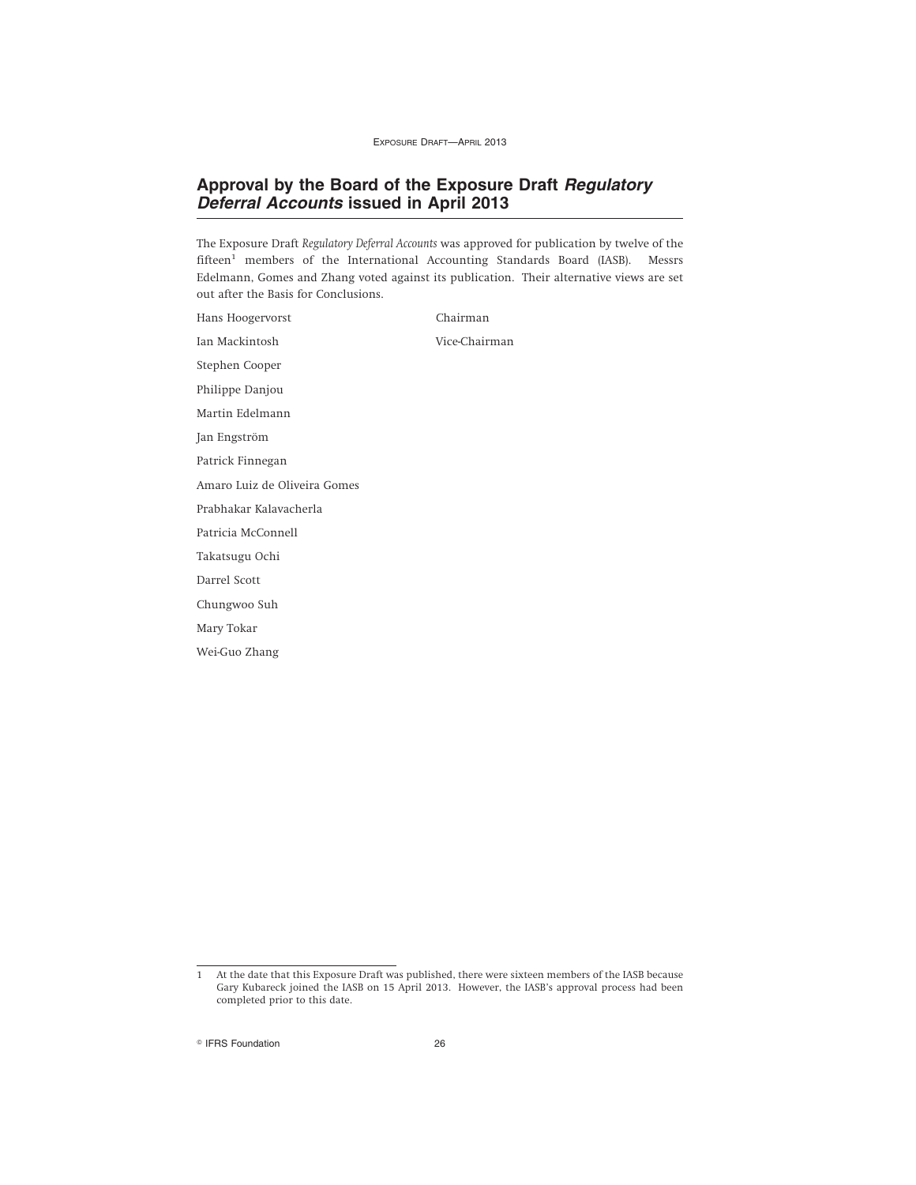## Approval by the Board of the Exposure Draft *Regulatory Deferral Accounts* issued in April 2013

The Exposure Draft *Regulatory Deferral Accounts* was approved for publication by twelve of the fifteen[1] members of the International Accounting Standards Board (IASB). Messrs Edelmann, Gomes and Zhang voted against its publication. Their alternative views are set out after the Basis for Conclusions.

| | |
|---|---|
| Hans Hoogervorst | Chairman |
| Ian Mackintosh | Vice-Chairman |
| Stephen Cooper | |
| Philippe Danjou | |
| Martin Edelmann | |
| Jan Engström | |
| Patrick Finnegan | |
| Amaro Luiz de Oliveira Gomes | |
| Prabhakar Kalavacherla | |
| Patricia McConnell | |
| Takatsugu Ochi | |
| Darrel Scott | |
| Chungwoo Suh | |
| Mary Tokar | |
| Wei-Guo Zhang | |

---

1 At the date that this Exposure Draft was published, there were sixteen members of the IASB because Gary Kubareck joined the IASB on 15 April 2013. However, the IASB's approval process had been completed prior to this date.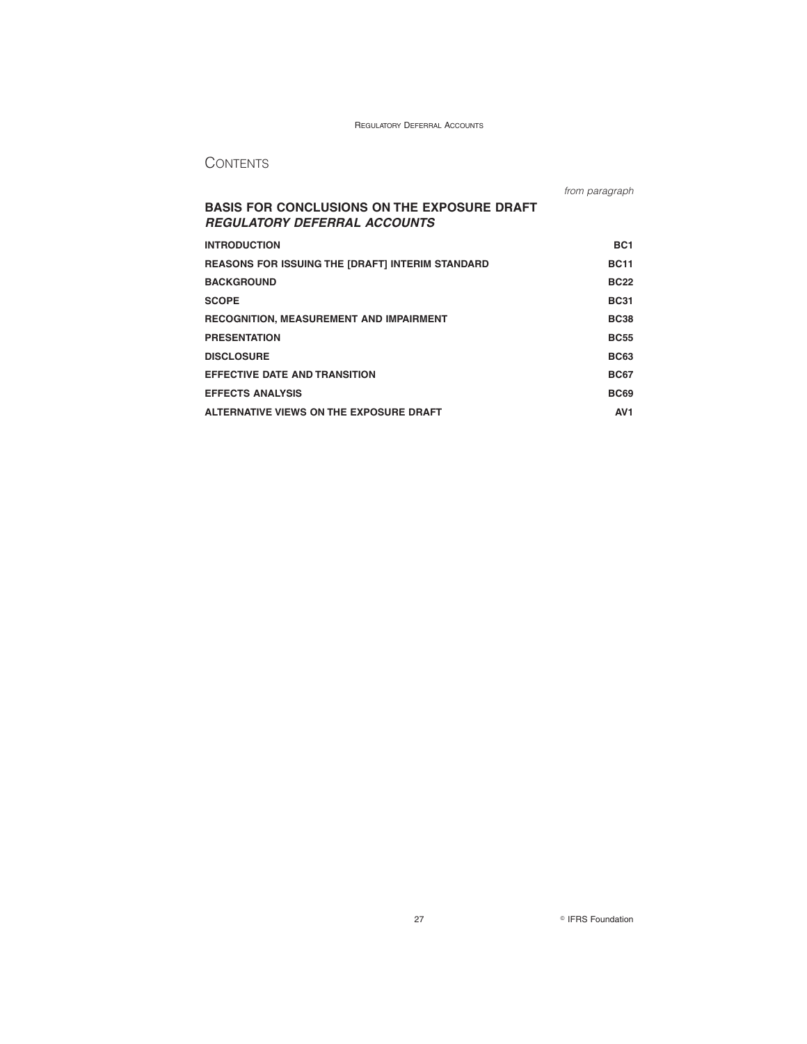# CONTENTS

| | from paragraph |
|---|---|
| **BASIS FOR CONCLUSIONS ON THE EXPOSURE DRAFT *REGULATORY DEFERRAL ACCOUNTS*** | |
| **INTRODUCTION** | **BC1** |
| **REASONS FOR ISSUING THE [DRAFT] INTERIM STANDARD** | **BC11** |
| **BACKGROUND** | **BC22** |
| **SCOPE** | **BC31** |
| **RECOGNITION, MEASUREMENT AND IMPAIRMENT** | **BC38** |
| **PRESENTATION** | **BC55** |
| **DISCLOSURE** | **BC63** |
| **EFFECTIVE DATE AND TRANSITION** | **BC67** |
| **EFFECTS ANALYSIS** | **BC69** |
| **ALTERNATIVE VIEWS ON THE EXPOSURE DRAFT** | **AV1** |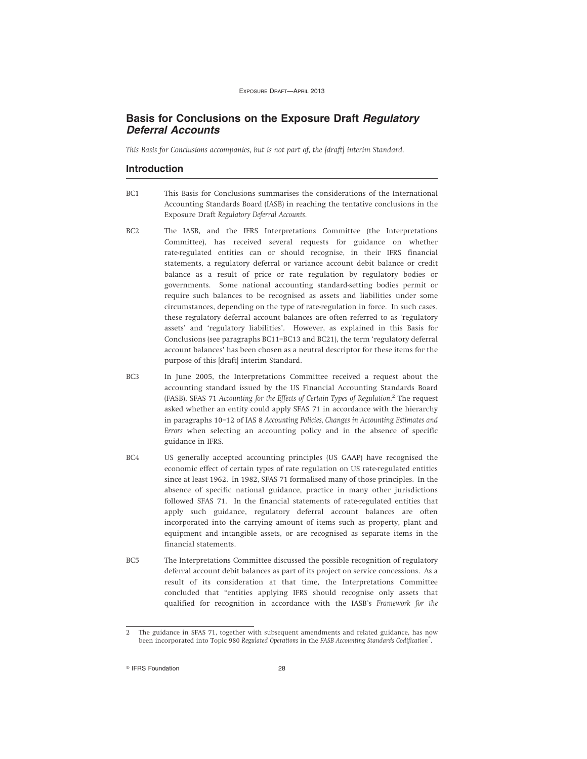## Basis for Conclusions on the Exposure Draft *Regulatory Deferral Accounts*

*This Basis for Conclusions accompanies, but is not part of, the [draft] interim Standard.*

### Introduction

BC1 This Basis for Conclusions summarises the considerations of the International Accounting Standards Board (IASB) in reaching the tentative conclusions in the Exposure Draft *Regulatory Deferral Accounts*.

BC2 The IASB, and the IFRS Interpretations Committee (the Interpretations Committee), has received several requests for guidance on whether rate-regulated entities can or should recognise, in their IFRS financial statements, a regulatory deferral or variance account debit balance or credit balance as a result of price or rate regulation by regulatory bodies or governments. Some national accounting standard-setting bodies permit or require such balances to be recognised as assets and liabilities under some circumstances, depending on the type of rate-regulation in force. In such cases, these regulatory deferral account balances are often referred to as 'regulatory assets' and 'regulatory liabilities'. However, as explained in this Basis for Conclusions (see paragraphs BC11–BC13 and BC21), the term 'regulatory deferral account balances' has been chosen as a neutral descriptor for these items for the purpose of this [draft] interim Standard.

BC3 In June 2005, the Interpretations Committee received a request about the accounting standard issued by the US Financial Accounting Standards Board (FASB), SFAS 71 *Accounting for the Effects of Certain Types of Regulation*.[2] The request asked whether an entity could apply SFAS 71 in accordance with the hierarchy in paragraphs 10–12 of IAS 8 *Accounting Policies, Changes in Accounting Estimates and Errors* when selecting an accounting policy and in the absence of specific guidance in IFRS.

BC4 US generally accepted accounting principles (US GAAP) have recognised the economic effect of certain types of rate regulation on US rate-regulated entities since at least 1962. In 1982, SFAS 71 formalised many of those principles. In the absence of specific national guidance, practice in many other jurisdictions followed SFAS 71. In the financial statements of rate-regulated entities that apply such guidance, regulatory deferral account balances are often incorporated into the carrying amount of items such as property, plant and equipment and intangible assets, or are recognised as separate items in the financial statements.

BC5 The Interpretations Committee discussed the possible recognition of regulatory deferral account debit balances as part of its project on service concessions. As a result of its consideration at that time, the Interpretations Committee concluded that "entities applying IFRS should recognise only assets that qualified for recognition in accordance with the IASB's *Framework for the*

---

[2] The guidance in SFAS 71, together with subsequent amendments and related guidance, has now been incorporated into Topic 980 *Regulated Operations* in the *FASB Accounting Standards Codification*®.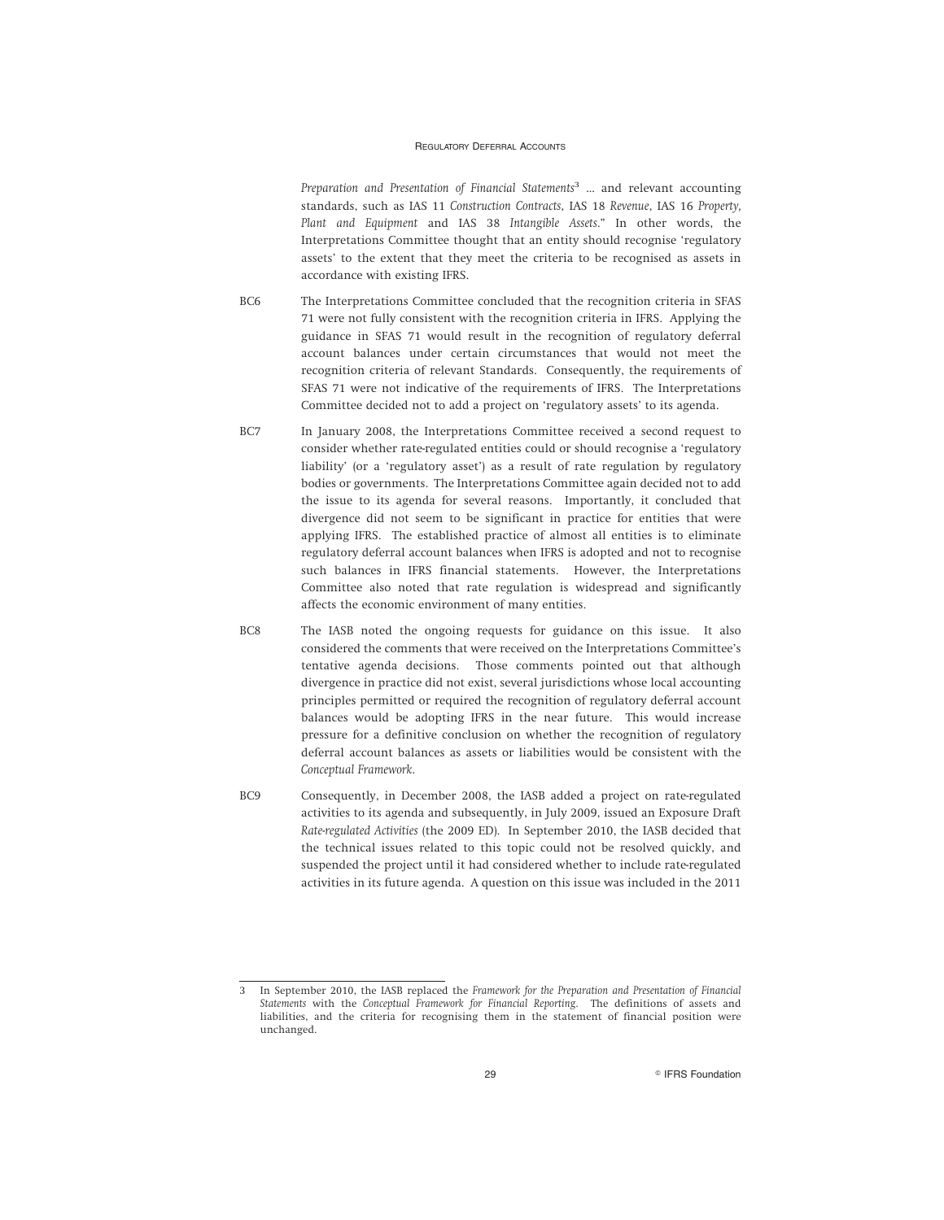*Preparation and Presentation of Financial Statements*[3] … and relevant accounting standards, such as IAS 11 *Construction Contracts*, IAS 18 *Revenue*, IAS 16 *Property, Plant and Equipment* and IAS 38 *Intangible Assets*." In other words, the Interpretations Committee thought that an entity should recognise 'regulatory assets' to the extent that they meet the criteria to be recognised as assets in accordance with existing IFRS.

BC6 The Interpretations Committee concluded that the recognition criteria in SFAS 71 were not fully consistent with the recognition criteria in IFRS. Applying the guidance in SFAS 71 would result in the recognition of regulatory deferral account balances under certain circumstances that would not meet the recognition criteria of relevant Standards. Consequently, the requirements of SFAS 71 were not indicative of the requirements of IFRS. The Interpretations Committee decided not to add a project on 'regulatory assets' to its agenda.

BC7 In January 2008, the Interpretations Committee received a second request to consider whether rate-regulated entities could or should recognise a 'regulatory liability' (or a 'regulatory asset') as a result of rate regulation by regulatory bodies or governments. The Interpretations Committee again decided not to add the issue to its agenda for several reasons. Importantly, it concluded that divergence did not seem to be significant in practice for entities that were applying IFRS. The established practice of almost all entities is to eliminate regulatory deferral account balances when IFRS is adopted and not to recognise such balances in IFRS financial statements. However, the Interpretations Committee also noted that rate regulation is widespread and significantly affects the economic environment of many entities.

BC8 The IASB noted the ongoing requests for guidance on this issue. It also considered the comments that were received on the Interpretations Committee's tentative agenda decisions. Those comments pointed out that although divergence in practice did not exist, several jurisdictions whose local accounting principles permitted or required the recognition of regulatory deferral account balances would be adopting IFRS in the near future. This would increase pressure for a definitive conclusion on whether the recognition of regulatory deferral account balances as assets or liabilities would be consistent with the *Conceptual Framework*.

BC9 Consequently, in December 2008, the IASB added a project on rate-regulated activities to its agenda and subsequently, in July 2009, issued an Exposure Draft *Rate-regulated Activities* (the 2009 ED). In September 2010, the IASB decided that the technical issues related to this topic could not be resolved quickly, and suspended the project until it had considered whether to include rate-regulated activities in its future agenda. A question on this issue was included in the 2011

---

3 In September 2010, the IASB replaced the *Framework for the Preparation and Presentation of Financial Statements* with the *Conceptual Framework for Financial Reporting*. The definitions of assets and liabilities, and the criteria for recognising them in the statement of financial position were unchanged.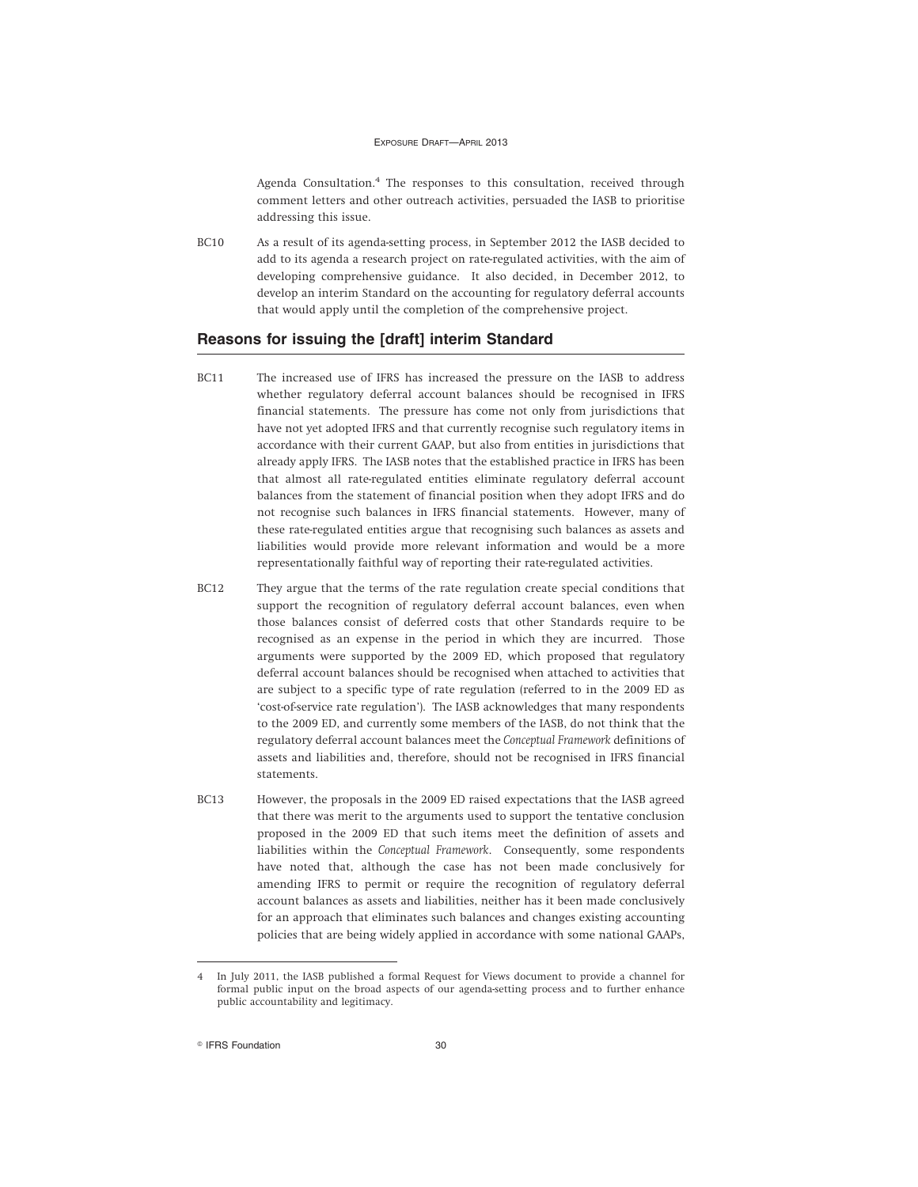Agenda Consultation.[4] The responses to this consultation, received through comment letters and other outreach activities, persuaded the IASB to prioritise addressing this issue.

BC10 As a result of its agenda-setting process, in September 2012 the IASB decided to add to its agenda a research project on rate-regulated activities, with the aim of developing comprehensive guidance. It also decided, in December 2012, to develop an interim Standard on the accounting for regulatory deferral accounts that would apply until the completion of the comprehensive project.

## Reasons for issuing the [draft] interim Standard

BC11 The increased use of IFRS has increased the pressure on the IASB to address whether regulatory deferral account balances should be recognised in IFRS financial statements. The pressure has come not only from jurisdictions that have not yet adopted IFRS and that currently recognise such regulatory items in accordance with their current GAAP, but also from entities in jurisdictions that already apply IFRS. The IASB notes that the established practice in IFRS has been that almost all rate-regulated entities eliminate regulatory deferral account balances from the statement of financial position when they adopt IFRS and do not recognise such balances in IFRS financial statements. However, many of these rate-regulated entities argue that recognising such balances as assets and liabilities would provide more relevant information and would be a more representationally faithful way of reporting their rate-regulated activities.

BC12 They argue that the terms of the rate regulation create special conditions that support the recognition of regulatory deferral account balances, even when those balances consist of deferred costs that other Standards require to be recognised as an expense in the period in which they are incurred. Those arguments were supported by the 2009 ED, which proposed that regulatory deferral account balances should be recognised when attached to activities that are subject to a specific type of rate regulation (referred to in the 2009 ED as 'cost-of-service rate regulation'). The IASB acknowledges that many respondents to the 2009 ED, and currently some members of the IASB, do not think that the regulatory deferral account balances meet the *Conceptual Framework* definitions of assets and liabilities and, therefore, should not be recognised in IFRS financial statements.

BC13 However, the proposals in the 2009 ED raised expectations that the IASB agreed that there was merit to the arguments used to support the tentative conclusion proposed in the 2009 ED that such items meet the definition of assets and liabilities within the *Conceptual Framework*. Consequently, some respondents have noted that, although the case has not been made conclusively for amending IFRS to permit or require the recognition of regulatory deferral account balances as assets and liabilities, neither has it been made conclusively for an approach that eliminates such balances and changes existing accounting policies that are being widely applied in accordance with some national GAAPs,

4 In July 2011, the IASB published a formal Request for Views document to provide a channel for formal public input on the broad aspects of our agenda-setting process and to further enhance public accountability and legitimacy.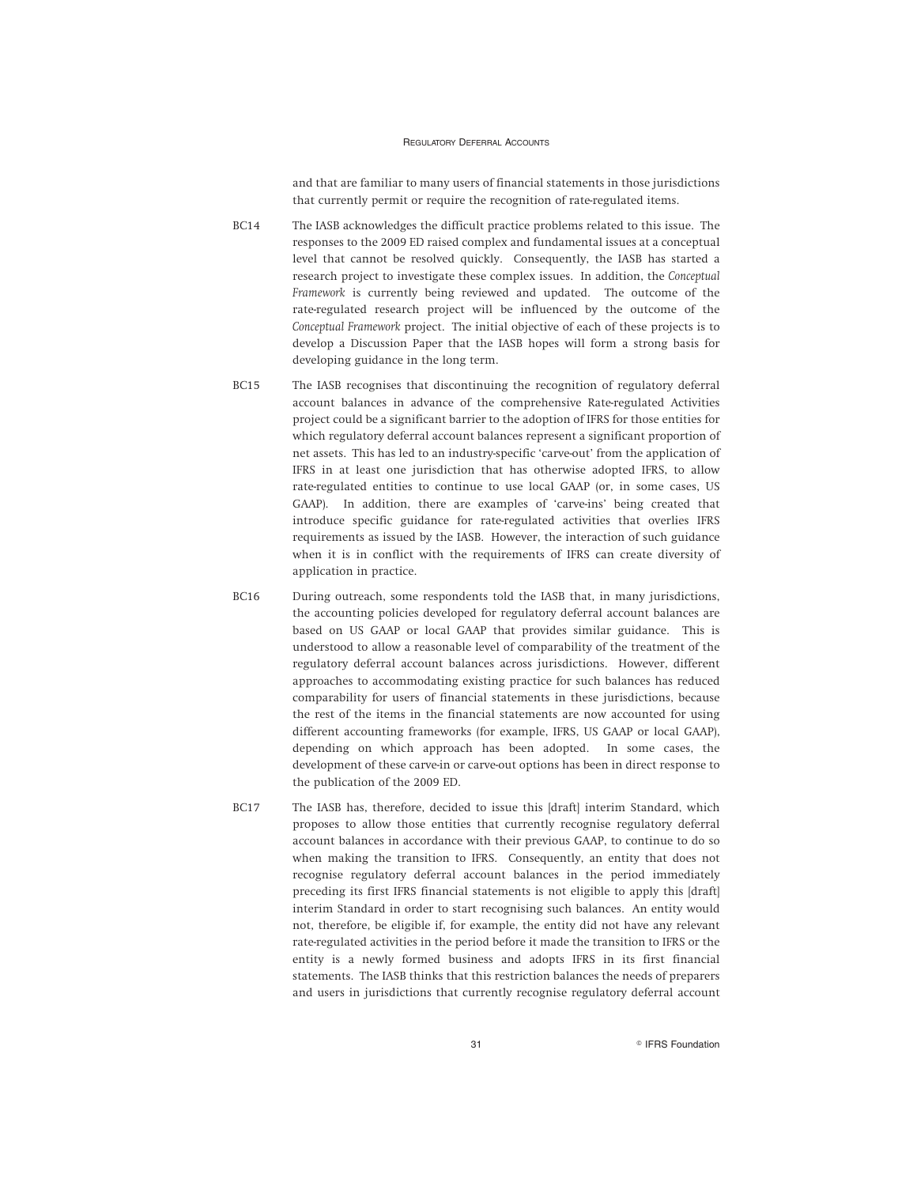and that are familiar to many users of financial statements in those jurisdictions that currently permit or require the recognition of rate-regulated items.

BC14 The IASB acknowledges the difficult practice problems related to this issue. The responses to the 2009 ED raised complex and fundamental issues at a conceptual level that cannot be resolved quickly. Consequently, the IASB has started a research project to investigate these complex issues. In addition, the *Conceptual Framework* is currently being reviewed and updated. The outcome of the rate-regulated research project will be influenced by the outcome of the *Conceptual Framework* project. The initial objective of each of these projects is to develop a Discussion Paper that the IASB hopes will form a strong basis for developing guidance in the long term.

BC15 The IASB recognises that discontinuing the recognition of regulatory deferral account balances in advance of the comprehensive Rate-regulated Activities project could be a significant barrier to the adoption of IFRS for those entities for which regulatory deferral account balances represent a significant proportion of net assets. This has led to an industry-specific 'carve-out' from the application of IFRS in at least one jurisdiction that has otherwise adopted IFRS, to allow rate-regulated entities to continue to use local GAAP (or, in some cases, US GAAP). In addition, there are examples of 'carve-ins' being created that introduce specific guidance for rate-regulated activities that overlies IFRS requirements as issued by the IASB. However, the interaction of such guidance when it is in conflict with the requirements of IFRS can create diversity of application in practice.

BC16 During outreach, some respondents told the IASB that, in many jurisdictions, the accounting policies developed for regulatory deferral account balances are based on US GAAP or local GAAP that provides similar guidance. This is understood to allow a reasonable level of comparability of the treatment of the regulatory deferral account balances across jurisdictions. However, different approaches to accommodating existing practice for such balances has reduced comparability for users of financial statements in these jurisdictions, because the rest of the items in the financial statements are now accounted for using different accounting frameworks (for example, IFRS, US GAAP or local GAAP), depending on which approach has been adopted. In some cases, the development of these carve-in or carve-out options has been in direct response to the publication of the 2009 ED.

BC17 The IASB has, therefore, decided to issue this [draft] interim Standard, which proposes to allow those entities that currently recognise regulatory deferral account balances in accordance with their previous GAAP, to continue to do so when making the transition to IFRS. Consequently, an entity that does not recognise regulatory deferral account balances in the period immediately preceding its first IFRS financial statements is not eligible to apply this [draft] interim Standard in order to start recognising such balances. An entity would not, therefore, be eligible if, for example, the entity did not have any relevant rate-regulated activities in the period before it made the transition to IFRS or the entity is a newly formed business and adopts IFRS in its first financial statements. The IASB thinks that this restriction balances the needs of preparers and users in jurisdictions that currently recognise regulatory deferral account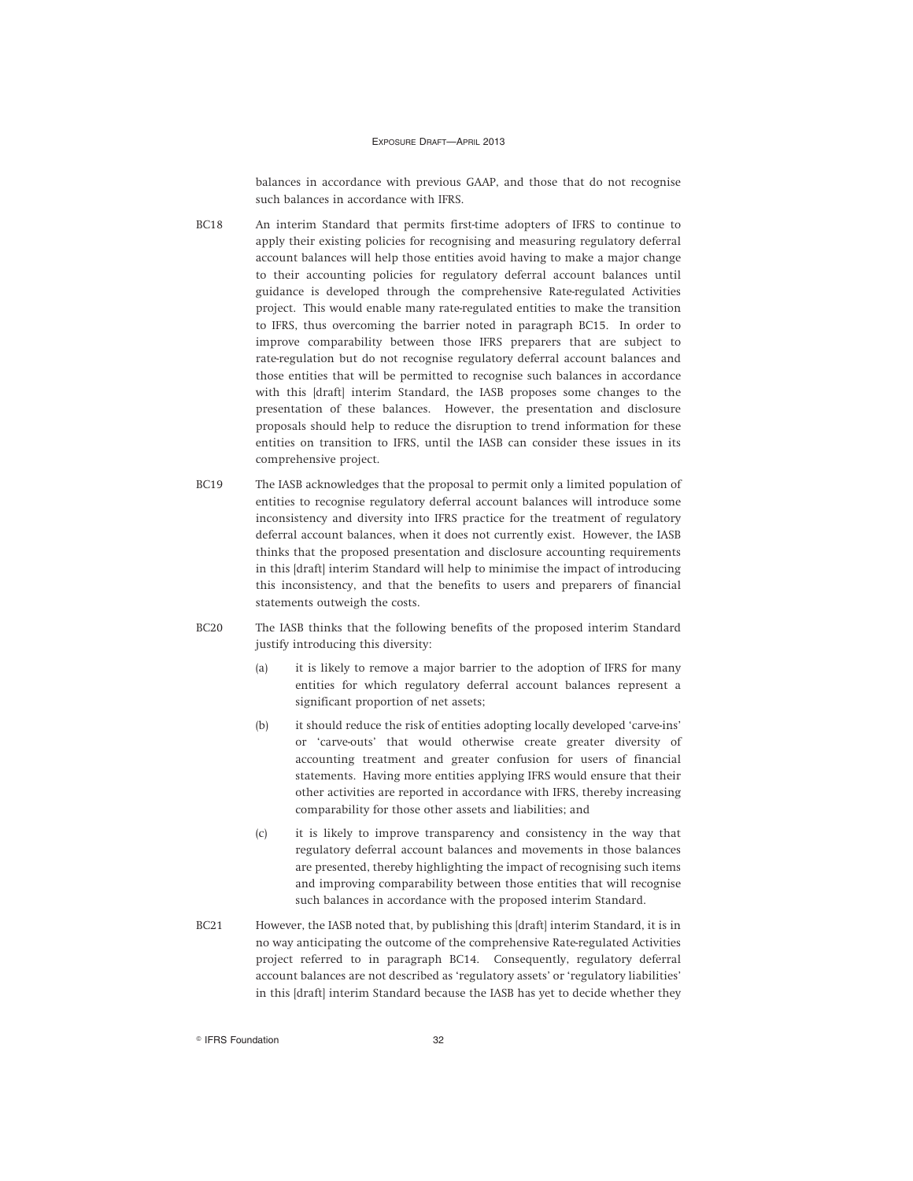balances in accordance with previous GAAP, and those that do not recognise such balances in accordance with IFRS.

BC18 An interim Standard that permits first-time adopters of IFRS to continue to apply their existing policies for recognising and measuring regulatory deferral account balances will help those entities avoid having to make a major change to their accounting policies for regulatory deferral account balances until guidance is developed through the comprehensive Rate-regulated Activities project. This would enable many rate-regulated entities to make the transition to IFRS, thus overcoming the barrier noted in paragraph BC15. In order to improve comparability between those IFRS preparers that are subject to rate-regulation but do not recognise regulatory deferral account balances and those entities that will be permitted to recognise such balances in accordance with this [draft] interim Standard, the IASB proposes some changes to the presentation of these balances. However, the presentation and disclosure proposals should help to reduce the disruption to trend information for these entities on transition to IFRS, until the IASB can consider these issues in its comprehensive project.

BC19 The IASB acknowledges that the proposal to permit only a limited population of entities to recognise regulatory deferral account balances will introduce some inconsistency and diversity into IFRS practice for the treatment of regulatory deferral account balances, when it does not currently exist. However, the IASB thinks that the proposed presentation and disclosure accounting requirements in this [draft] interim Standard will help to minimise the impact of introducing this inconsistency, and that the benefits to users and preparers of financial statements outweigh the costs.

BC20 The IASB thinks that the following benefits of the proposed interim Standard justify introducing this diversity:

(a) it is likely to remove a major barrier to the adoption of IFRS for many entities for which regulatory deferral account balances represent a significant proportion of net assets;

(b) it should reduce the risk of entities adopting locally developed 'carve-ins' or 'carve-outs' that would otherwise create greater diversity of accounting treatment and greater confusion for users of financial statements. Having more entities applying IFRS would ensure that their other activities are reported in accordance with IFRS, thereby increasing comparability for those other assets and liabilities; and

(c) it is likely to improve transparency and consistency in the way that regulatory deferral account balances and movements in those balances are presented, thereby highlighting the impact of recognising such items and improving comparability between those entities that will recognise such balances in accordance with the proposed interim Standard.

BC21 However, the IASB noted that, by publishing this [draft] interim Standard, it is in no way anticipating the outcome of the comprehensive Rate-regulated Activities project referred to in paragraph BC14. Consequently, regulatory deferral account balances are not described as 'regulatory assets' or 'regulatory liabilities' in this [draft] interim Standard because the IASB has yet to decide whether they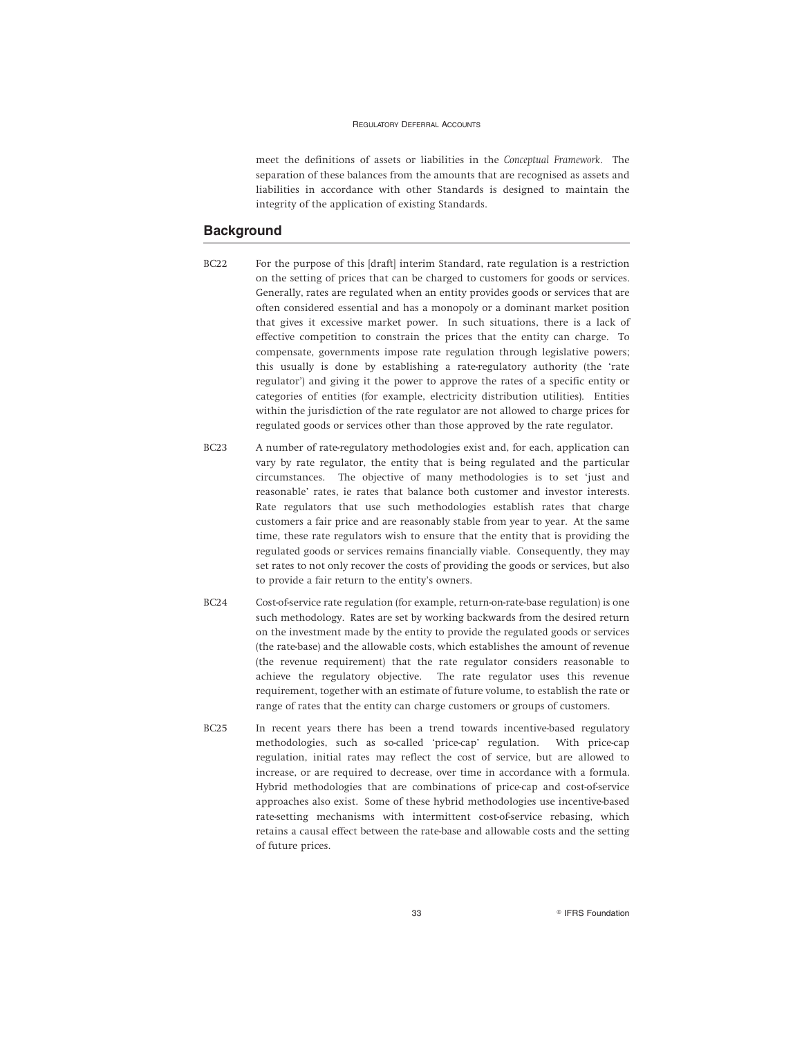meet the definitions of assets or liabilities in the *Conceptual Framework*. The separation of these balances from the amounts that are recognised as assets and liabilities in accordance with other Standards is designed to maintain the integrity of the application of existing Standards.

## Background

BC22 For the purpose of this [draft] interim Standard, rate regulation is a restriction on the setting of prices that can be charged to customers for goods or services. Generally, rates are regulated when an entity provides goods or services that are often considered essential and has a monopoly or a dominant market position that gives it excessive market power. In such situations, there is a lack of effective competition to constrain the prices that the entity can charge. To compensate, governments impose rate regulation through legislative powers; this usually is done by establishing a rate-regulatory authority (the 'rate regulator') and giving it the power to approve the rates of a specific entity or categories of entities (for example, electricity distribution utilities). Entities within the jurisdiction of the rate regulator are not allowed to charge prices for regulated goods or services other than those approved by the rate regulator.

BC23 A number of rate-regulatory methodologies exist and, for each, application can vary by rate regulator, the entity that is being regulated and the particular circumstances. The objective of many methodologies is to set 'just and reasonable' rates, ie rates that balance both customer and investor interests. Rate regulators that use such methodologies establish rates that charge customers a fair price and are reasonably stable from year to year. At the same time, these rate regulators wish to ensure that the entity that is providing the regulated goods or services remains financially viable. Consequently, they may set rates to not only recover the costs of providing the goods or services, but also to provide a fair return to the entity's owners.

BC24 Cost-of-service rate regulation (for example, return-on-rate-base regulation) is one such methodology. Rates are set by working backwards from the desired return on the investment made by the entity to provide the regulated goods or services (the rate-base) and the allowable costs, which establishes the amount of revenue (the revenue requirement) that the rate regulator considers reasonable to achieve the regulatory objective. The rate regulator uses this revenue requirement, together with an estimate of future volume, to establish the rate or range of rates that the entity can charge customers or groups of customers.

BC25 In recent years there has been a trend towards incentive-based regulatory methodologies, such as so-called 'price-cap' regulation. With price-cap regulation, initial rates may reflect the cost of service, but are allowed to increase, or are required to decrease, over time in accordance with a formula. Hybrid methodologies that are combinations of price-cap and cost-of-service approaches also exist. Some of these hybrid methodologies use incentive-based rate-setting mechanisms with intermittent cost-of-service rebasing, which retains a causal effect between the rate-base and allowable costs and the setting of future prices.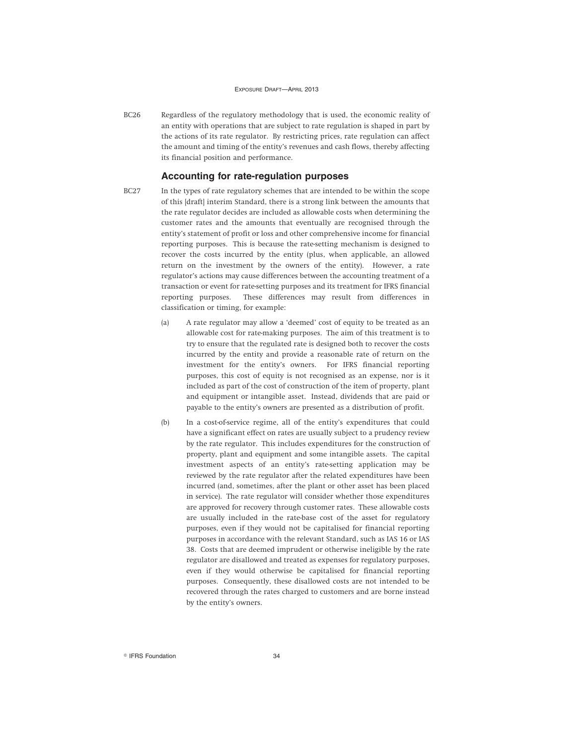BC26 Regardless of the regulatory methodology that is used, the economic reality of an entity with operations that are subject to rate regulation is shaped in part by the actions of its rate regulator. By restricting prices, rate regulation can affect the amount and timing of the entity's revenues and cash flows, thereby affecting its financial position and performance.

## Accounting for rate-regulation purposes

BC27 In the types of rate regulatory schemes that are intended to be within the scope of this [draft] interim Standard, there is a strong link between the amounts that the rate regulator decides are included as allowable costs when determining the customer rates and the amounts that eventually are recognised through the entity's statement of profit or loss and other comprehensive income for financial reporting purposes. This is because the rate-setting mechanism is designed to recover the costs incurred by the entity (plus, when applicable, an allowed return on the investment by the owners of the entity). However, a rate regulator's actions may cause differences between the accounting treatment of a transaction or event for rate-setting purposes and its treatment for IFRS financial reporting purposes. These differences may result from differences in classification or timing, for example:

(a) A rate regulator may allow a 'deemed' cost of equity to be treated as an allowable cost for rate-making purposes. The aim of this treatment is to try to ensure that the regulated rate is designed both to recover the costs incurred by the entity and provide a reasonable rate of return on the investment for the entity's owners. For IFRS financial reporting purposes, this cost of equity is not recognised as an expense, nor is it included as part of the cost of construction of the item of property, plant and equipment or intangible asset. Instead, dividends that are paid or payable to the entity's owners are presented as a distribution of profit.

(b) In a cost-of-service regime, all of the entity's expenditures that could have a significant effect on rates are usually subject to a prudency review by the rate regulator. This includes expenditures for the construction of property, plant and equipment and some intangible assets. The capital investment aspects of an entity's rate-setting application may be reviewed by the rate regulator after the related expenditures have been incurred (and, sometimes, after the plant or other asset has been placed in service). The rate regulator will consider whether those expenditures are approved for recovery through customer rates. These allowable costs are usually included in the rate-base cost of the asset for regulatory purposes, even if they would not be capitalised for financial reporting purposes in accordance with the relevant Standard, such as IAS 16 or IAS 38. Costs that are deemed imprudent or otherwise ineligible by the rate regulator are disallowed and treated as expenses for regulatory purposes, even if they would otherwise be capitalised for financial reporting purposes. Consequently, these disallowed costs are not intended to be recovered through the rates charged to customers and are borne instead by the entity's owners.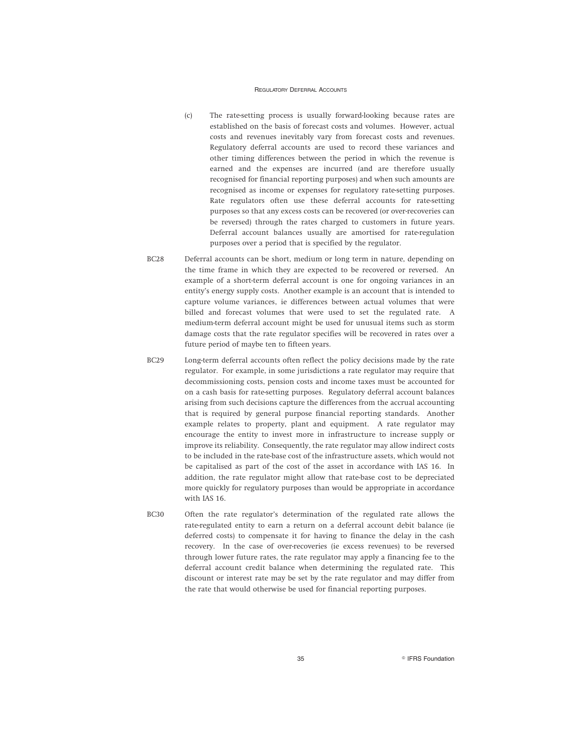(c) The rate-setting process is usually forward-looking because rates are established on the basis of forecast costs and volumes. However, actual costs and revenues inevitably vary from forecast costs and revenues. Regulatory deferral accounts are used to record these variances and other timing differences between the period in which the revenue is earned and the expenses are incurred (and are therefore usually recognised for financial reporting purposes) and when such amounts are recognised as income or expenses for regulatory rate-setting purposes. Rate regulators often use these deferral accounts for rate-setting purposes so that any excess costs can be recovered (or over-recoveries can be reversed) through the rates charged to customers in future years. Deferral account balances usually are amortised for rate-regulation purposes over a period that is specified by the regulator.

BC28 Deferral accounts can be short, medium or long term in nature, depending on the time frame in which they are expected to be recovered or reversed. An example of a short-term deferral account is one for ongoing variances in an entity's energy supply costs. Another example is an account that is intended to capture volume variances, ie differences between actual volumes that were billed and forecast volumes that were used to set the regulated rate. A medium-term deferral account might be used for unusual items such as storm damage costs that the rate regulator specifies will be recovered in rates over a future period of maybe ten to fifteen years.

BC29 Long-term deferral accounts often reflect the policy decisions made by the rate regulator. For example, in some jurisdictions a rate regulator may require that decommissioning costs, pension costs and income taxes must be accounted for on a cash basis for rate-setting purposes. Regulatory deferral account balances arising from such decisions capture the differences from the accrual accounting that is required by general purpose financial reporting standards. Another example relates to property, plant and equipment. A rate regulator may encourage the entity to invest more in infrastructure to increase supply or improve its reliability. Consequently, the rate regulator may allow indirect costs to be included in the rate-base cost of the infrastructure assets, which would not be capitalised as part of the cost of the asset in accordance with IAS 16. In addition, the rate regulator might allow that rate-base cost to be depreciated more quickly for regulatory purposes than would be appropriate in accordance with IAS 16.

BC30 Often the rate regulator's determination of the regulated rate allows the rate-regulated entity to earn a return on a deferral account debit balance (ie deferred costs) to compensate it for having to finance the delay in the cash recovery. In the case of over-recoveries (ie excess revenues) to be reversed through lower future rates, the rate regulator may apply a financing fee to the deferral account credit balance when determining the regulated rate. This discount or interest rate may be set by the rate regulator and may differ from the rate that would otherwise be used for financial reporting purposes.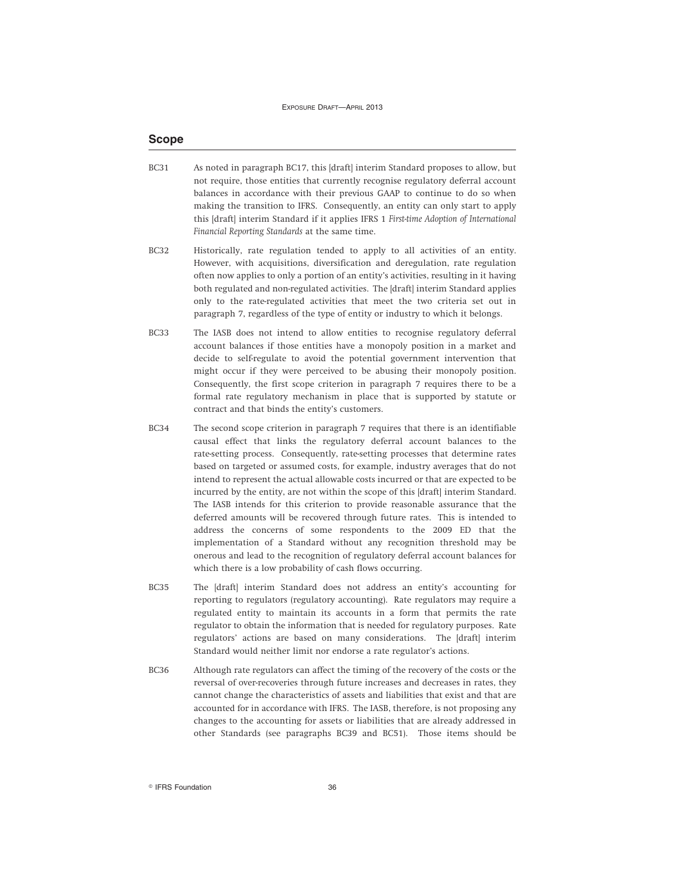## Scope

BC31 As noted in paragraph BC17, this [draft] interim Standard proposes to allow, but not require, those entities that currently recognise regulatory deferral account balances in accordance with their previous GAAP to continue to do so when making the transition to IFRS. Consequently, an entity can only start to apply this [draft] interim Standard if it applies IFRS 1 *First-time Adoption of International Financial Reporting Standards* at the same time.

BC32 Historically, rate regulation tended to apply to all activities of an entity. However, with acquisitions, diversification and deregulation, rate regulation often now applies to only a portion of an entity's activities, resulting in it having both regulated and non-regulated activities. The [draft] interim Standard applies only to the rate-regulated activities that meet the two criteria set out in paragraph 7, regardless of the type of entity or industry to which it belongs.

BC33 The IASB does not intend to allow entities to recognise regulatory deferral account balances if those entities have a monopoly position in a market and decide to self-regulate to avoid the potential government intervention that might occur if they were perceived to be abusing their monopoly position. Consequently, the first scope criterion in paragraph 7 requires there to be a formal rate regulatory mechanism in place that is supported by statute or contract and that binds the entity's customers.

BC34 The second scope criterion in paragraph 7 requires that there is an identifiable causal effect that links the regulatory deferral account balances to the rate-setting process. Consequently, rate-setting processes that determine rates based on targeted or assumed costs, for example, industry averages that do not intend to represent the actual allowable costs incurred or that are expected to be incurred by the entity, are not within the scope of this [draft] interim Standard. The IASB intends for this criterion to provide reasonable assurance that the deferred amounts will be recovered through future rates. This is intended to address the concerns of some respondents to the 2009 ED that the implementation of a Standard without any recognition threshold may be onerous and lead to the recognition of regulatory deferral account balances for which there is a low probability of cash flows occurring.

BC35 The [draft] interim Standard does not address an entity's accounting for reporting to regulators (regulatory accounting). Rate regulators may require a regulated entity to maintain its accounts in a form that permits the rate regulator to obtain the information that is needed for regulatory purposes. Rate regulators' actions are based on many considerations. The [draft] interim Standard would neither limit nor endorse a rate regulator's actions.

BC36 Although rate regulators can affect the timing of the recovery of the costs or the reversal of over-recoveries through future increases and decreases in rates, they cannot change the characteristics of assets and liabilities that exist and that are accounted for in accordance with IFRS. The IASB, therefore, is not proposing any changes to the accounting for assets or liabilities that are already addressed in other Standards (see paragraphs BC39 and BC51). Those items should be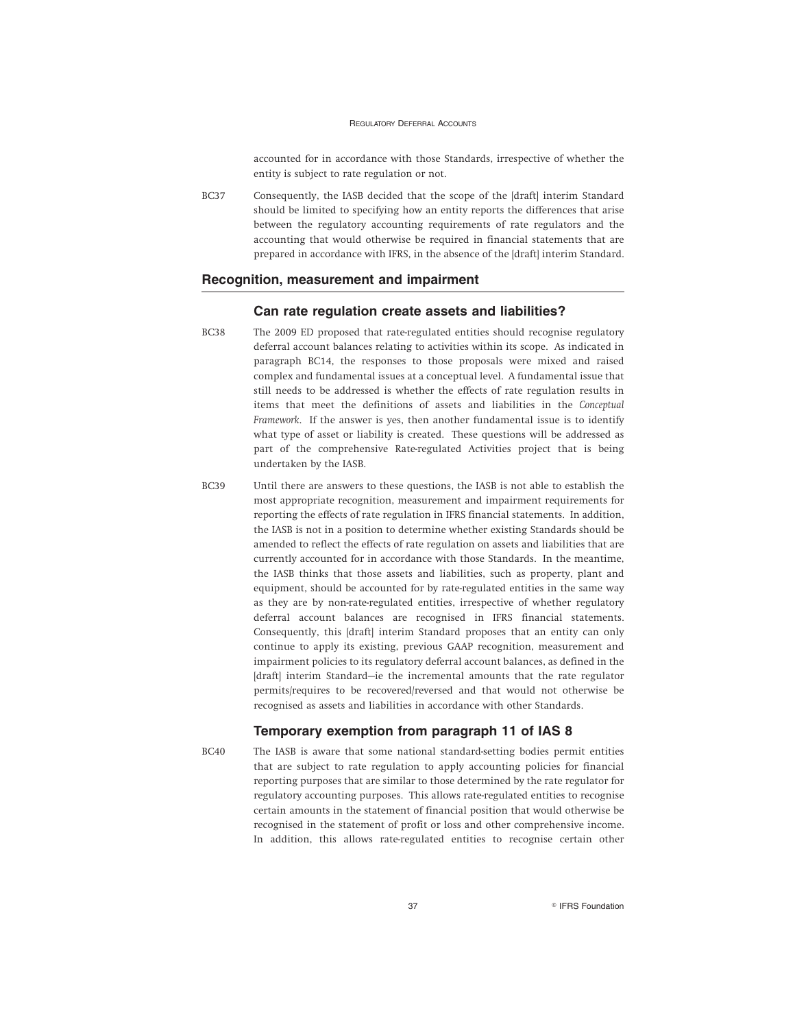accounted for in accordance with those Standards, irrespective of whether the entity is subject to rate regulation or not.

BC37 Consequently, the IASB decided that the scope of the [draft] interim Standard should be limited to specifying how an entity reports the differences that arise between the regulatory accounting requirements of rate regulators and the accounting that would otherwise be required in financial statements that are prepared in accordance with IFRS, in the absence of the [draft] interim Standard.

## Recognition, measurement and impairment

### Can rate regulation create assets and liabilities?

BC38 The 2009 ED proposed that rate-regulated entities should recognise regulatory deferral account balances relating to activities within its scope. As indicated in paragraph BC14, the responses to those proposals were mixed and raised complex and fundamental issues at a conceptual level. A fundamental issue that still needs to be addressed is whether the effects of rate regulation results in items that meet the definitions of assets and liabilities in the *Conceptual Framework*. If the answer is yes, then another fundamental issue is to identify what type of asset or liability is created. These questions will be addressed as part of the comprehensive Rate-regulated Activities project that is being undertaken by the IASB.

BC39 Until there are answers to these questions, the IASB is not able to establish the most appropriate recognition, measurement and impairment requirements for reporting the effects of rate regulation in IFRS financial statements. In addition, the IASB is not in a position to determine whether existing Standards should be amended to reflect the effects of rate regulation on assets and liabilities that are currently accounted for in accordance with those Standards. In the meantime, the IASB thinks that those assets and liabilities, such as property, plant and equipment, should be accounted for by rate-regulated entities in the same way as they are by non-rate-regulated entities, irrespective of whether regulatory deferral account balances are recognised in IFRS financial statements. Consequently, this [draft] interim Standard proposes that an entity can only continue to apply its existing, previous GAAP recognition, measurement and impairment policies to its regulatory deferral account balances, as defined in the [draft] interim Standard—ie the incremental amounts that the rate regulator permits/requires to be recovered/reversed and that would not otherwise be recognised as assets and liabilities in accordance with other Standards.

### Temporary exemption from paragraph 11 of IAS 8

BC40 The IASB is aware that some national standard-setting bodies permit entities that are subject to rate regulation to apply accounting policies for financial reporting purposes that are similar to those determined by the rate regulator for regulatory accounting purposes. This allows rate-regulated entities to recognise certain amounts in the statement of financial position that would otherwise be recognised in the statement of profit or loss and other comprehensive income. In addition, this allows rate-regulated entities to recognise certain other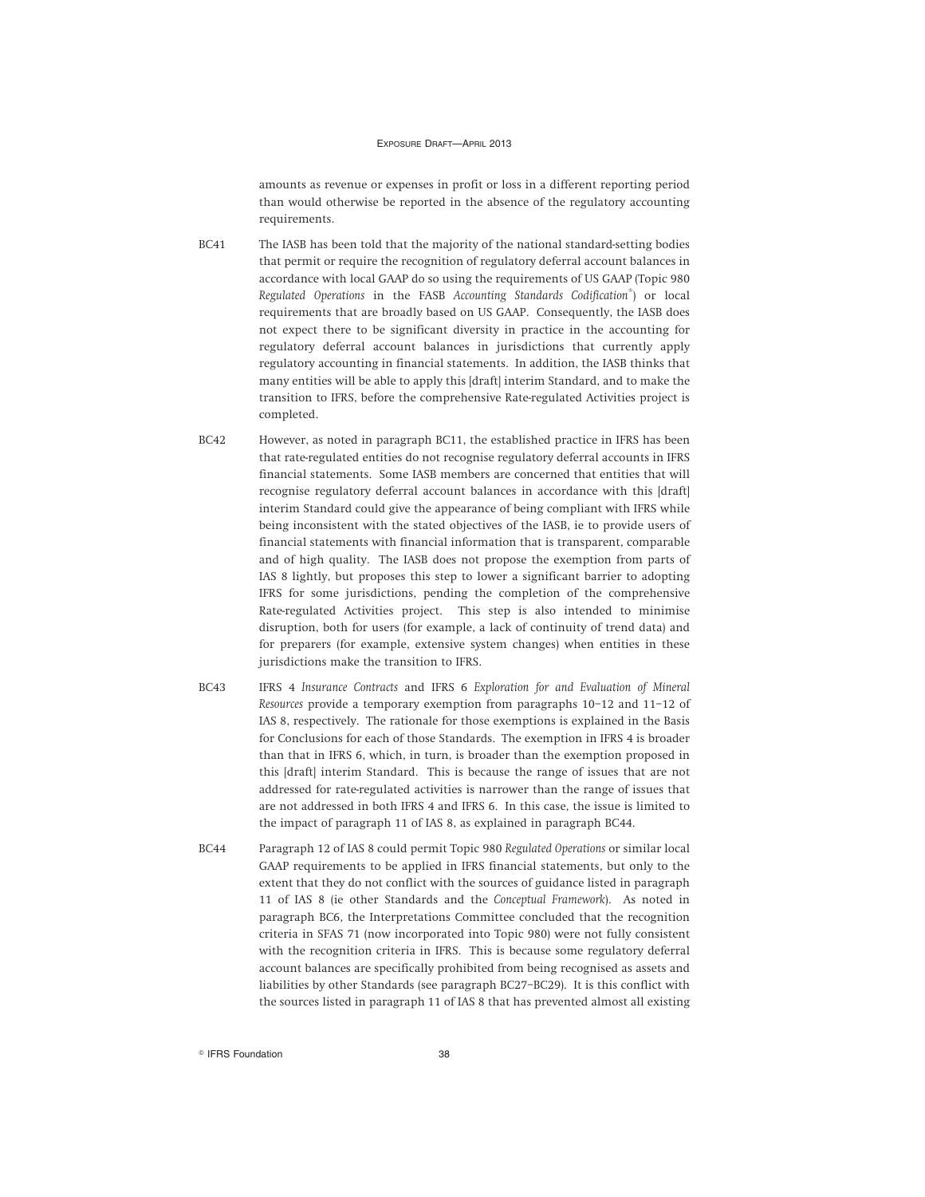amounts as revenue or expenses in profit or loss in a different reporting period than would otherwise be reported in the absence of the regulatory accounting requirements.

BC41 The IASB has been told that the majority of the national standard-setting bodies that permit or require the recognition of regulatory deferral account balances in accordance with local GAAP do so using the requirements of US GAAP (Topic 980 *Regulated Operations* in the FASB *Accounting Standards Codification*®) or local requirements that are broadly based on US GAAP. Consequently, the IASB does not expect there to be significant diversity in practice in the accounting for regulatory deferral account balances in jurisdictions that currently apply regulatory accounting in financial statements. In addition, the IASB thinks that many entities will be able to apply this [draft] interim Standard, and to make the transition to IFRS, before the comprehensive Rate-regulated Activities project is completed.

BC42 However, as noted in paragraph BC11, the established practice in IFRS has been that rate-regulated entities do not recognise regulatory deferral accounts in IFRS financial statements. Some IASB members are concerned that entities that will recognise regulatory deferral account balances in accordance with this [draft] interim Standard could give the appearance of being compliant with IFRS while being inconsistent with the stated objectives of the IASB, ie to provide users of financial statements with financial information that is transparent, comparable and of high quality. The IASB does not propose the exemption from parts of IAS 8 lightly, but proposes this step to lower a significant barrier to adopting IFRS for some jurisdictions, pending the completion of the comprehensive Rate-regulated Activities project. This step is also intended to minimise disruption, both for users (for example, a lack of continuity of trend data) and for preparers (for example, extensive system changes) when entities in these jurisdictions make the transition to IFRS.

BC43 IFRS 4 *Insurance Contracts* and IFRS 6 *Exploration for and Evaluation of Mineral Resources* provide a temporary exemption from paragraphs 10–12 and 11–12 of IAS 8, respectively. The rationale for those exemptions is explained in the Basis for Conclusions for each of those Standards. The exemption in IFRS 4 is broader than that in IFRS 6, which, in turn, is broader than the exemption proposed in this [draft] interim Standard. This is because the range of issues that are not addressed for rate-regulated activities is narrower than the range of issues that are not addressed in both IFRS 4 and IFRS 6. In this case, the issue is limited to the impact of paragraph 11 of IAS 8, as explained in paragraph BC44.

BC44 Paragraph 12 of IAS 8 could permit Topic 980 *Regulated Operations* or similar local GAAP requirements to be applied in IFRS financial statements, but only to the extent that they do not conflict with the sources of guidance listed in paragraph 11 of IAS 8 (ie other Standards and the *Conceptual Framework*). As noted in paragraph BC6, the Interpretations Committee concluded that the recognition criteria in SFAS 71 (now incorporated into Topic 980) were not fully consistent with the recognition criteria in IFRS. This is because some regulatory deferral account balances are specifically prohibited from being recognised as assets and liabilities by other Standards (see paragraph BC27–BC29). It is this conflict with the sources listed in paragraph 11 of IAS 8 that has prevented almost all existing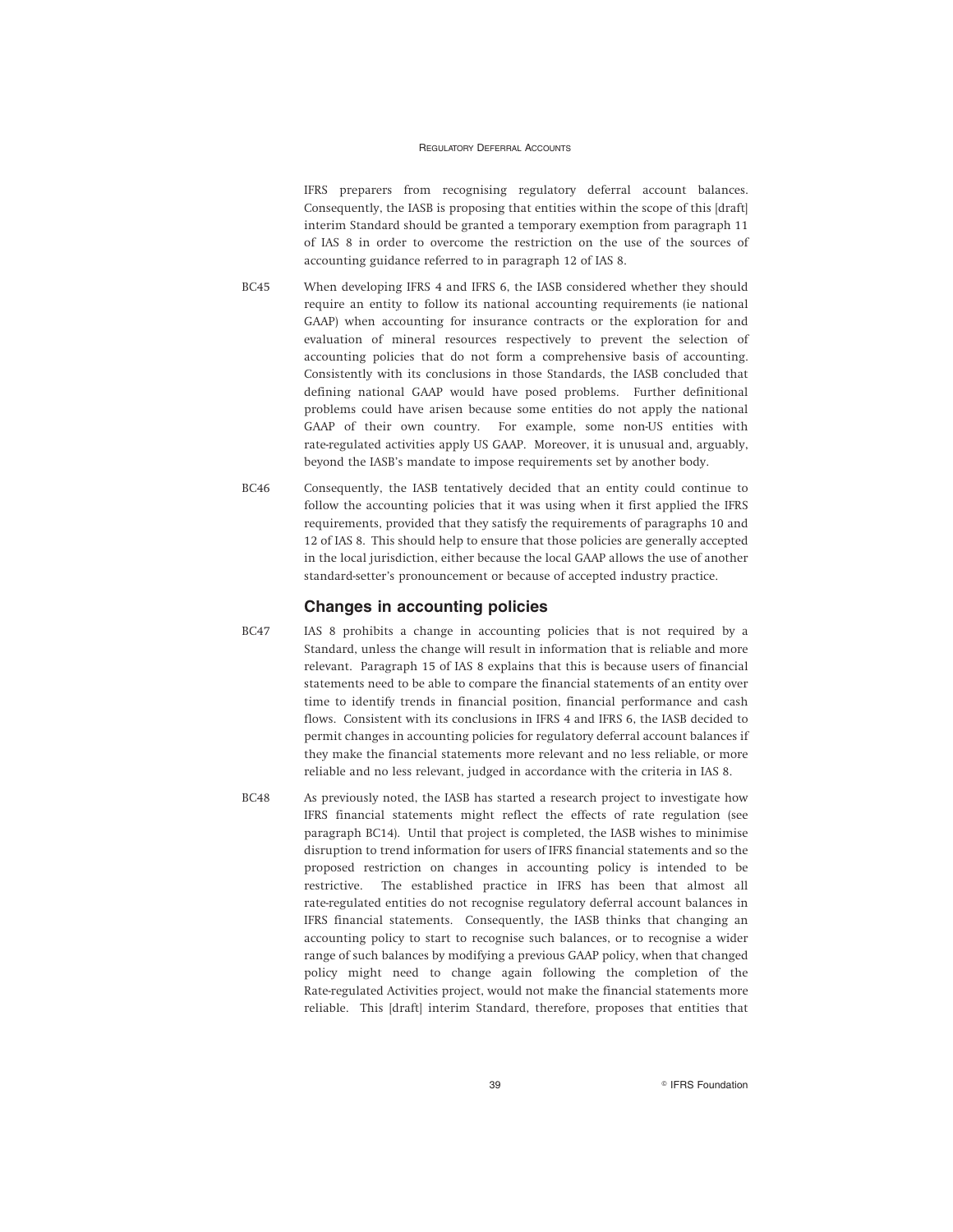IFRS preparers from recognising regulatory deferral account balances. Consequently, the IASB is proposing that entities within the scope of this [draft] interim Standard should be granted a temporary exemption from paragraph 11 of IAS 8 in order to overcome the restriction on the use of the sources of accounting guidance referred to in paragraph 12 of IAS 8.

BC45 When developing IFRS 4 and IFRS 6, the IASB considered whether they should require an entity to follow its national accounting requirements (ie national GAAP) when accounting for insurance contracts or the exploration for and evaluation of mineral resources respectively to prevent the selection of accounting policies that do not form a comprehensive basis of accounting. Consistently with its conclusions in those Standards, the IASB concluded that defining national GAAP would have posed problems. Further definitional problems could have arisen because some entities do not apply the national GAAP of their own country. For example, some non-US entities with rate-regulated activities apply US GAAP. Moreover, it is unusual and, arguably, beyond the IASB's mandate to impose requirements set by another body.

BC46 Consequently, the IASB tentatively decided that an entity could continue to follow the accounting policies that it was using when it first applied the IFRS requirements, provided that they satisfy the requirements of paragraphs 10 and 12 of IAS 8. This should help to ensure that those policies are generally accepted in the local jurisdiction, either because the local GAAP allows the use of another standard-setter's pronouncement or because of accepted industry practice.

### Changes in accounting policies

BC47 IAS 8 prohibits a change in accounting policies that is not required by a Standard, unless the change will result in information that is reliable and more relevant. Paragraph 15 of IAS 8 explains that this is because users of financial statements need to be able to compare the financial statements of an entity over time to identify trends in financial position, financial performance and cash flows. Consistent with its conclusions for IFRS 4 and IFRS 6, the IASB decided to permit changes in accounting policies for regulatory deferral account balances if they make the financial statements more relevant and no less reliable, or more reliable and no less relevant, judged in accordance with the criteria in IAS 8.

BC48 As previously noted, the IASB has started a research project to investigate how IFRS financial statements might reflect the effects of rate regulation (see paragraph BC14). Until that project is completed, the IASB wishes to minimise disruption to trend information for users of IFRS financial statements and so the proposed restriction on changes in accounting policy is intended to be restrictive. The established practice in IFRS has been that almost all rate-regulated entities do not recognise regulatory deferral account balances in IFRS financial statements. Consequently, the IASB thinks that changing an accounting policy to start to recognise such balances, or to recognise a wider range of such balances by modifying a previous GAAP policy, when that changed policy might need to change again following the completion of the Rate-regulated Activities project, would not make the financial statements more reliable. This [draft] interim Standard, therefore, proposes that entities that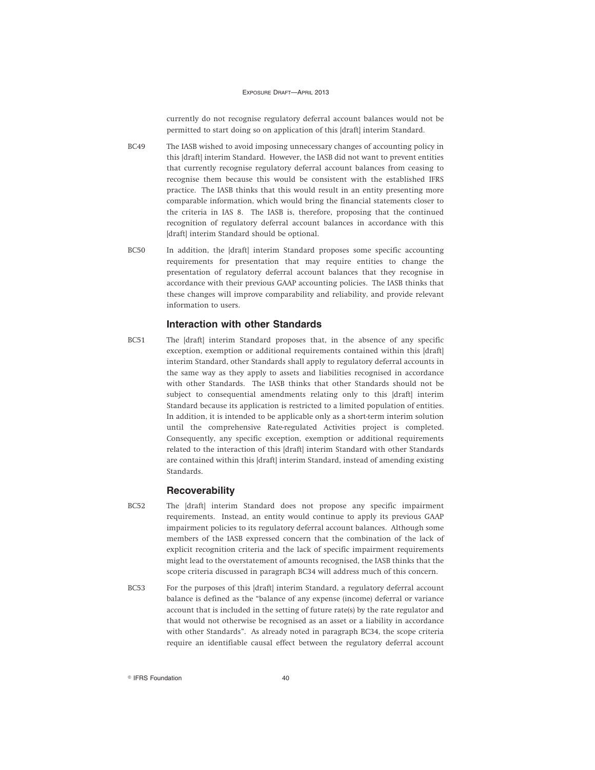currently do not recognise regulatory deferral account balances would not be permitted to start doing so on application of this [draft] interim Standard.

BC49 The IASB wished to avoid imposing unnecessary changes of accounting policy in this [draft] interim Standard. However, the IASB did not want to prevent entities that currently recognise regulatory deferral account balances from ceasing to recognise them because this would be consistent with the established IFRS practice. The IASB thinks that this would result in an entity presenting more comparable information, which would bring the financial statements closer to the criteria in IAS 8. The IASB is, therefore, proposing that the continued recognition of regulatory deferral account balances in accordance with this [draft] interim Standard should be optional.

BC50 In addition, the [draft] interim Standard proposes some specific accounting requirements for presentation that may require entities to change the presentation of regulatory deferral account balances that they recognise in accordance with their previous GAAP accounting policies. The IASB thinks that these changes will improve comparability and reliability, and provide relevant information to users.

### Interaction with other Standards

BC51 The [draft] interim Standard proposes that, in the absence of any specific exception, exemption or additional requirements contained within this [draft] interim Standard, other Standards shall apply to regulatory deferral accounts in the same way as they apply to assets and liabilities recognised in accordance with other Standards. The IASB thinks that other Standards should not be subject to consequential amendments relating only to this [draft] interim Standard because its application is restricted to a limited population of entities. In addition, it is intended to be applicable only as a short-term interim solution until the comprehensive Rate-regulated Activities project is completed. Consequently, any specific exception, exemption or additional requirements related to the interaction of this [draft] interim Standard with other Standards are contained within this [draft] interim Standard, instead of amending existing Standards.

### Recoverability

BC52 The [draft] interim Standard does not propose any specific impairment requirements. Instead, an entity would continue to apply its previous GAAP impairment policies to its regulatory deferral account balances. Although some members of the IASB expressed concern that the combination of the lack of explicit recognition criteria and the lack of specific impairment requirements might lead to the overstatement of amounts recognised, the IASB thinks that the scope criteria discussed in paragraph BC34 will address much of this concern.

BC53 For the purposes of this [draft] interim Standard, a regulatory deferral account balance is defined as the "balance of any expense (income) deferral or variance account that is included in the setting of future rate(s) by the rate regulator and that would not otherwise be recognised as an asset or a liability in accordance with other Standards". As already noted in paragraph BC34, the scope criteria require an identifiable causal effect between the regulatory deferral account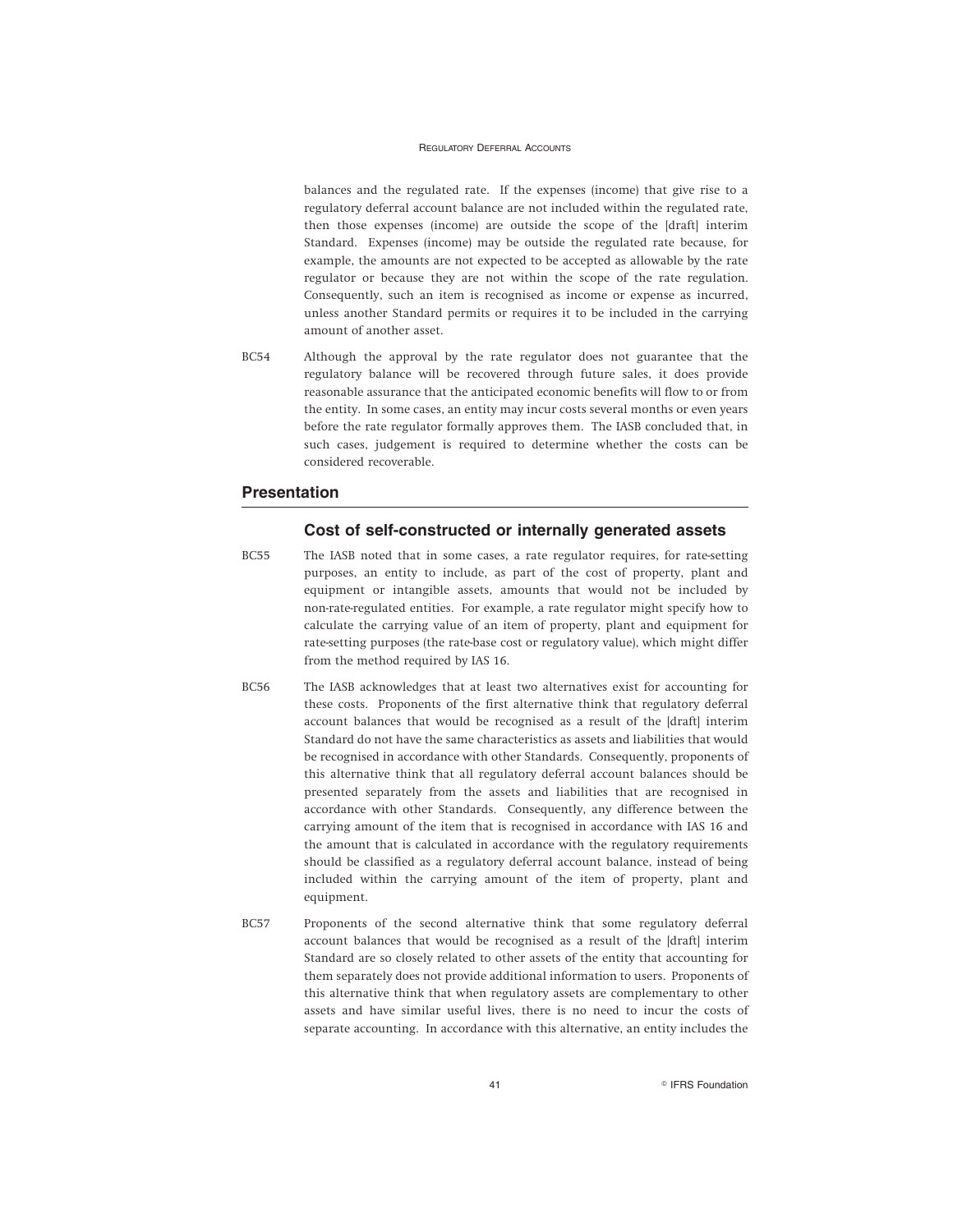balances and the regulated rate. If the expenses (income) that give rise to a regulatory deferral account balance are not included within the regulated rate, then those expenses (income) are outside the scope of the [draft] interim Standard. Expenses (income) may be outside the regulated rate because, for example, the amounts are not expected to be accepted as allowable by the rate regulator or because they are not within the scope of the rate regulation. Consequently, such an item is recognised as income or expense as incurred, unless another Standard permits or requires it to be included in the carrying amount of another asset.

BC54 Although the approval by the rate regulator does not guarantee that the regulatory balance will be recovered through future sales, it does provide reasonable assurance that the anticipated economic benefits will flow to or from the entity. In some cases, an entity may incur costs several months or even years before the rate regulator formally approves them. The IASB concluded that, in such cases, judgement is required to determine whether the costs can be considered recoverable.

## Presentation

### Cost of self-constructed or internally generated assets

BC55 The IASB noted that in some cases, a rate regulator requires, for rate-setting purposes, an entity to include, as part of the cost of property, plant and equipment or intangible assets, amounts that would not be included by non-rate-regulated entities. For example, a rate regulator might specify how to calculate the carrying value of an item of property, plant and equipment for rate-setting purposes (the rate-base cost or regulatory value), which might differ from the method required by IAS 16.

BC56 The IASB acknowledges that at least two alternatives exist for accounting for these costs. Proponents of the first alternative think that regulatory deferral account balances that would be recognised as a result of the [draft] interim Standard do not have the same characteristics as assets and liabilities that would be recognised in accordance with other Standards. Consequently, proponents of this alternative think that all regulatory deferral account balances should be presented separately from the assets and liabilities that are recognised in accordance with other Standards. Consequently, any difference between the carrying amount of the item that is recognised in accordance with IAS 16 and the amount that is calculated in accordance with the regulatory requirements should be classified as a regulatory deferral account balance, instead of being included within the carrying amount of the item of property, plant and equipment.

BC57 Proponents of the second alternative think that some regulatory deferral account balances that would be recognised as a result of the [draft] interim Standard are so closely related to other assets of the entity that accounting for them separately does not provide additional information to users. Proponents of this alternative think that when regulatory assets are complementary to other assets and have similar useful lives, there is no need to incur the costs of separate accounting. In accordance with this alternative, an entity includes the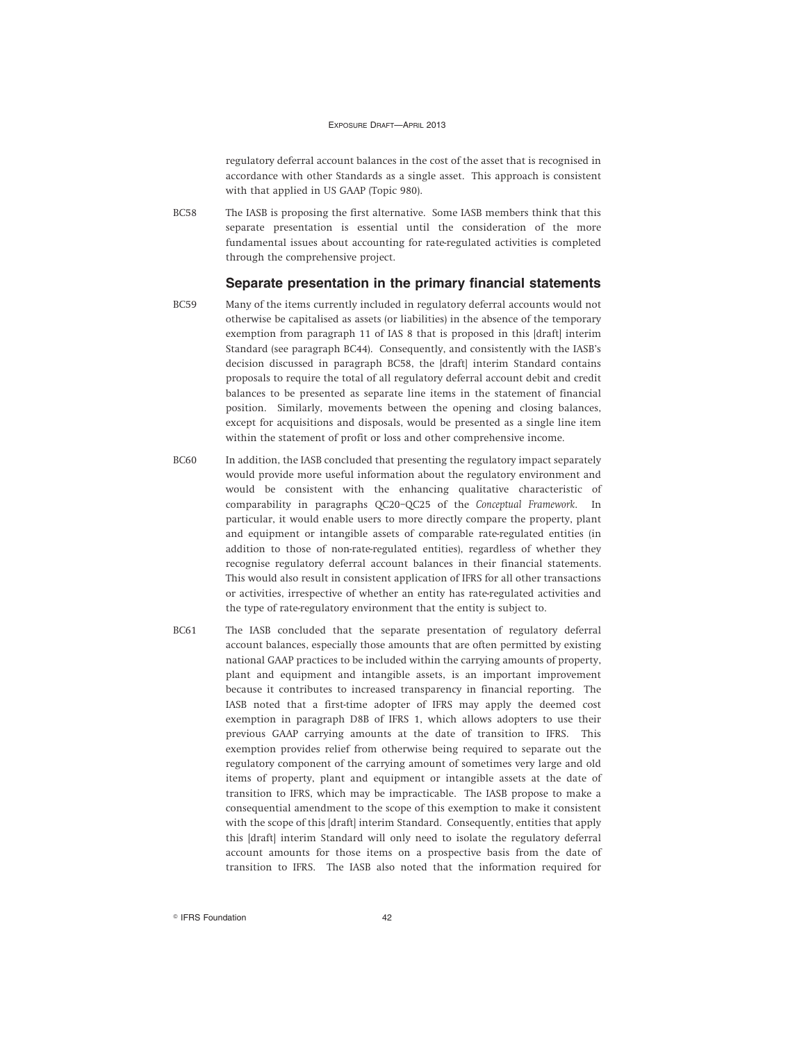regulatory deferral account balances in the cost of the asset that is recognised in accordance with other Standards as a single asset. This approach is consistent with that applied in US GAAP (Topic 980).

BC58 The IASB is proposing the first alternative. Some IASB members think that this separate presentation is essential until the consideration of the more fundamental issues about accounting for rate-regulated activities is completed through the comprehensive project.

### Separate presentation in the primary financial statements

BC59 Many of the items currently included in regulatory deferral accounts would not otherwise be capitalised as assets (or liabilities) in the absence of the temporary exemption from paragraph 11 of IAS 8 that is proposed in this [draft] interim Standard (see paragraph BC44). Consequently, and consistently with the IASB's decision discussed in paragraph BC58, the [draft] interim Standard contains proposals to require the total of all regulatory deferral account debit and credit balances to be presented as separate line items in the statement of financial position. Similarly, movements between the opening and closing balances, except for acquisitions and disposals, would be presented as a single line item within the statement of profit or loss and other comprehensive income.

BC60 In addition, the IASB concluded that presenting the regulatory impact separately would provide more useful information about the regulatory environment and would be consistent with the enhancing qualitative characteristic of comparability in paragraphs QC20–QC25 of the *Conceptual Framework*. In particular, it would enable users to more directly compare the property, plant and equipment or intangible assets of comparable rate-regulated entities (in addition to those of non-rate-regulated entities), regardless of whether they recognise regulatory deferral account balances in their financial statements. This would also result in consistent application of IFRS for all other transactions or activities, irrespective of whether an entity has rate-regulated activities and the type of rate-regulatory environment that the entity is subject to.

BC61 The IASB concluded that the separate presentation of regulatory deferral account balances, especially those amounts that are often permitted by existing national GAAP practices to be included within the carrying amounts of property, plant and equipment and intangible assets, is an important improvement because it contributes to increased transparency in financial reporting. The IASB noted that a first-time adopter of IFRS may apply the deemed cost exemption in paragraph D8B of IFRS 1, which allows adopters to use their previous GAAP carrying amounts at the date of transition to IFRS. This exemption provides relief from otherwise being required to separate out the regulatory component of the carrying amount of sometimes very large and old items of property, plant and equipment or intangible assets at the date of transition to IFRS, which may be impracticable. The IASB propose to make a consequential amendment to the scope of this exemption to make it consistent with the scope of this [draft] interim Standard. Consequently, entities that apply this [draft] interim Standard will only need to isolate the regulatory deferral account amounts for those items on a prospective basis from the date of transition to IFRS. The IASB also noted that the information required for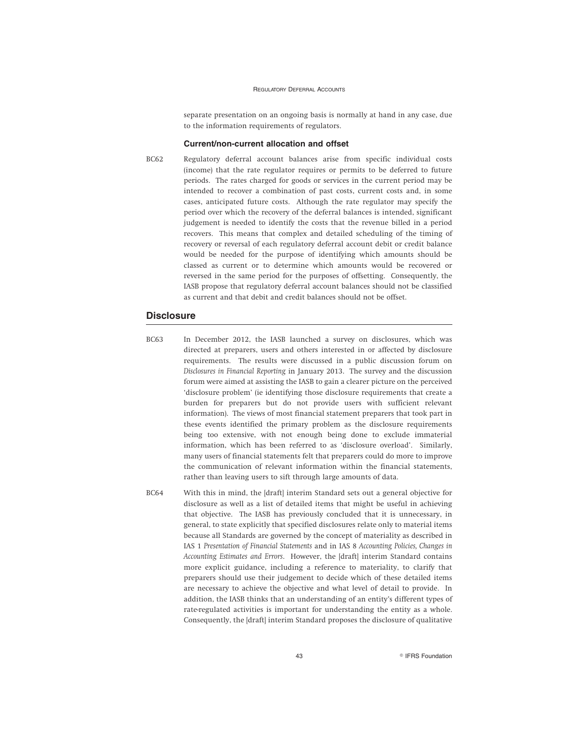separate presentation on an ongoing basis is normally at hand in any case, due to the information requirements of regulators.

### Current/non-current allocation and offset

BC62 Regulatory deferral account balances arise from specific individual costs (income) that the rate regulator requires or permits to be deferred to future periods. The rates charged for goods or services in the current period may be intended to recover a combination of past costs, current costs and, in some cases, anticipated future costs. Although the rate regulator may specify the period over which the recovery of the deferral balances is intended, significant judgement is needed to identify the costs that the revenue billed in a period recovers. This means that complex and detailed scheduling of the timing of recovery or reversal of each regulatory deferral account debit or credit balance would be needed for the purpose of identifying which amounts should be classed as current or to determine which amounts would be recovered or reversed in the same period for the purposes of offsetting. Consequently, the IASB propose that regulatory deferral account balances should not be classified as current and that debit and credit balances should not be offset.

## Disclosure

BC63 In December 2012, the IASB launched a survey on disclosures, which was directed at preparers, users and others interested in or affected by disclosure requirements. The results were discussed in a public discussion forum on *Disclosures in Financial Reporting* in January 2013. The survey and the discussion forum were aimed at assisting the IASB to gain a clearer picture on the perceived 'disclosure problem' (ie identifying those disclosure requirements that create a burden for preparers but do not provide users with sufficient relevant information). The views of most financial statement preparers that took part in these events identified the primary problem as the disclosure requirements being too extensive, with not enough being done to exclude immaterial information, which has been referred to as 'disclosure overload'. Similarly, many users of financial statements felt that preparers could do more to improve the communication of relevant information within the financial statements, rather than leaving users to sift through large amounts of data.

BC64 With this in mind, the [draft] interim Standard sets out a general objective for disclosure as well as a list of detailed items that might be useful in achieving that objective. The IASB has previously concluded that it is unnecessary, in general, to state explicitly that specified disclosures relate only to material items because all Standards are governed by the concept of materiality as described in IAS 1 *Presentation of Financial Statements* and in IAS 8 *Accounting Policies, Changes in Accounting Estimates and Errors*. However, the [draft] interim Standard contains more explicit guidance, including a reference to materiality, to clarify that preparers should use their judgement to decide which of these detailed items are necessary to achieve the objective and what level of detail to provide. In addition, the IASB thinks that an understanding of an entity's different types of rate-regulated activities is important for understanding the entity as a whole. Consequently, the [draft] interim Standard proposes the disclosure of qualitative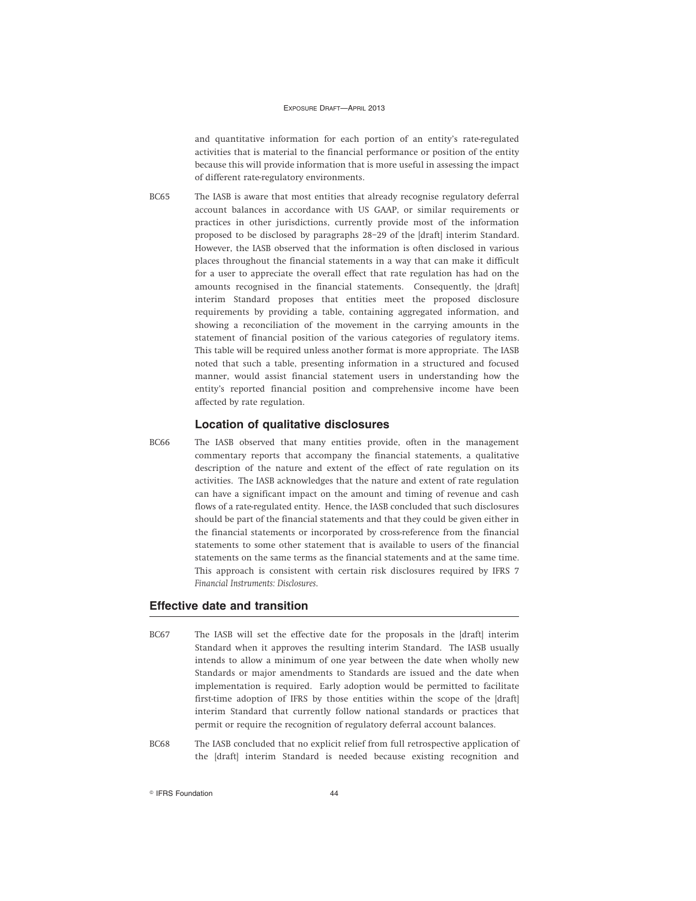and quantitative information for each portion of an entity's rate-regulated activities that is material to the financial performance or position of the entity because this will provide information that is more useful in assessing the impact of different rate-regulatory environments.

BC65 The IASB is aware that most entities that already recognise regulatory deferral account balances in accordance with US GAAP, or similar requirements or practices in other jurisdictions, currently provide most of the information proposed to be disclosed by paragraphs 28–29 of the [draft] interim Standard. However, the IASB observed that the information is often disclosed in various places throughout the financial statements in a way that can make it difficult for a user to appreciate the overall effect that rate regulation has had on the amounts recognised in the financial statements. Consequently, the [draft] interim Standard proposes that entities meet the proposed disclosure requirements by providing a table, containing aggregated information, and showing a reconciliation of the movement in the carrying amounts in the statement of financial position of the various categories of regulatory items. This table will be required unless another format is more appropriate. The IASB noted that such a table, presenting information in a structured and focused manner, would assist financial statement users in understanding how the entity's reported financial position and comprehensive income have been affected by rate regulation.

### Location of qualitative disclosures

BC66 The IASB observed that many entities provide, often in the management commentary reports that accompany the financial statements, a qualitative description of the nature and extent of the effect of rate regulation on its activities. The IASB acknowledges that the nature and extent of rate regulation can have a significant impact on the amount and timing of revenue and cash flows of a rate-regulated entity. Hence, the IASB concluded that such disclosures should be part of the financial statements and that they could be given either in the financial statements or incorporated by cross-reference from the financial statements to some other statement that is available to users of the financial statements on the same terms as the financial statements and at the same time. This approach is consistent with certain risk disclosures required by IFRS 7 *Financial Instruments: Disclosures*.

## Effective date and transition

BC67 The IASB will set the effective date for the proposals in the [draft] interim Standard when it approves the resulting interim Standard. The IASB usually intends to allow a minimum of one year between the date when wholly new Standards or major amendments to Standards are issued and the date when implementation is required. Early adoption would be permitted to facilitate first-time adoption of IFRS by those entities within the scope of the [draft] interim Standard that currently follow national standards or practices that permit or require the recognition of regulatory deferral account balances.

BC68 The IASB concluded that no explicit relief from full retrospective application of the [draft] interim Standard is needed because existing recognition and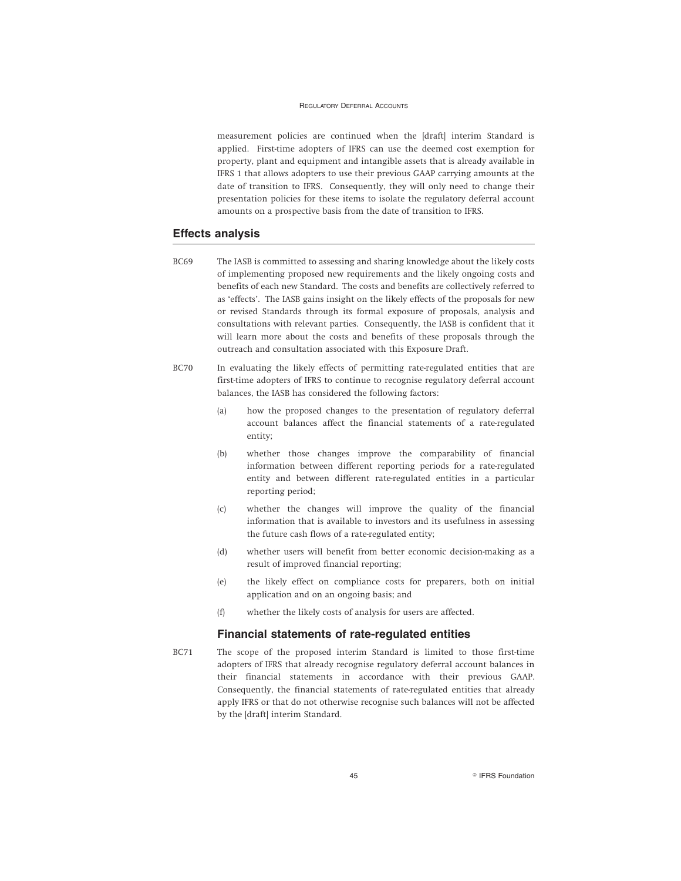measurement policies are continued when the [draft] interim Standard is applied. First-time adopters of IFRS can use the deemed cost exemption for property, plant and equipment and intangible assets that is already available in IFRS 1 that allows adopters to use their previous GAAP carrying amounts at the date of transition to IFRS. Consequently, they will only need to change their presentation policies for these items to isolate the regulatory deferral account amounts on a prospective basis from the date of transition to IFRS.

## Effects analysis

BC69 The IASB is committed to assessing and sharing knowledge about the likely costs of implementing proposed new requirements and the likely ongoing costs and benefits of each new Standard. The costs and benefits are collectively referred to as 'effects'. The IASB gains insight on the likely effects of the proposals for new or revised Standards through its formal exposure of proposals, analysis and consultations with relevant parties. Consequently, the IASB is confident that it will learn more about the costs and benefits of these proposals through the outreach and consultation associated with this Exposure Draft.

BC70 In evaluating the likely effects of permitting rate-regulated entities that are first-time adopters of IFRS to continue to recognise regulatory deferral account balances, the IASB has considered the following factors:

(a) how the proposed changes to the presentation of regulatory deferral account balances affect the financial statements of a rate-regulated entity;

(b) whether those changes improve the comparability of financial information between different reporting periods for a rate-regulated entity and between different rate-regulated entities in a particular reporting period;

(c) whether the changes will improve the quality of the financial information that is available to investors and its usefulness in assessing the future cash flows of a rate-regulated entity;

(d) whether users will benefit from better economic decision-making as a result of improved financial reporting;

(e) the likely effect on compliance costs for preparers, both on initial application and on an ongoing basis; and

(f) whether the likely costs of analysis for users are affected.

### Financial statements of rate-regulated entities

BC71 The scope of the proposed interim Standard is limited to those first-time adopters of IFRS that already recognise regulatory deferral account balances in their financial statements in accordance with their previous GAAP. Consequently, the financial statements of rate-regulated entities that already apply IFRS or that do not otherwise recognise such balances will not be affected by the [draft] interim Standard.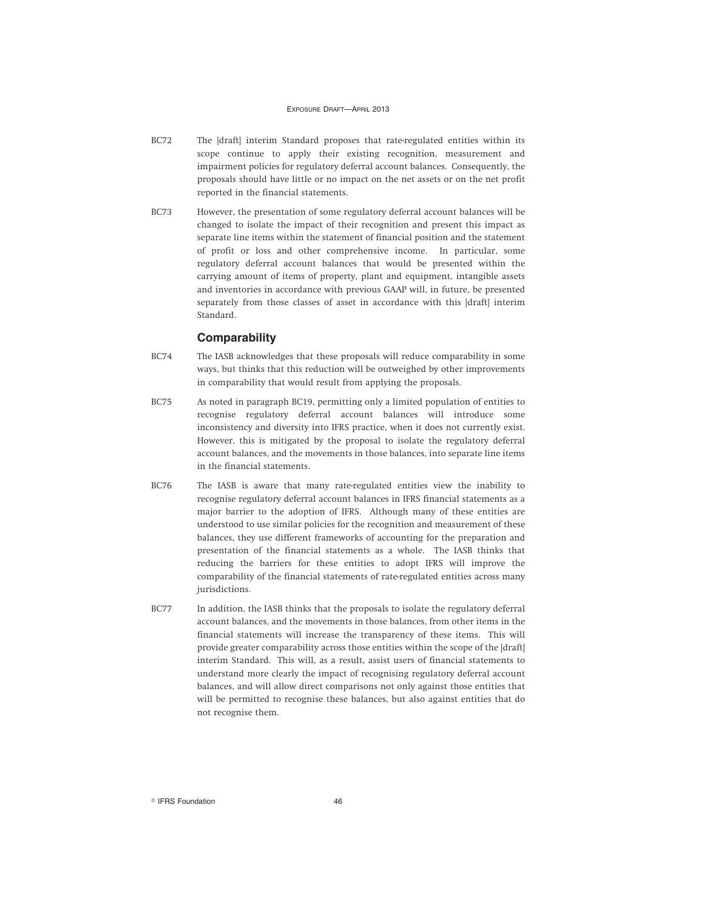BC72 The [draft] interim Standard proposes that rate-regulated entities within its scope continue to apply their existing recognition, measurement and impairment policies for regulatory deferral account balances. Consequently, the proposals should have little or no impact on the net assets or on the net profit reported in the financial statements.

BC73 However, the presentation of some regulatory deferral account balances will be changed to isolate the impact of their recognition and present this impact as separate line items within the statement of financial position and the statement of profit or loss and other comprehensive income. In particular, some regulatory deferral account balances that would be presented within the carrying amount of items of property, plant and equipment, intangible assets and inventories in accordance with previous GAAP will, in future, be presented separately from those classes of asset in accordance with this [draft] interim Standard.

### Comparability

BC74 The IASB acknowledges that these proposals will reduce comparability in some ways, but thinks that this reduction will be outweighed by other improvements in comparability that would result from applying the proposals.

BC75 As noted in paragraph BC19, permitting only a limited population of entities to recognise regulatory deferral account balances will introduce some inconsistency and diversity into IFRS practice, when it does not currently exist. However, this is mitigated by the proposal to isolate the regulatory deferral account balances, and the movements in those balances, into separate line items in the financial statements.

BC76 The IASB is aware that many rate-regulated entities view the inability to recognise regulatory deferral account balances in IFRS financial statements as a major barrier to the adoption of IFRS. Although many of these entities are understood to use similar policies for the recognition and measurement of these balances, they use different frameworks of accounting for the preparation and presentation of the financial statements as a whole. The IASB thinks that reducing the barriers for these entities to adopt IFRS will improve the comparability of the financial statements of rate-regulated entities across many jurisdictions.

BC77 In addition, the IASB thinks that the proposals to isolate the regulatory deferral account balances, and the movements in those balances, from other items in the financial statements will increase the transparency of these items. This will provide greater comparability across those entities within the scope of the [draft] interim Standard. This will, as a result, assist users of financial statements to understand more clearly the impact of recognising regulatory deferral account balances, and will allow direct comparisons not only against those entities that will be permitted to recognise these balances, but also against entities that do not recognise them.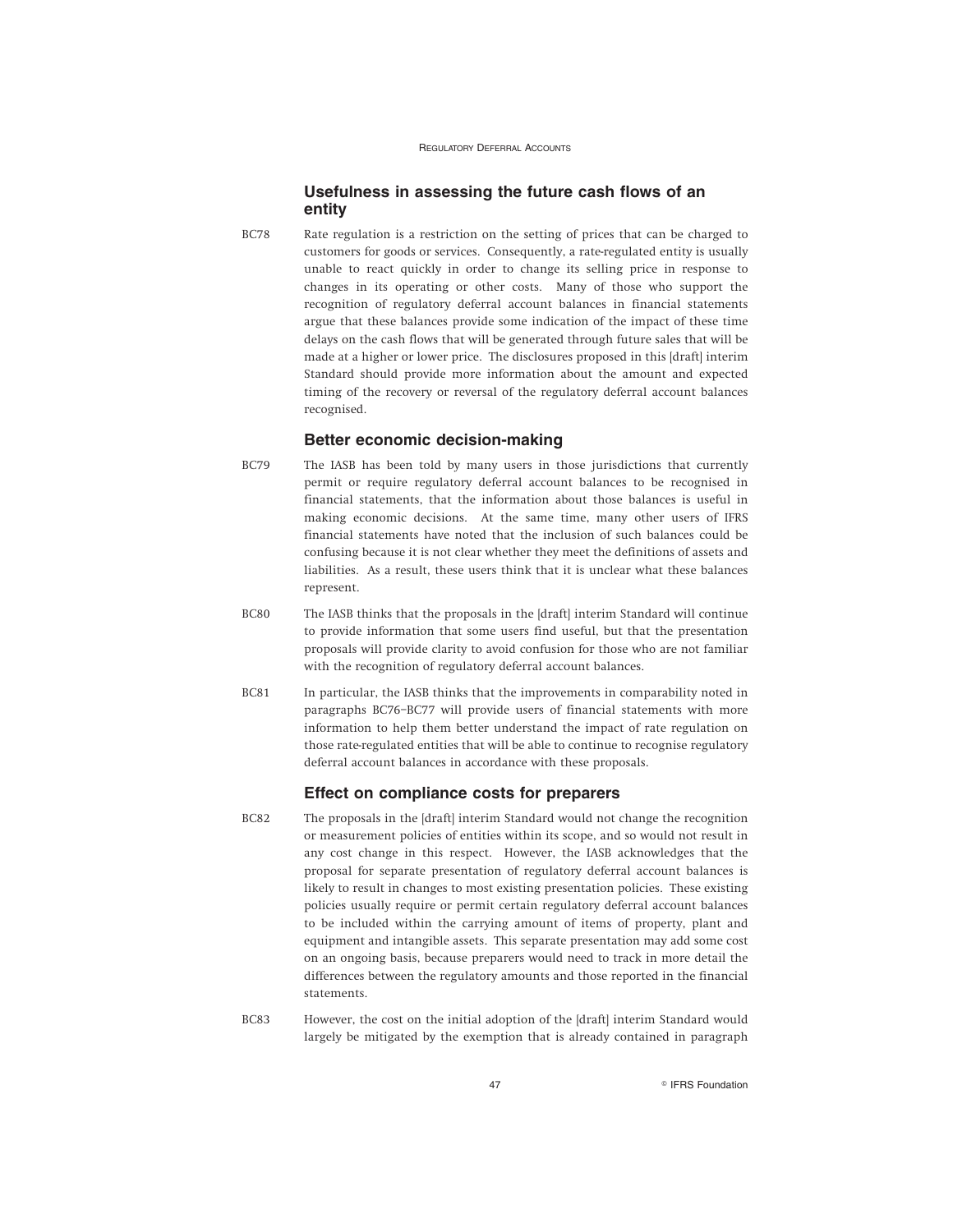### Usefulness in assessing the future cash flows of an entity

BC78 Rate regulation is a restriction on the setting of prices that can be charged to customers for goods or services. Consequently, a rate-regulated entity is usually unable to react quickly in order to change its selling price in response to changes in its operating or other costs. Many of those who support the recognition of regulatory deferral account balances in financial statements argue that these balances provide some indication of the impact of these time delays on the cash flows that will be generated through future sales that will be made at a higher or lower price. The disclosures proposed in this [draft] interim Standard should provide more information about the amount and expected timing of the recovery or reversal of the regulatory deferral account balances recognised.

### Better economic decision-making

BC79 The IASB has been told by many users in those jurisdictions that currently permit or require regulatory deferral account balances to be recognised in financial statements, that the information about those balances is useful in making economic decisions. At the same time, many other users of IFRS financial statements have noted that the inclusion of such balances could be confusing because it is not clear whether they meet the definitions of assets and liabilities. As a result, these users think that it is unclear what these balances represent.

BC80 The IASB thinks that the proposals in the [draft] interim Standard will continue to provide information that some users find useful, but that the presentation proposals will provide clarity to avoid confusion for those who are not familiar with the recognition of regulatory deferral account balances.

BC81 In particular, the IASB thinks that the improvements in comparability noted in paragraphs BC76–BC77 will provide users of financial statements with more information to help them better understand the impact of rate regulation on those rate-regulated entities that will be able to continue to recognise regulatory deferral account balances in accordance with these proposals.

### Effect on compliance costs for preparers

BC82 The proposals in the [draft] interim Standard would not change the recognition or measurement policies of entities within its scope, and so would not result in any cost change in this respect. However, the IASB acknowledges that the proposal for separate presentation of regulatory deferral account balances is likely to result in changes to most existing presentation policies. These existing policies usually require or permit certain regulatory deferral account balances to be included within the carrying amount of items of property, plant and equipment and intangible assets. This separate presentation may add some cost on an ongoing basis, because preparers would need to track in more detail the differences between the regulatory amounts and those reported in the financial statements.

BC83 However, the cost on the initial adoption of the [draft] interim Standard would largely be mitigated by the exemption that is already contained in paragraph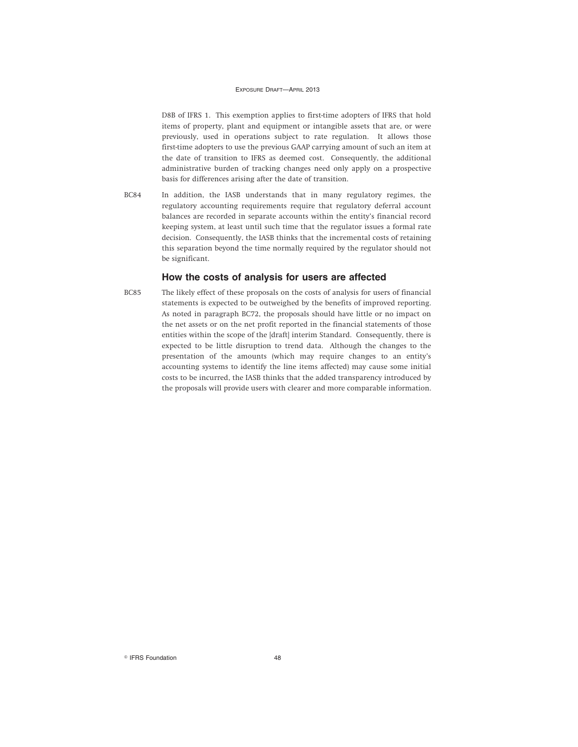D8B of IFRS 1. This exemption applies to first-time adopters of IFRS that hold items of property, plant and equipment or intangible assets that are, or were previously, used in operations subject to rate regulation. It allows those first-time adopters to use the previous GAAP carrying amount of such an item at the date of transition to IFRS as deemed cost. Consequently, the additional administrative burden of tracking changes need only apply on a prospective basis for differences arising after the date of transition.

BC84 In addition, the IASB understands that in many regulatory regimes, the regulatory accounting requirements require that regulatory deferral account balances are recorded in separate accounts within the entity's financial record keeping system, at least until such time that the regulator issues a formal rate decision. Consequently, the IASB thinks that the incremental costs of retaining this separation beyond the time normally required by the regulator should not be significant.

### How the costs of analysis for users are affected

BC85 The likely effect of these proposals on the costs of analysis for users of financial statements is expected to be outweighed by the benefits of improved reporting. As noted in paragraph BC72, the proposals should have little or no impact on the net assets or on the net profit reported in the financial statements of those entities within the scope of the [draft] interim Standard. Consequently, there is expected to be little disruption to trend data. Although the changes to the presentation of the amounts (which may require changes to an entity's accounting systems to identify the line items affected) may cause some initial costs to be incurred, the IASB thinks that the added transparency introduced by the proposals will provide users with clearer and more comparable information.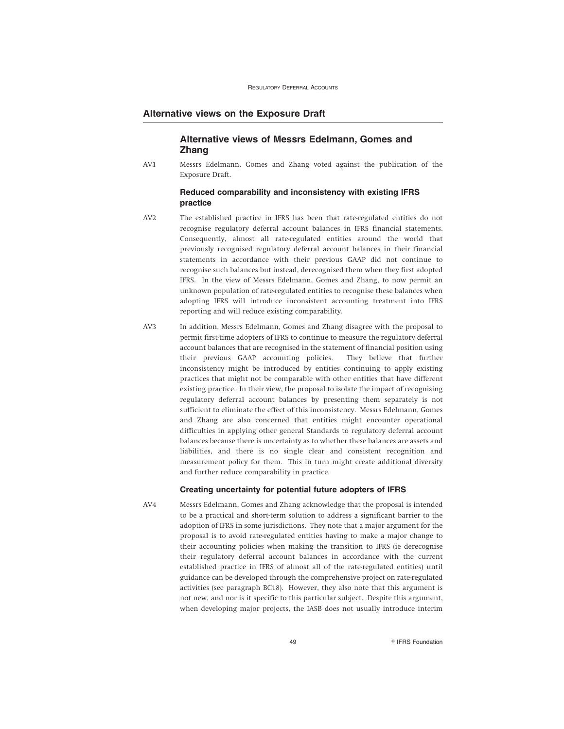## Alternative views on the Exposure Draft

### Alternative views of Messrs Edelmann, Gomes and Zhang

AV1 Messrs Edelmann, Gomes and Zhang voted against the publication of the Exposure Draft.

#### Reduced comparability and inconsistency with existing IFRS practice

AV2 The established practice in IFRS has been that rate-regulated entities do not recognise regulatory deferral account balances in IFRS financial statements. Consequently, almost all rate-regulated entities around the world that previously recognised regulatory deferral account balances in their financial statements in accordance with their previous GAAP did not continue to recognise such balances but instead, derecognised them when they first adopted IFRS. In the view of Messrs Edelmann, Gomes and Zhang, to now permit an unknown population of rate-regulated entities to recognise these balances when adopting IFRS will introduce inconsistent accounting treatment into IFRS reporting and will reduce existing comparability.

AV3 In addition, Messrs Edelmann, Gomes and Zhang disagree with the proposal to permit first-time adopters of IFRS to continue to measure the regulatory deferral account balances that are recognised in the statement of financial position using their previous GAAP accounting policies. They believe that further inconsistency might be introduced by entities continuing to apply existing practices that might not be comparable with other entities that have different existing practice. In their view, the proposal to isolate the impact of recognising regulatory deferral account balances by presenting them separately is not sufficient to eliminate the effect of this inconsistency. Messrs Edelmann, Gomes and Zhang are also concerned that entities might encounter operational difficulties in applying other general Standards to regulatory deferral account balances because there is uncertainty as to whether these balances are assets and liabilities, and there is no single clear and consistent recognition and measurement policy for them. This in turn might create additional diversity and further reduce comparability in practice.

#### Creating uncertainty for potential future adopters of IFRS

AV4 Messrs Edelmann, Gomes and Zhang acknowledge that the proposal is intended to be a practical and short-term solution to address a significant barrier to the adoption of IFRS in some jurisdictions. They note that a major argument for the proposal is to avoid rate-regulated entities having to make a major change to their accounting policies when making the transition to IFRS (ie derecognise their regulatory deferral account balances in accordance with the current established practice in IFRS of almost all of the rate-regulated entities) until guidance can be developed through the comprehensive project on rate-regulated activities (see paragraph BC18). However, they also note that this argument is not new, and nor is it specific to this particular subject. Despite this argument, when developing major projects, the IASB does not usually introduce interim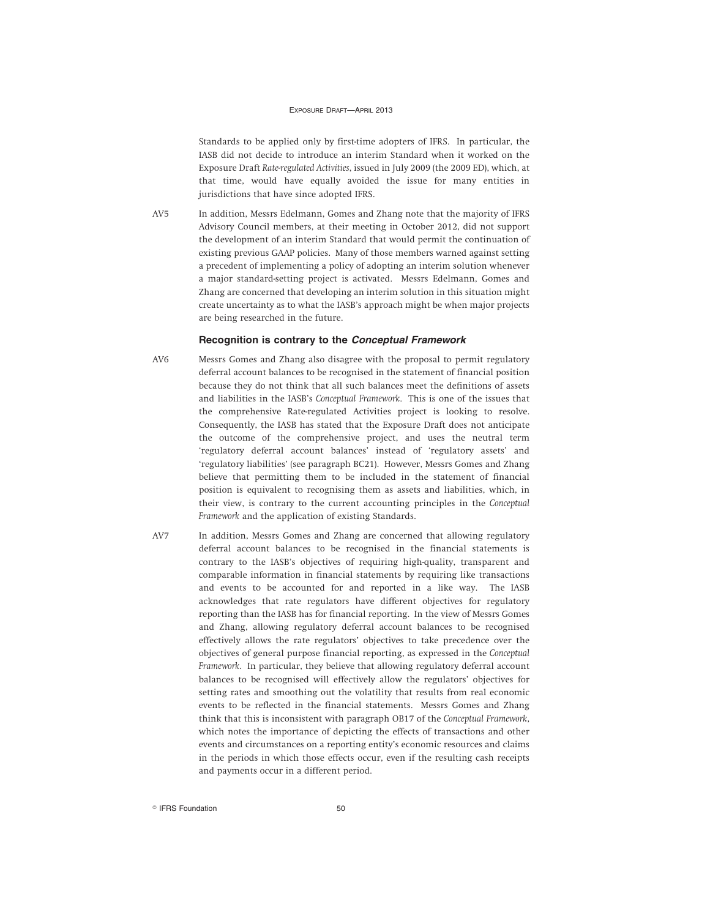Standards to be applied only by first-time adopters of IFRS. In particular, the IASB did not decide to introduce an interim Standard when it worked on the Exposure Draft *Rate-regulated Activities*, issued in July 2009 (the 2009 ED), which, at that time, would have equally avoided the issue for many entities in jurisdictions that have since adopted IFRS.

AV5 In addition, Messrs Edelmann, Gomes and Zhang note that the majority of IFRS Advisory Council members, at their meeting in October 2012, did not support the development of an interim Standard that would permit the continuation of existing previous GAAP policies. Many of those members warned against setting a precedent of implementing a policy of adopting an interim solution whenever a major standard-setting project is activated. Messrs Edelmann, Gomes and Zhang are concerned that developing an interim solution in this situation might create uncertainty as to what the IASB's approach might be when major projects are being researched in the future.

### Recognition is contrary to the *Conceptual Framework*

AV6 Messrs Gomes and Zhang also disagree with the proposal to permit regulatory deferral account balances to be recognised in the statement of financial position because they do not think that all such balances meet the definitions of assets and liabilities in the IASB's *Conceptual Framework*. This is one of the issues that the comprehensive Rate-regulated Activities project is looking to resolve. Consequently, the IASB has stated that the Exposure Draft does not anticipate the outcome of the comprehensive project, and uses the neutral term 'regulatory deferral account balances' instead of 'regulatory assets' and 'regulatory liabilities' (see paragraph BC21). However, Messrs Gomes and Zhang believe that permitting them to be included in the statement of financial position is equivalent to recognising them as assets and liabilities, which, in their view, is contrary to the current accounting principles in the *Conceptual Framework* and the application of existing Standards.

AV7 In addition, Messrs Gomes and Zhang are concerned that allowing regulatory deferral account balances to be recognised in the financial statements is contrary to the IASB's objectives of requiring high-quality, transparent and comparable information in financial statements by requiring like transactions and events to be accounted for and reported in a like way. The IASB acknowledges that rate regulators have different objectives for regulatory reporting than the IASB has for financial reporting. In the view of Messrs Gomes and Zhang, allowing regulatory deferral account balances to be recognised effectively allows the rate regulators' objectives to take precedence over the objectives of general purpose financial reporting, as expressed in the *Conceptual Framework*. In particular, they believe that allowing regulatory deferral account balances to be recognised will effectively allow the regulators' objectives for setting rates and smoothing out the volatility that results from real economic events to be reflected in the financial statements. Messrs Gomes and Zhang think that this is inconsistent with paragraph OB17 of the *Conceptual Framework*, which notes the importance of depicting the effects of transactions and other events and circumstances on a reporting entity's economic resources and claims in the periods in which those effects occur, even if the resulting cash receipts and payments occur in a different period.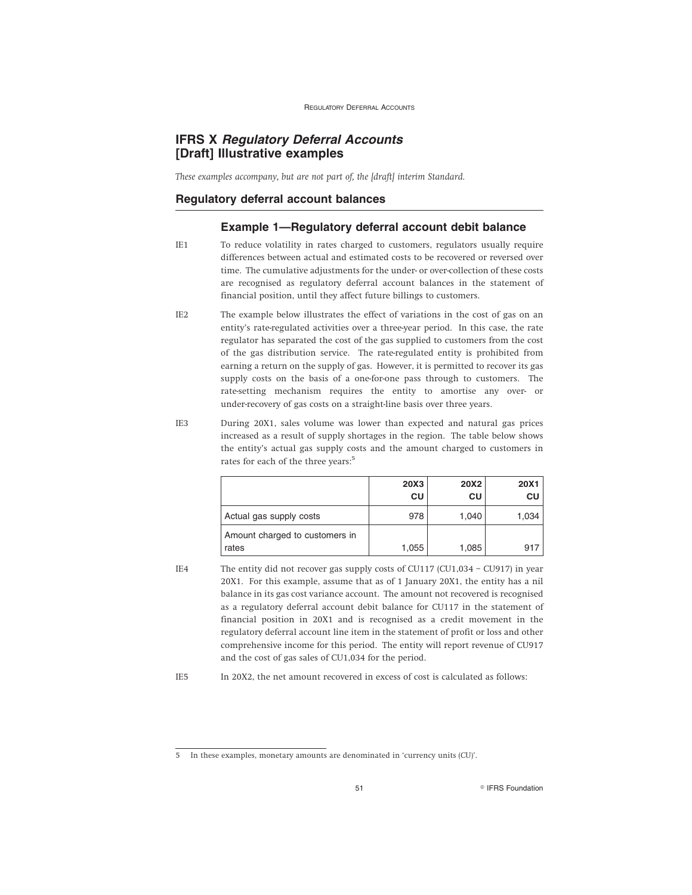# IFRS X *Regulatory Deferral Accounts* [Draft] Illustrative examples

*These examples accompany, but are not part of, the [draft] interim Standard.*

## Regulatory deferral account balances

### Example 1—Regulatory deferral account debit balance

IE1 To reduce volatility in rates charged to customers, regulators usually require differences between actual and estimated costs to be recovered or reversed over time. The cumulative adjustments for the under- or over-collection of these costs are recognised as regulatory deferral account balances in the statement of financial position, until they affect future billings to customers.

IE2 The example below illustrates the effect of variations in the cost of gas on an entity's rate-regulated activities over a three-year period. In this case, the rate regulator has separated the cost of the gas supplied to customers from the cost of the gas distribution service. The rate-regulated entity is prohibited from earning a return on the supply of gas. However, it is permitted to recover its gas supply costs on the basis of a one-for-one pass through to customers. The rate-setting mechanism requires the entity to amortise any over- or under-recovery of gas costs on a straight-line basis over three years.

IE3 During 20X1, sales volume was lower than expected and natural gas prices increased as a result of supply shortages in the region. The table below shows the entity's actual gas supply costs and the amount charged to customers in rates for each of the three years:[5]

| | 20X3 CU | 20X2 CU | 20X1 CU |
|---|---|---|---|
| Actual gas supply costs | 978 | 1,040 | 1,034 |
| Amount charged to customers in rates | 1,055 | 1,085 | 917 |

IE4 The entity did not recover gas supply costs of CU117 (CU1,034 – CU917) in year 20X1. For this example, assume that as of 1 January 20X1, the entity has a nil balance in its gas cost variance account. The amount not recovered is recognised as a regulatory deferral account debit balance for CU117 in the statement of financial position in 20X1 and is recognised as a credit movement in the regulatory deferral account line item in the statement of profit or loss and other comprehensive income for this period. The entity will report revenue of CU917 and the cost of gas sales of CU1,034 for the period.

IE5 In 20X2, the net amount recovered in excess of cost is calculated as follows:

5 In these examples, monetary amounts are denominated in 'currency units (CU)'.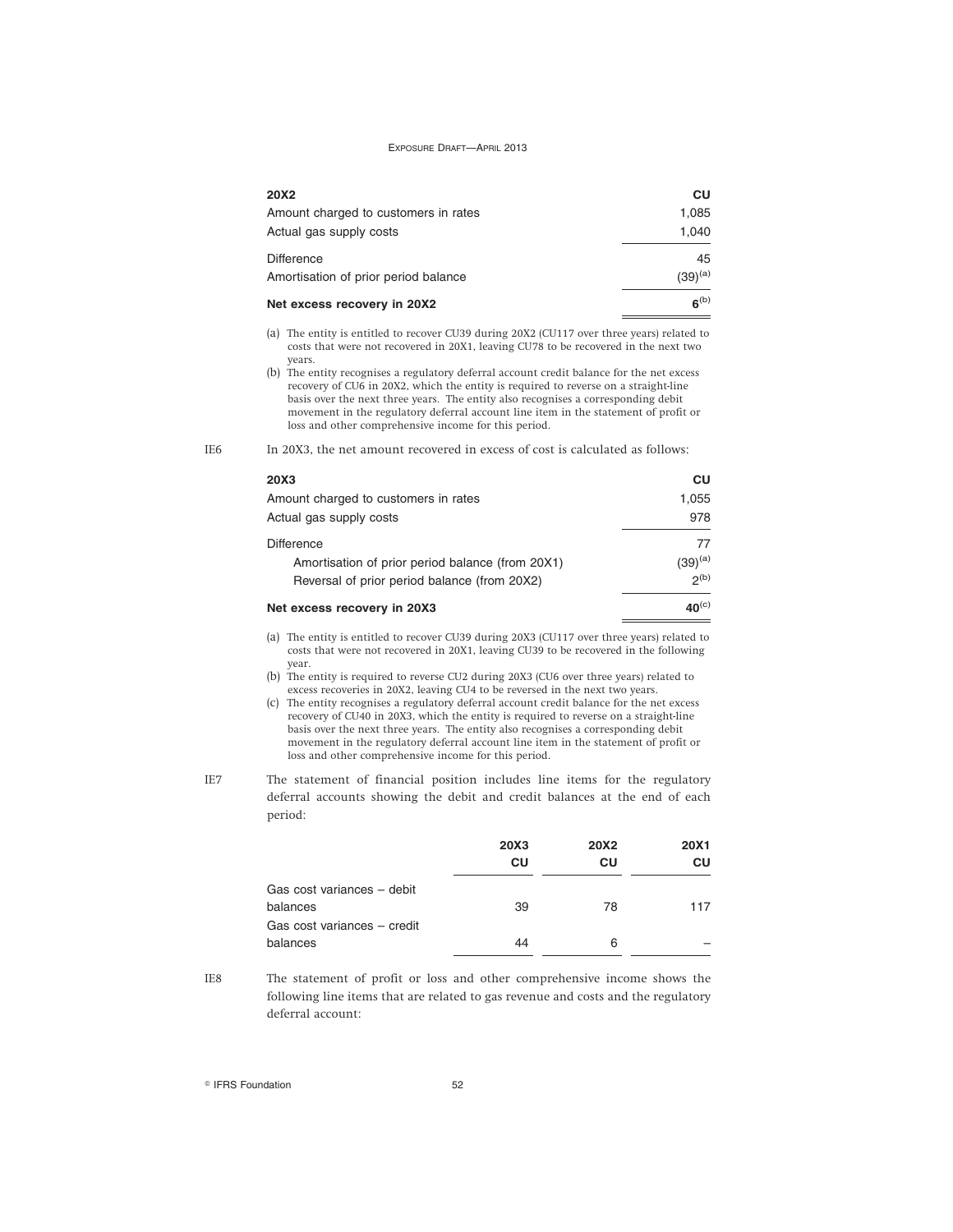| 20X2 | CU |
| --- | --- |
| Amount charged to customers in rates | 1,085 |
| Actual gas supply costs | 1,040 |
| Difference | 45 |
| Amortisation of prior period balance | (39)[(a)] |
| **Net excess recovery in 20X2** | **6**[(b)] |

(a) The entity is entitled to recover CU39 during 20X2 (CU117 over three years) related to costs that were not recovered in 20X1, leaving CU78 to be recovered in the next two years.

(b) The entity recognises a regulatory deferral account credit balance for the net excess recovery of CU6 in 20X2, which the entity is required to reverse on a straight-line basis over the next three years. The entity also recognises a corresponding debit movement in the regulatory deferral account line item in the statement of profit or loss and other comprehensive income for this period.

IE6 In 20X3, the net amount recovered in excess of cost is calculated as follows:

| 20X3 | CU |
| --- | --- |
| Amount charged to customers in rates | 1,055 |
| Actual gas supply costs | 978 |
| Difference | 77 |
| Amortisation of prior period balance (from 20X1) | (39)[(a)] |
| Reversal of prior period balance (from 20X2) | 2[(b)] |
| **Net excess recovery in 20X3** | **40**[(c)] |

(a) The entity is entitled to recover CU39 during 20X3 (CU117 over three years) related to costs that were not recovered in 20X1, leaving CU39 to be recovered in the following year.

(b) The entity is required to reverse CU2 during 20X3 (CU6 over three years) related to excess recoveries in 20X2, leaving CU4 to be reversed in the next two years.

(c) The entity recognises a regulatory deferral account credit balance for the net excess recovery of CU40 in 20X3, which the entity is required to reverse on a straight-line basis over the next three years. The entity also recognises a corresponding debit movement in the regulatory deferral account line item in the statement of profit or loss and other comprehensive income for this period.

IE7 The statement of financial position includes line items for the regulatory deferral accounts showing the debit and credit balances at the end of each period:

| | 20X3 CU | 20X2 CU | 20X1 CU |
| --- | --- | --- | --- |
| Gas cost variances – debit balances | 39 | 78 | 117 |
| Gas cost variances – credit balances | 44 | 6 | – |

IE8 The statement of profit or loss and other comprehensive income shows the following line items that are related to gas revenue and costs and the regulatory deferral account: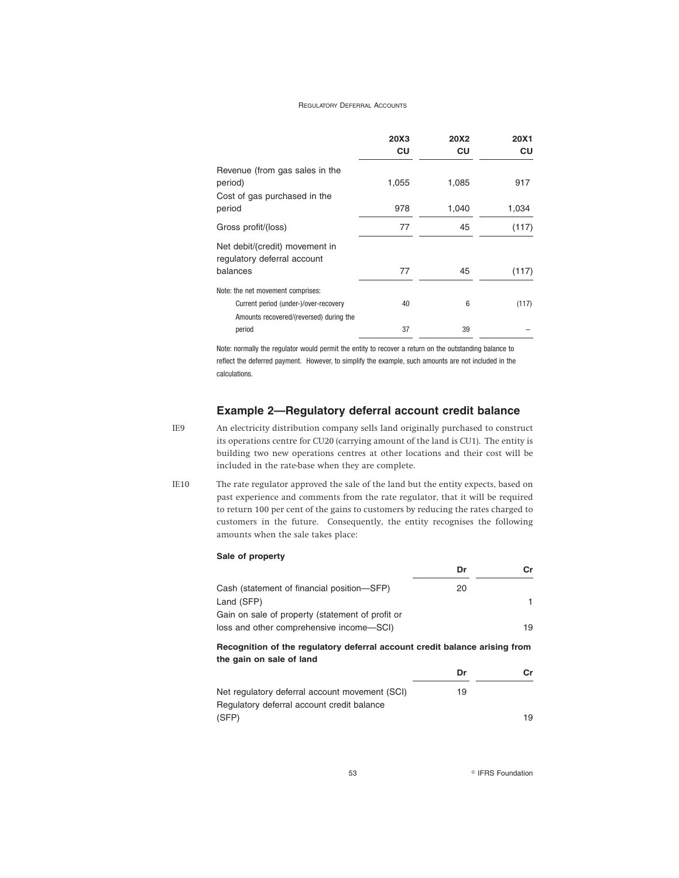| | 20X3 CU | 20X2 CU | 20X1 CU |
|---|---|---|---|
| Revenue (from gas sales in the period) | 1,055 | 1,085 | 917 |
| Cost of gas purchased in the period | 978 | 1,040 | 1,034 |
| Gross profit/(loss) | 77 | 45 | (117) |
| Net debit/(credit) movement in regulatory deferral account balances | 77 | 45 | (117) |
| Note: the net movement comprises: | | | |
| Current period (under-)/over-recovery | 40 | 6 | (117) |
| Amounts recovered/(reversed) during the period | 37 | 39 | – |

Note: normally the regulator would permit the entity to recover a return on the outstanding balance to reflect the deferred payment. However, to simplify the example, such amounts are not included in the calculations.

## Example 2—Regulatory deferral account credit balance

IE9 An electricity distribution company sells land originally purchased to construct its operations centre for CU20 (carrying amount of the land is CU1). The entity is building two new operations centres at other locations and their cost will be included in the rate-base when they are complete.

IE10 The rate regulator approved the sale of the land but the entity expects, based on past experience and comments from the rate regulator, that it will be required to return 100 per cent of the gains to customers by reducing the rates charged to customers in the future. Consequently, the entity recognises the following amounts when the sale takes place:

**Sale of property**

| | Dr | Cr |
|---|---|---|
| Cash (statement of financial position—SFP) | 20 | |
| Land (SFP) | | 1 |
| Gain on sale of property (statement of profit or loss and other comprehensive income—SCI) | | 19 |

**Recognition of the regulatory deferral account credit balance arising from the gain on sale of land**

| | Dr | Cr |
|---|---|---|
| Net regulatory deferral account movement (SCI) | 19 | |
| Regulatory deferral account credit balance (SFP) | | 19 |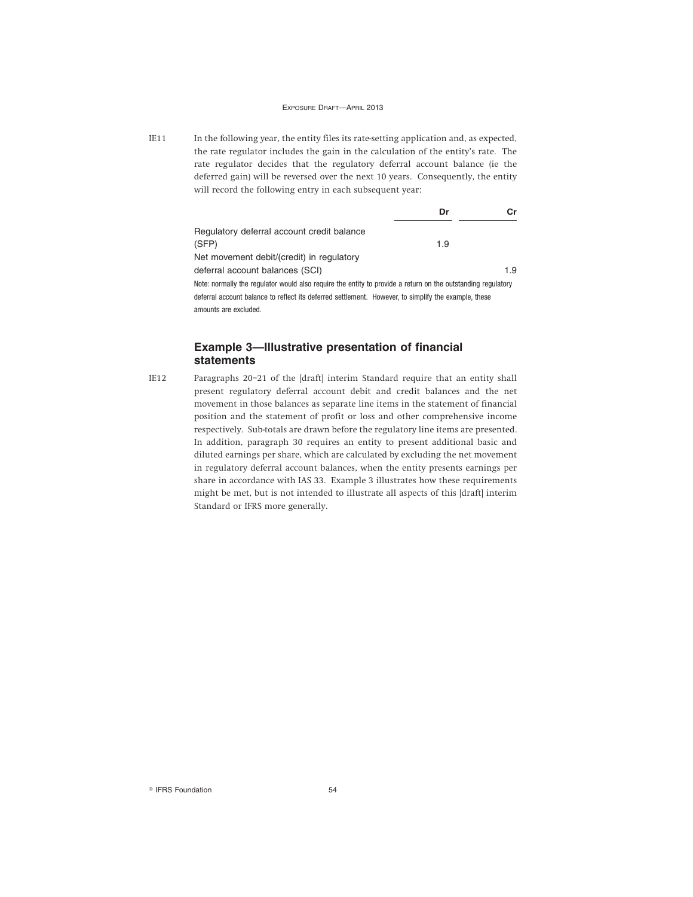IE11 In the following year, the entity files its rate-setting application and, as expected, the rate regulator includes the gain in the calculation of the entity's rate. The rate regulator decides that the regulatory deferral account balance (ie the deferred gain) will be reversed over the next 10 years. Consequently, the entity will record the following entry in each subsequent year:

| | Dr | Cr |
|---|---|---|
| Regulatory deferral account credit balance (SFP) | 1.9 | |
| Net movement debit/(credit) in regulatory deferral account balances (SCI) | | 1.9 |

Note: normally the regulator would also require the entity to provide a return on the outstanding regulatory deferral account balance to reflect its deferred settlement. However, to simplify the example, these amounts are excluded.

## Example 3—Illustrative presentation of financial statements

IE12 Paragraphs 20–21 of the [draft] interim Standard require that an entity shall present regulatory deferral account debit and credit balances and the net movement in those balances as separate line items in the statement of financial position and the statement of profit or loss and other comprehensive income respectively. Sub-totals are drawn before the regulatory line items are presented. In addition, paragraph 30 requires an entity to present additional basic and diluted earnings per share, which are calculated by excluding the net movement in regulatory deferral account balances, when the entity presents earnings per share in accordance with IAS 33. Example 3 illustrates how these requirements might be met, but is not intended to illustrate all aspects of this [draft] interim Standard or IFRS more generally.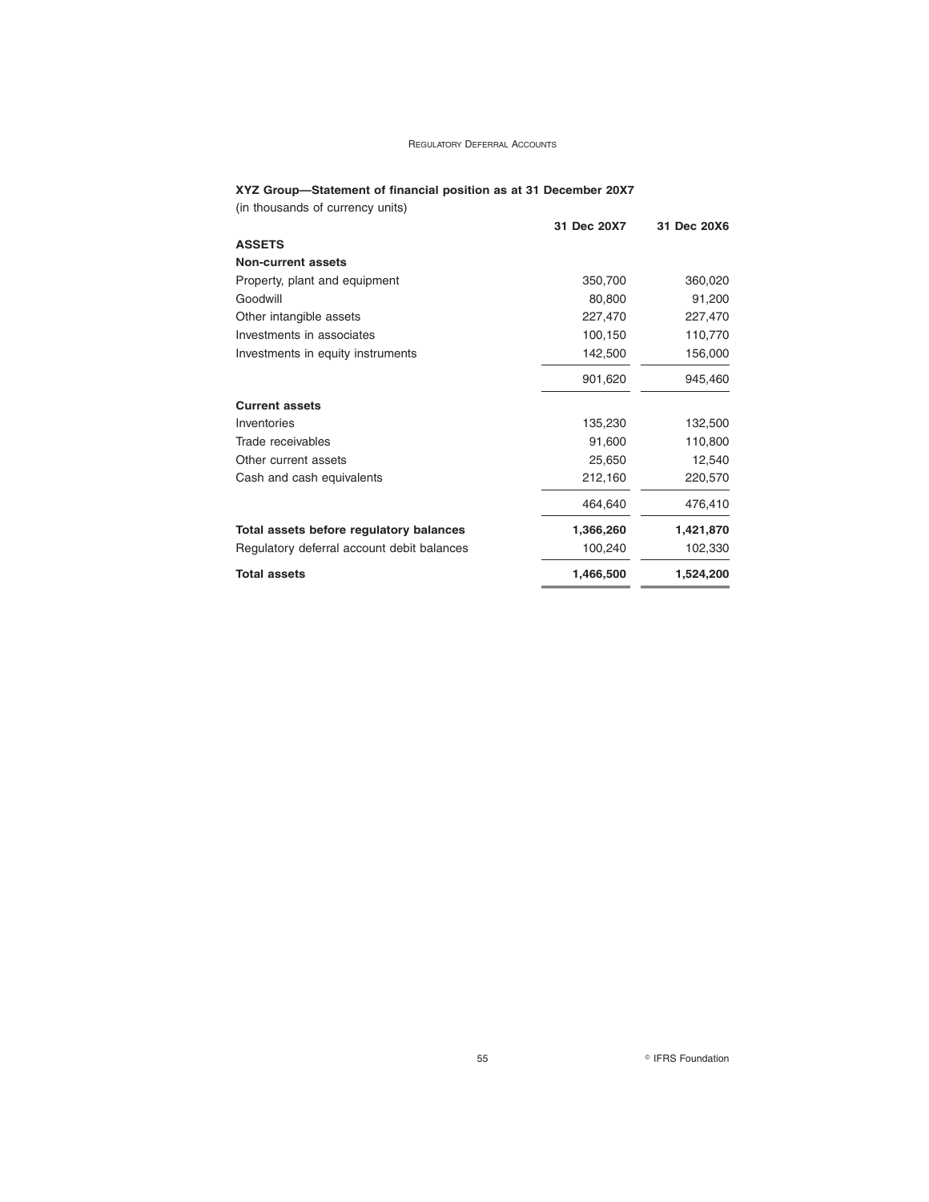**XYZ Group—Statement of financial position as at 31 December 20X7**

(in thousands of currency units)

| | 31 Dec 20X7 | 31 Dec 20X6 |
|---|---|---|
| **ASSETS** | | |
| **Non-current assets** | | |
| Property, plant and equipment | 350,700 | 360,020 |
| Goodwill | 80,800 | 91,200 |
| Other intangible assets | 227,470 | 227,470 |
| Investments in associates | 100,150 | 110,770 |
| Investments in equity instruments | 142,500 | 156,000 |
| | 901,620 | 945,460 |
| **Current assets** | | |
| Inventories | 135,230 | 132,500 |
| Trade receivables | 91,600 | 110,800 |
| Other current assets | 25,650 | 12,540 |
| Cash and cash equivalents | 212,160 | 220,570 |
| | 464,640 | 476,410 |
| **Total assets before regulatory balances** | **1,366,260** | **1,421,870** |
| Regulatory deferral account debit balances | 100,240 | 102,330 |
| **Total assets** | **1,466,500** | **1,524,200** |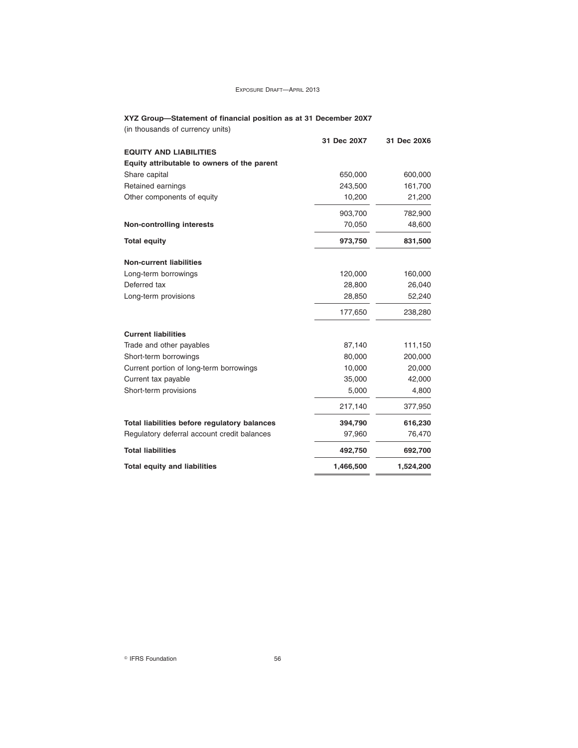**XYZ Group—Statement of financial position as at 31 December 20X7**

(in thousands of currency units)

| | 31 Dec 20X7 | 31 Dec 20X6 |
|---|---|---|
| **EQUITY AND LIABILITIES** | | |
| **Equity attributable to owners of the parent** | | |
| Share capital | 650,000 | 600,000 |
| Retained earnings | 243,500 | 161,700 |
| Other components of equity | 10,200 | 21,200 |
| | 903,700 | 782,900 |
| **Non-controlling interests** | 70,050 | 48,600 |
| **Total equity** | **973,750** | **831,500** |
| **Non-current liabilities** | | |
| Long-term borrowings | 120,000 | 160,000 |
| Deferred tax | 28,800 | 26,040 |
| Long-term provisions | 28,850 | 52,240 |
| | 177,650 | 238,280 |
| **Current liabilities** | | |
| Trade and other payables | 87,140 | 111,150 |
| Short-term borrowings | 80,000 | 200,000 |
| Current portion of long-term borrowings | 10,000 | 20,000 |
| Current tax payable | 35,000 | 42,000 |
| Short-term provisions | 5,000 | 4,800 |
| | 217,140 | 377,950 |
| **Total liabilities before regulatory balances** | **394,790** | **616,230** |
| Regulatory deferral account credit balances | 97,960 | 76,470 |
| **Total liabilities** | **492,750** | **692,700** |
| **Total equity and liabilities** | **1,466,500** | **1,524,200** |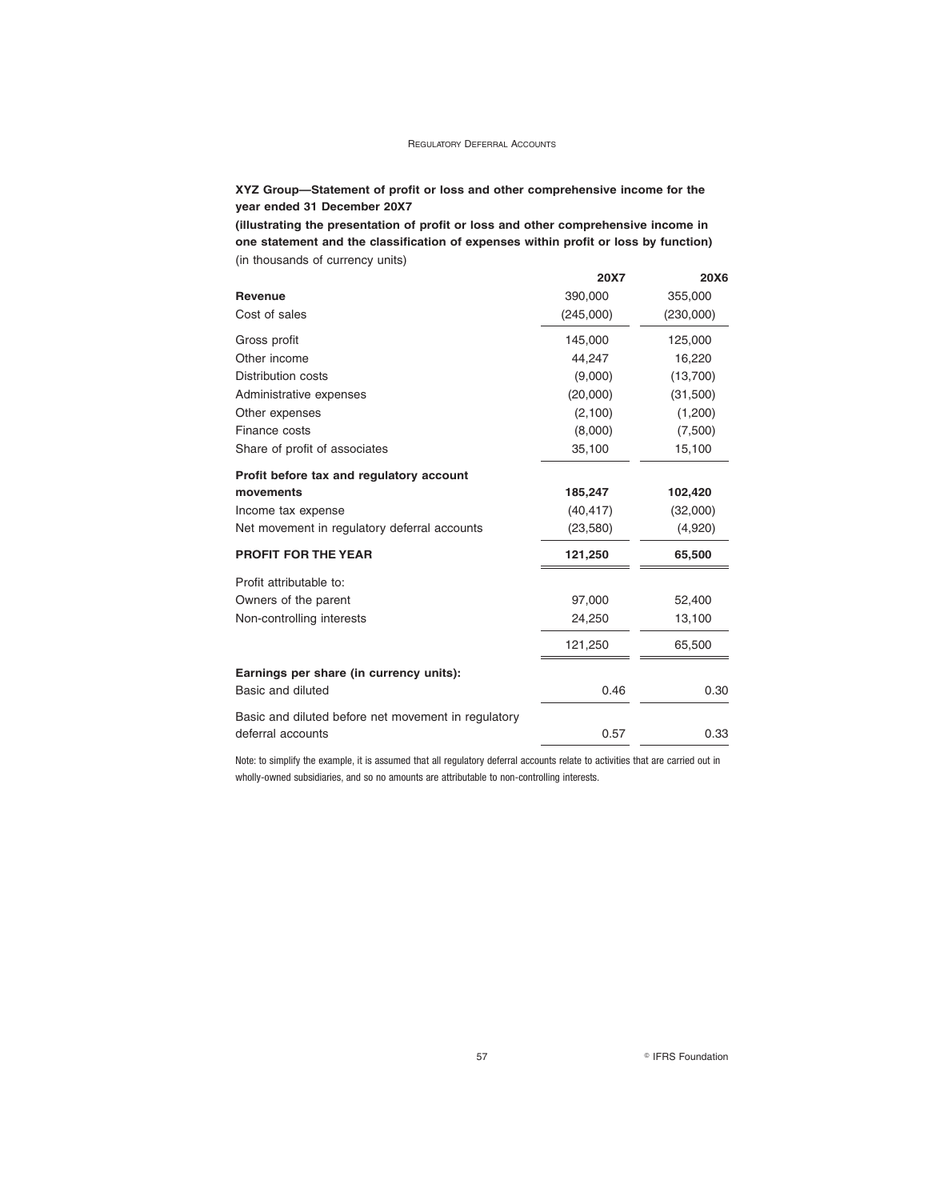**XYZ Group—Statement of profit or loss and other comprehensive income for the year ended 31 December 20X7**

**(illustrating the presentation of profit or loss and other comprehensive income in one statement and the classification of expenses within profit or loss by function)**

(in thousands of currency units)

| | **20X7** | **20X6** |
|---|---|---|
| **Revenue** | 390,000 | 355,000 |
| Cost of sales | (245,000) | (230,000) |
| Gross profit | 145,000 | 125,000 |
| Other income | 44,247 | 16,220 |
| Distribution costs | (9,000) | (13,700) |
| Administrative expenses | (20,000) | (31,500) |
| Other expenses | (2,100) | (1,200) |
| Finance costs | (8,000) | (7,500) |
| Share of profit of associates | 35,100 | 15,100 |
| **Profit before tax and regulatory account movements** | **185,247** | **102,420** |
| Income tax expense | (40,417) | (32,000) |
| Net movement in regulatory deferral accounts | (23,580) | (4,920) |
| **PROFIT FOR THE YEAR** | **121,250** | **65,500** |
| Profit attributable to: | | |
| Owners of the parent | 97,000 | 52,400 |
| Non-controlling interests | 24,250 | 13,100 |
| | 121,250 | 65,500 |
| **Earnings per share (in currency units):** | | |
| Basic and diluted | 0.46 | 0.30 |
| Basic and diluted before net movement in regulatory deferral accounts | 0.57 | 0.33 |

Note: to simplify the example, it is assumed that all regulatory deferral accounts relate to activities that are carried out in wholly-owned subsidiaries, and so no amounts are attributable to non-controlling interests.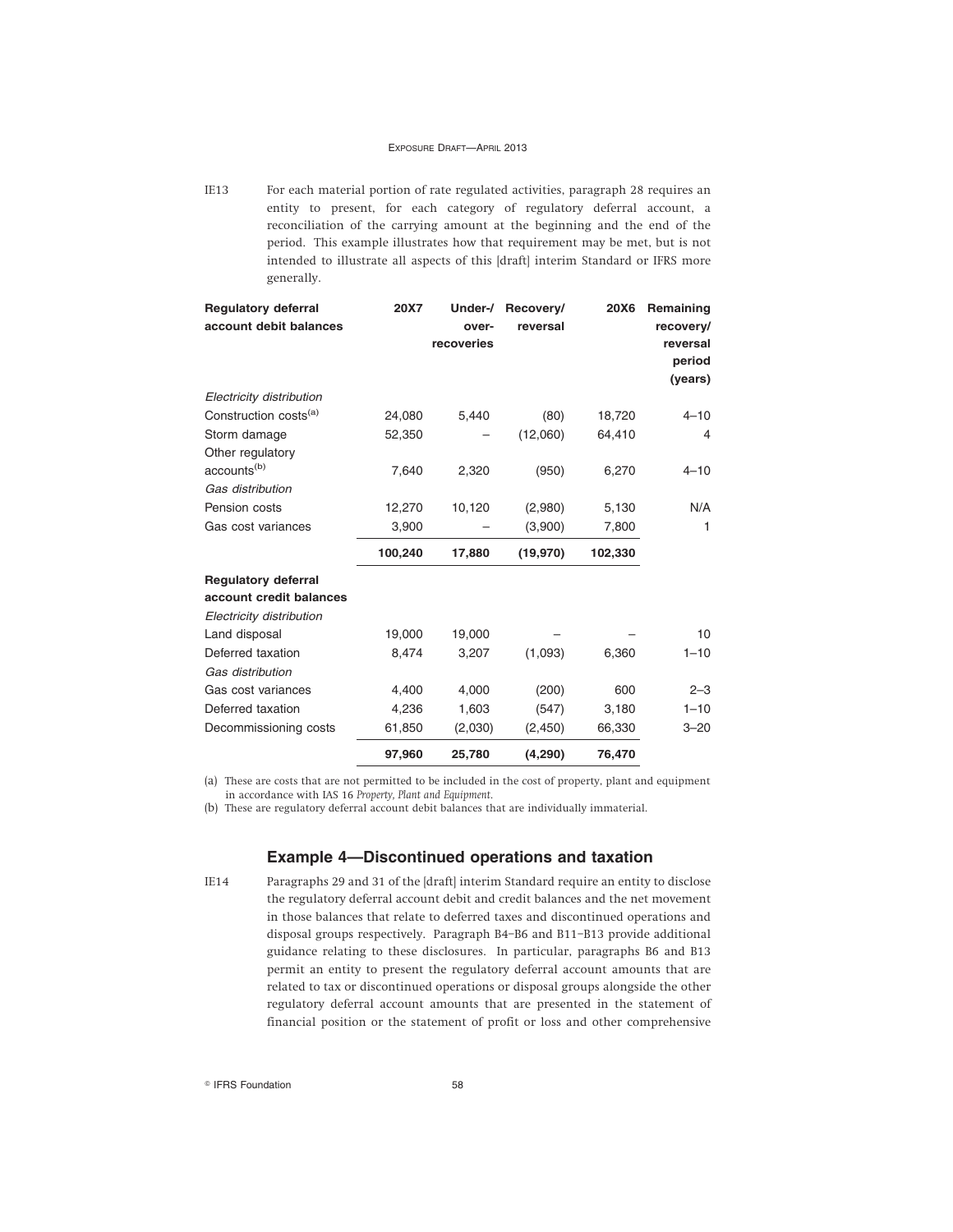IE13 For each material portion of rate regulated activities, paragraph 28 requires an entity to present, for each category of regulatory deferral account, a reconciliation of the carrying amount at the beginning and the end of the period. This example illustrates how that requirement may be met, but is not intended to illustrate all aspects of this [draft] interim Standard or IFRS more generally.

| Regulatory deferral account debit balances | 20X7 | Under-/ over-recoveries | Recovery/ reversal | 20X6 | Remaining recovery/ reversal period (years) |
|---|---|---|---|---|---|
| *Electricity distribution* | | | | | |
| Construction costs[(a)] | 24,080 | 5,440 | (80) | 18,720 | 4–10 |
| Storm damage | 52,350 | – | (12,060) | 64,410 | 4 |
| Other regulatory accounts[(b)] | 7,640 | 2,320 | (950) | 6,270 | 4–10 |
| *Gas distribution* | | | | | |
| Pension costs | 12,270 | 10,120 | (2,980) | 5,130 | N/A |
| Gas cost variances | 3,900 | – | (3,900) | 7,800 | 1 |
| | **100,240** | **17,880** | **(19,970)** | **102,330** | |
| **Regulatory deferral account credit balances** | | | | | |
| *Electricity distribution* | | | | | |
| Land disposal | 19,000 | 19,000 | – | – | 10 |
| Deferred taxation | 8,474 | 3,207 | (1,093) | 6,360 | 1–10 |
| *Gas distribution* | | | | | |
| Gas cost variances | 4,400 | 4,000 | (200) | 600 | 2–3 |
| Deferred taxation | 4,236 | 1,603 | (547) | 3,180 | 1–10 |
| Decommissioning costs | 61,850 | (2,030) | (2,450) | 66,330 | 3–20 |
| | **97,960** | **25,780** | **(4,290)** | **76,470** | |

(a) These are costs that are not permitted to be included in the cost of property, plant and equipment in accordance with IAS 16 *Property, Plant and Equipment*.

(b) These are regulatory deferral account debit balances that are individually immaterial.

## Example 4—Discontinued operations and taxation

IE14 Paragraphs 29 and 31 of the [draft] interim Standard require an entity to disclose the regulatory deferral account debit and credit balances and the net movement in those balances that relate to deferred taxes and discontinued operations and disposal groups respectively. Paragraph B4–B6 and B11–B13 provide additional guidance relating to these disclosures. In particular, paragraphs B6 and B13 permit an entity to present the regulatory deferral account amounts that are related to tax or discontinued operations or disposal groups alongside the other regulatory deferral account amounts that are presented in the statement of financial position or the statement of profit or loss and other comprehensive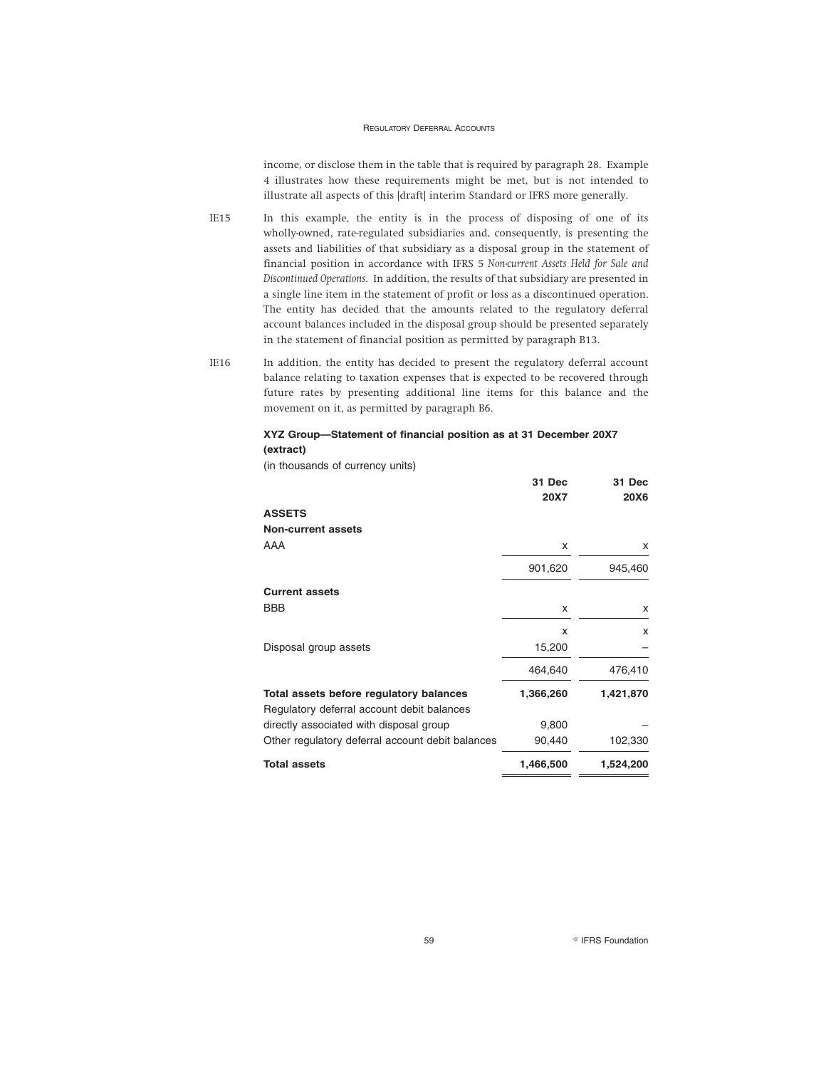income, or disclose them in the table that is required by paragraph 28. Example 4 illustrates how these requirements might be met, but is not intended to illustrate all aspects of this [draft] interim Standard or IFRS more generally.

IE15 In this example, the entity is in the process of disposing of one of its wholly-owned, rate-regulated subsidiaries and, consequently, is presenting the assets and liabilities of that subsidiary as a disposal group in the statement of financial position in accordance with IFRS 5 *Non-current Assets Held for Sale and Discontinued Operations*. In addition, the results of that subsidiary are presented in a single line item in the statement of profit or loss as a discontinued operation. The entity has decided that the amounts related to the regulatory deferral account balances included in the disposal group should be presented separately in the statement of financial position as permitted by paragraph B13.

IE16 In addition, the entity has decided to present the regulatory deferral account balance relating to taxation expenses that is expected to be recovered through future rates by presenting additional line items for this balance and the movement on it, as permitted by paragraph B6.

**XYZ Group—Statement of financial position as at 31 December 20X7 (extract)**

(in thousands of currency units)

| | 31 Dec 20X7 | 31 Dec 20X6 |
|---|---|---|
| **ASSETS** | | |
| **Non-current assets** | | |
| AAA | x | x |
| | 901,620 | 945,460 |
| **Current assets** | | |
| BBB | x | x |
| | x | x |
| Disposal group assets | 15,200 | – |
| | 464,640 | 476,410 |
| **Total assets before regulatory balances** | **1,366,260** | **1,421,870** |
| Regulatory deferral account debit balances directly associated with disposal group | 9,800 | – |
| Other regulatory deferral account debit balances | 90,440 | 102,330 |
| **Total assets** | **1,466,500** | **1,524,200** |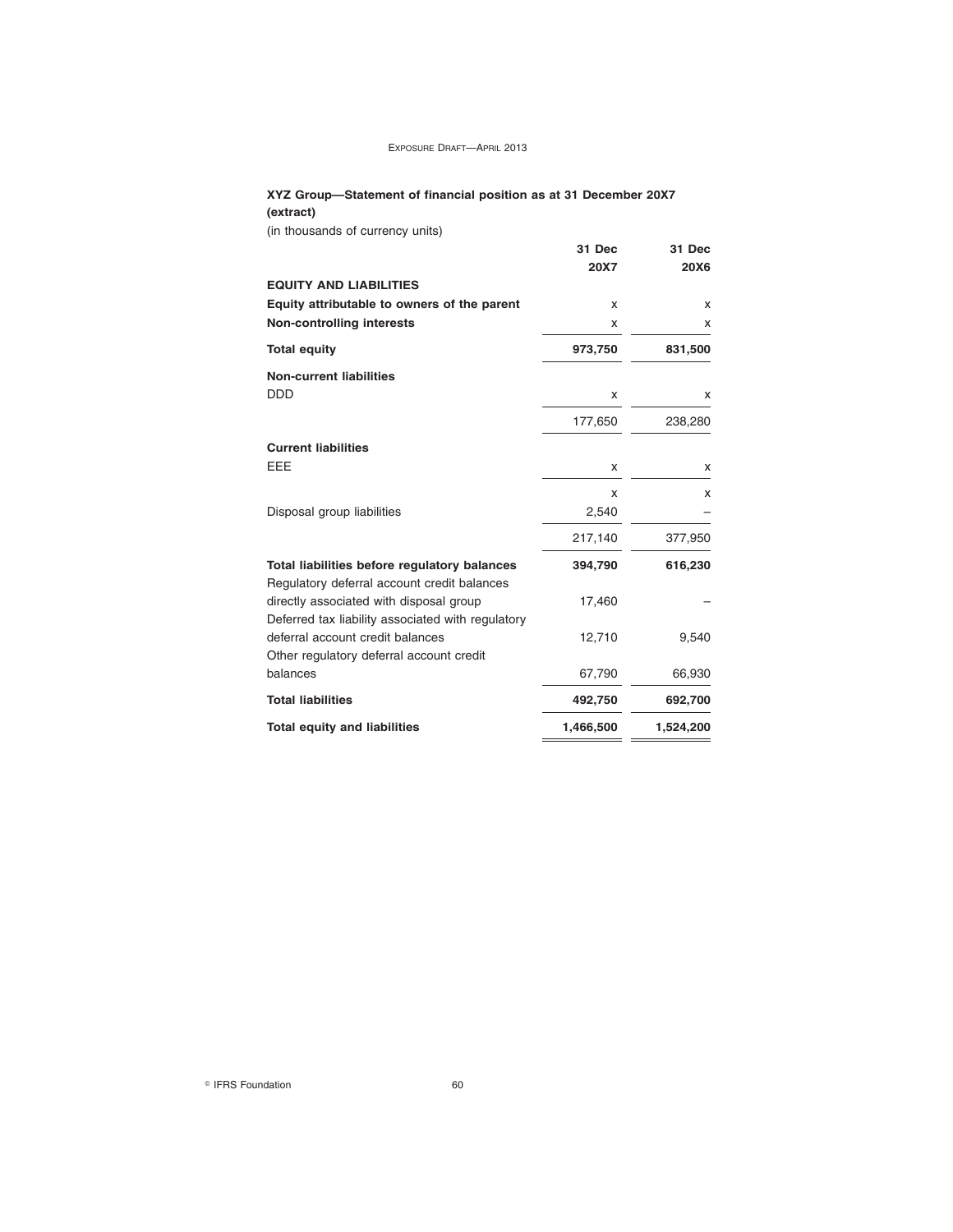**XYZ Group—Statement of financial position as at 31 December 20X7 (extract)**

(in thousands of currency units)

| | 31 Dec 20X7 | 31 Dec 20X6 |
|---|---|---|
| **EQUITY AND LIABILITIES** | | |
| **Equity attributable to owners of the parent** | x | x |
| **Non-controlling interests** | x | x |
| **Total equity** | **973,750** | **831,500** |
| **Non-current liabilities** | | |
| DDD | x | x |
| | 177,650 | 238,280 |
| **Current liabilities** | | |
| EEE | x | x |
| | x | x |
| Disposal group liabilities | 2,540 | – |
| | 217,140 | 377,950 |
| **Total liabilities before regulatory balances** | **394,790** | **616,230** |
| Regulatory deferral account credit balances directly associated with disposal group | 17,460 | – |
| Deferred tax liability associated with regulatory deferral account credit balances | 12,710 | 9,540 |
| Other regulatory deferral account credit balances | 67,790 | 66,930 |
| **Total liabilities** | **492,750** | **692,700** |
| **Total equity and liabilities** | **1,466,500** | **1,524,200** |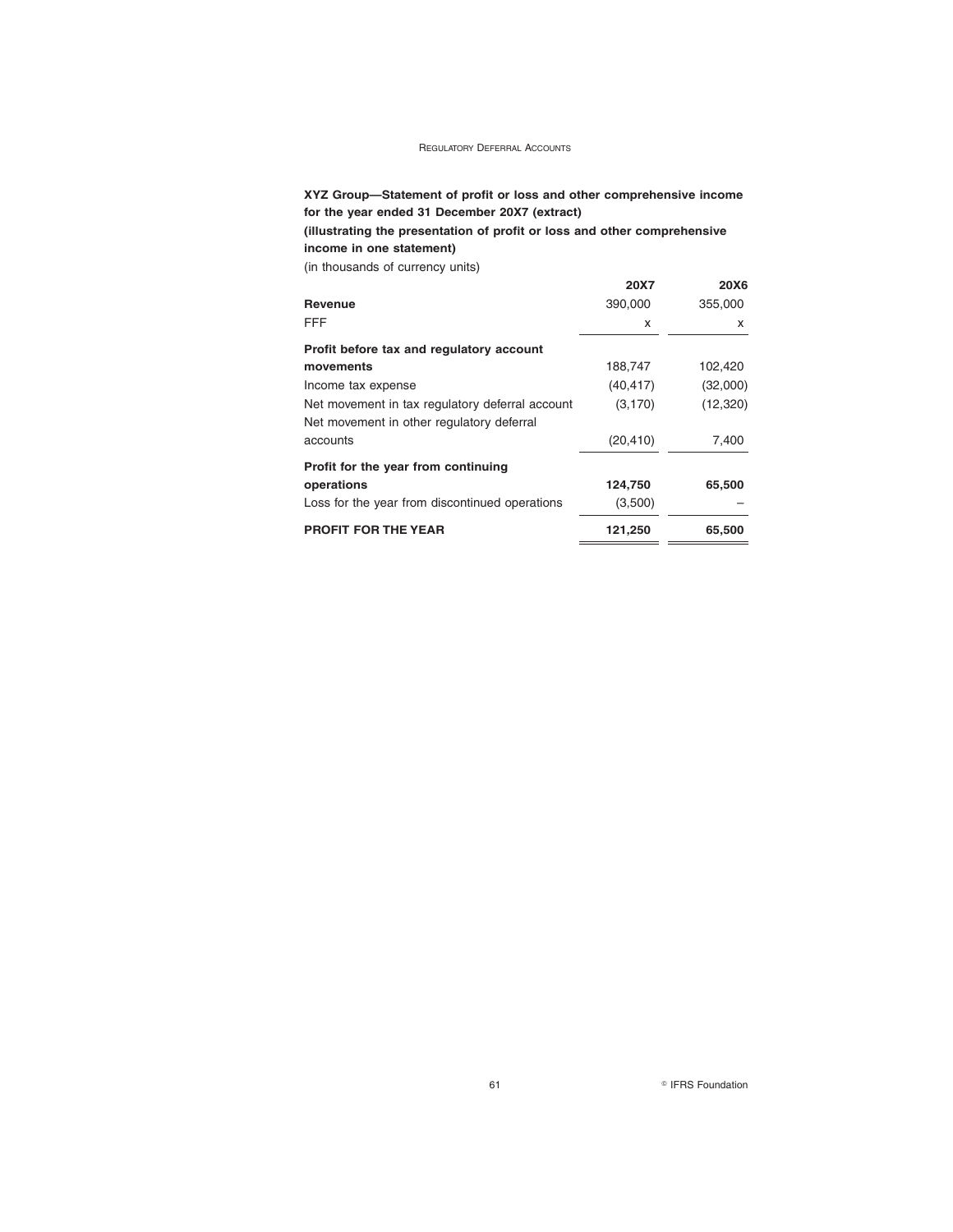**XYZ Group—Statement of profit or loss and other comprehensive income for the year ended 31 December 20X7 (extract)**

**(illustrating the presentation of profit or loss and other comprehensive income in one statement)**

(in thousands of currency units)

| | **20X7** | **20X6** |
|---|---|---|
| **Revenue** | 390,000 | 355,000 |
| FFF | x | x |
| **Profit before tax and regulatory account movements** | 188,747 | 102,420 |
| Income tax expense | (40,417) | (32,000) |
| Net movement in tax regulatory deferral account | (3,170) | (12,320) |
| Net movement in other regulatory deferral accounts | (20,410) | 7,400 |
| **Profit for the year from continuing operations** | **124,750** | **65,500** |
| Loss for the year from discontinued operations | (3,500) | – |
| **PROFIT FOR THE YEAR** | **121,250** | **65,500** |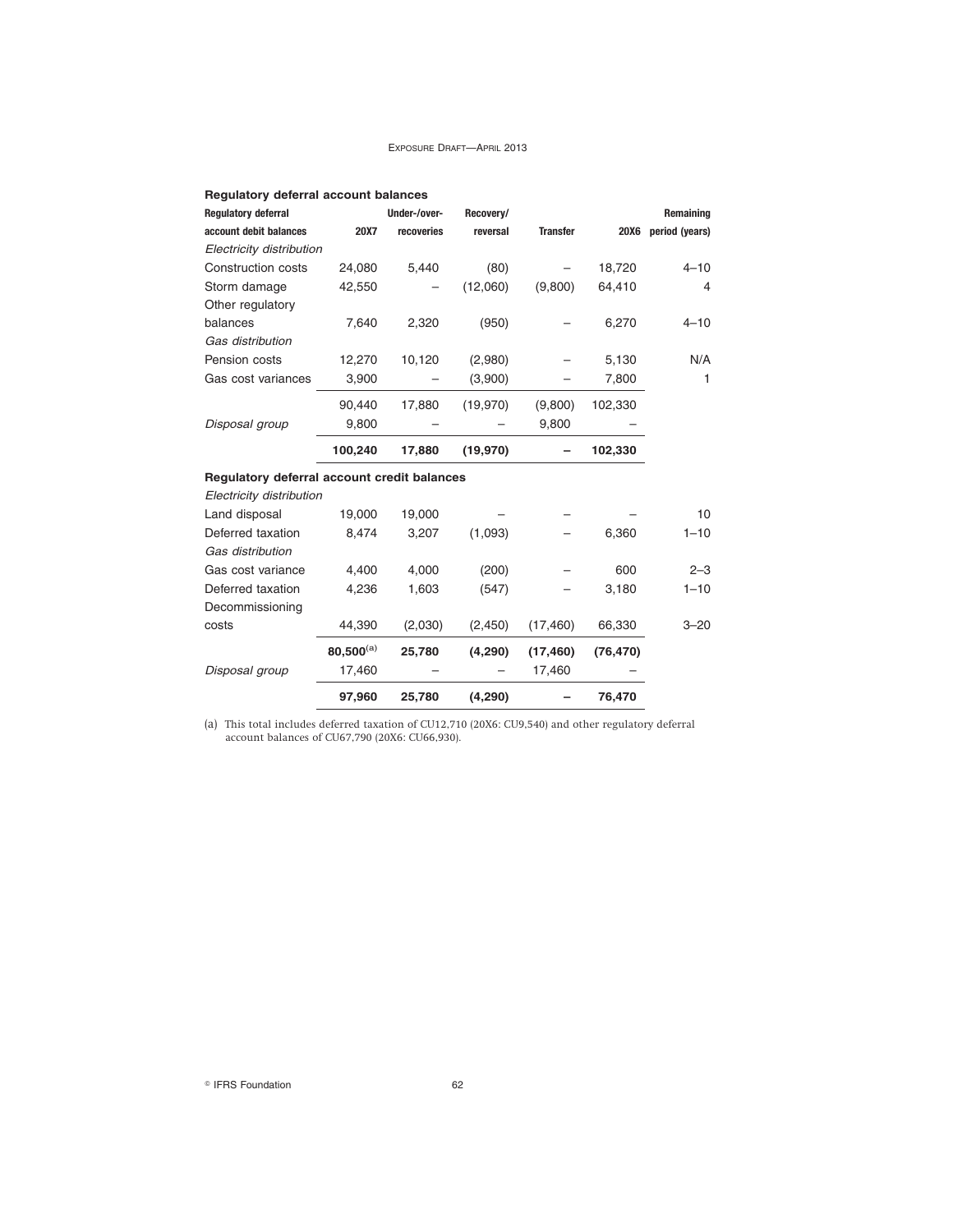## Regulatory deferral account balances

| Regulatory deferral account debit balances | 20X7 | Under-/over-recoveries | Recovery/ reversal | Transfer | 20X6 | Remaining period (years) |
|---|---|---|---|---|---|---|
| *Electricity distribution* | | | | | | |
| Construction costs | 24,080 | 5,440 | (80) | – | 18,720 | 4–10 |
| Storm damage | 42,550 | – | (12,060) | (9,800) | 64,410 | 4 |
| Other regulatory balances | 7,640 | 2,320 | (950) | – | 6,270 | 4–10 |
| *Gas distribution* | | | | | | |
| Pension costs | 12,270 | 10,120 | (2,980) | – | 5,130 | N/A |
| Gas cost variances | 3,900 | – | (3,900) | – | 7,800 | 1 |
| | 90,440 | 17,880 | (19,970) | (9,800) | 102,330 | |
| *Disposal group* | 9,800 | – | – | 9,800 | – | |
| | **100,240** | **17,880** | **(19,970)** | **–** | **102,330** | |

## Regulatory deferral account credit balances

| | 20X7 | Under-/over-recoveries | Recovery/ reversal | Transfer | 20X6 | Remaining period (years) |
|---|---|---|---|---|---|---|
| *Electricity distribution* | | | | | | |
| Land disposal | 19,000 | 19,000 | – | – | – | 10 |
| Deferred taxation | 8,474 | 3,207 | (1,093) | – | 6,360 | 1–10 |
| *Gas distribution* | | | | | | |
| Gas cost variance | 4,400 | 4,000 | (200) | – | 600 | 2–3 |
| Deferred taxation | 4,236 | 1,603 | (547) | – | 3,180 | 1–10 |
| Decommissioning costs | 44,390 | (2,030) | (2,450) | (17,460) | 66,330 | 3–20 |
| | **80,500**[(a)] | **25,780** | **(4,290)** | **(17,460)** | **(76,470)** | |
| *Disposal group* | 17,460 | – | – | 17,460 | – | |
| | **97,960** | **25,780** | **(4,290)** | **–** | **76,470** | |

(a) This total includes deferred taxation of CU12,710 (20X6: CU9,540) and other regulatory deferral account balances of CU67,790 (20X6: CU66,930).